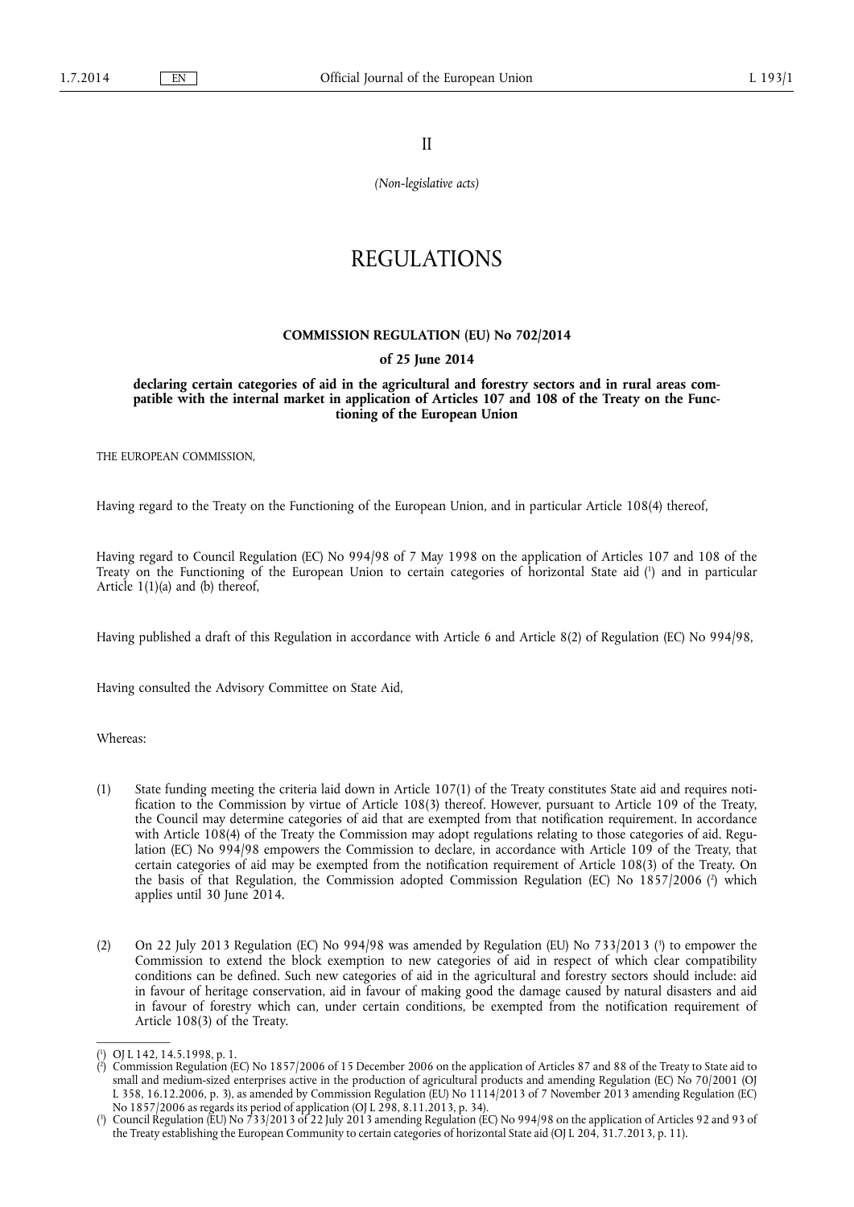II

*(Non-legislative acts)*

# REGULATIONS

## COMMISSION REGULATION (EU) No 702/2014

### of 25 June 2014

### declaring certain categories of aid in the agricultural and forestry sectors and in rural areas compatible with the internal market in application of Articles 107 and 108 of the Treaty on the Functioning of the European Union

THE EUROPEAN COMMISSION,

Having regard to the Treaty on the Functioning of the European Union, and in particular Article 108(4) thereof,

Having regard to Council Regulation (EC) No 994/98 of 7 May 1998 on the application of Articles 107 and 108 of the Treaty on the Functioning of the European Union to certain categories of horizontal State aid [1] and in particular Article 1(1)(a) and (b) thereof,

Having published a draft of this Regulation in accordance with Article 6 and Article 8(2) of Regulation (EC) No 994/98,

Having consulted the Advisory Committee on State Aid,

Whereas:

(1) State funding meeting the criteria laid down in Article 107(1) of the Treaty constitutes State aid and requires notification to the Commission by virtue of Article 108(3) thereof. However, pursuant to Article 109 of the Treaty, the Council may determine categories of aid that are exempted from that notification requirement. In accordance with Article 108(4) of the Treaty the Commission may adopt regulations relating to those categories of aid. Regulation (EC) No 994/98 empowers the Commission to declare, in accordance with Article 109 of the Treaty, that certain categories of aid may be exempted from the notification requirement of Article 108(3) of the Treaty. On the basis of that Regulation, the Commission adopted Commission Regulation (EC) No 1857/2006 [2] which applies until 30 June 2014.

(2) On 22 July 2013 Regulation (EC) No 994/98 was amended by Regulation (EU) No 733/2013 [3] to empower the Commission to extend the block exemption to new categories of aid in respect of which clear compatibility conditions can be defined. Such new categories of aid in the agricultural and forestry sectors should include: aid in favour of heritage conservation, aid in favour of making good the damage caused by natural disasters and aid in favour of forestry which can, under certain conditions, be exempted from the notification requirement of Article 108(3) of the Treaty.

---

[1] OJ L 142, 14.5.1998, p. 1.

[2] Commission Regulation (EC) No 1857/2006 of 15 December 2006 on the application of Articles 87 and 88 of the Treaty to State aid to small and medium-sized enterprises active in the production of agricultural products and amending Regulation (EC) No 70/2001 (OJ L 358, 16.12.2006, p. 3), as amended by Commission Regulation (EU) No 1114/2013 of 7 November 2013 amending Regulation (EC) No 1857/2006 as regards its period of application (OJ L 298, 8.11.2013, p. 34).

[3] Council Regulation (EU) No 733/2013 of 22 July 2013 amending Regulation (EC) No 994/98 on the application of Articles 92 and 93 of the Treaty establishing the European Community to certain categories of horizontal State aid (OJ L 204, 31.7.2013, p. 11).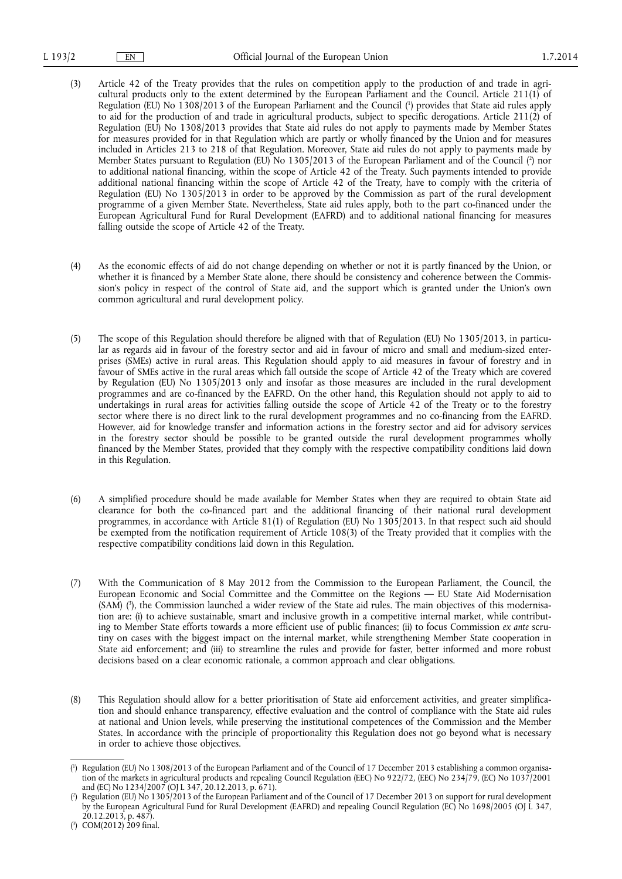(3) Article 42 of the Treaty provides that the rules on competition apply to the production of and trade in agricultural products only to the extent determined by the European Parliament and the Council. Article 211(1) of Regulation (EU) No 1308/2013 of the European Parliament and the Council [1] provides that State aid rules apply to aid for the production of and trade in agricultural products, subject to specific derogations. Article 211(2) of Regulation (EU) No 1308/2013 provides that State aid rules do not apply to payments made by Member States for measures provided for in that Regulation which are partly or wholly financed by the Union and for measures included in Articles 213 to 218 of that Regulation. Moreover, State aid rules do not apply to payments made by Member States pursuant to Regulation (EU) No 1305/2013 of the European Parliament and of the Council [2] nor to additional national financing, within the scope of Article 42 of the Treaty. Such payments intended to provide additional national financing within the scope of Article 42 of the Treaty, have to comply with the criteria of Regulation (EU) No 1305/2013 in order to be approved by the Commission as part of the rural development programme of a given Member State. Nevertheless, State aid rules apply, both to the part co-financed under the European Agricultural Fund for Rural Development (EAFRD) and to additional national financing for measures falling outside the scope of Article 42 of the Treaty.

(4) As the economic effects of aid do not change depending on whether or not it is partly financed by the Union, or whether it is financed by a Member State alone, there should be consistency and coherence between the Commission's policy in respect of the control of State aid, and the support which is granted under the Union's own common agricultural and rural development policy.

(5) The scope of this Regulation should therefore be aligned with that of Regulation (EU) No 1305/2013, in particular as regards aid in favour of the forestry sector and aid in favour of micro and small and medium-sized enterprises (SMEs) active in rural areas. This Regulation should apply to aid measures in favour of forestry and in favour of SMEs active in the rural areas which fall outside the scope of Article 42 of the Treaty which are covered by Regulation (EU) No 1305/2013 only and insofar as those measures are included in the rural development programmes and are co-financed by the EAFRD. On the other hand, this Regulation should not apply to aid to undertakings in rural areas for activities falling outside the scope of Article 42 of the Treaty or to the forestry sector where there is no direct link to the rural development programmes and no co-financing from the EAFRD. However, aid for knowledge transfer and information actions in the forestry sector and aid for advisory services in the forestry sector should be possible to be granted outside the rural development programmes wholly financed by the Member States, provided that they comply with the respective compatibility conditions laid down in this Regulation.

(6) A simplified procedure should be made available for Member States when they are required to obtain State aid clearance for both the co-financed part and the additional financing of their national rural development programmes, in accordance with Article 81(1) of Regulation (EU) No 1305/2013. In that respect such aid should be exempted from the notification requirement of Article 108(3) of the Treaty provided that it complies with the respective compatibility conditions laid down in this Regulation.

(7) With the Communication of 8 May 2012 from the Commission to the European Parliament, the Council, the European Economic and Social Committee and the Committee on the Regions — EU State Aid Modernisation (SAM) [3], the Commission launched a wider review of the State aid rules. The main objectives of this modernisation are: (i) to achieve sustainable, smart and inclusive growth in a competitive internal market, while contributing to Member State efforts towards a more efficient use of public finances; (ii) to focus Commission *ex ante* scrutiny on cases with the biggest impact on the internal market, while strengthening Member State cooperation in State aid enforcement; and (iii) to streamline the rules and provide for faster, better informed and more robust decisions based on a clear economic rationale, a common approach and clear obligations.

(8) This Regulation should allow for a better prioritisation of State aid enforcement activities, and greater simplification and should enhance transparency, effective evaluation and the control of compliance with the State aid rules at national and Union levels, while preserving the institutional competences of the Commission and the Member States. In accordance with the principle of proportionality this Regulation does not go beyond what is necessary in order to achieve those objectives.

---

[1] Regulation (EU) No 1308/2013 of the European Parliament and of the Council of 17 December 2013 establishing a common organisation of the markets in agricultural products and repealing Council Regulation (EEC) No 922/72, (EEC) No 234/79, (EC) No 1037/2001 and (EC) No 1234/2007 (OJ L 347, 20.12.2013, p. 671).

[2] Regulation (EU) No 1305/2013 of the European Parliament and of the Council of 17 December 2013 on support for rural development by the European Agricultural Fund for Rural Development (EAFRD) and repealing Council Regulation (EC) No 1698/2005 (OJ L 347, 20.12.2013, p. 487).

[3] COM(2012) 209 final.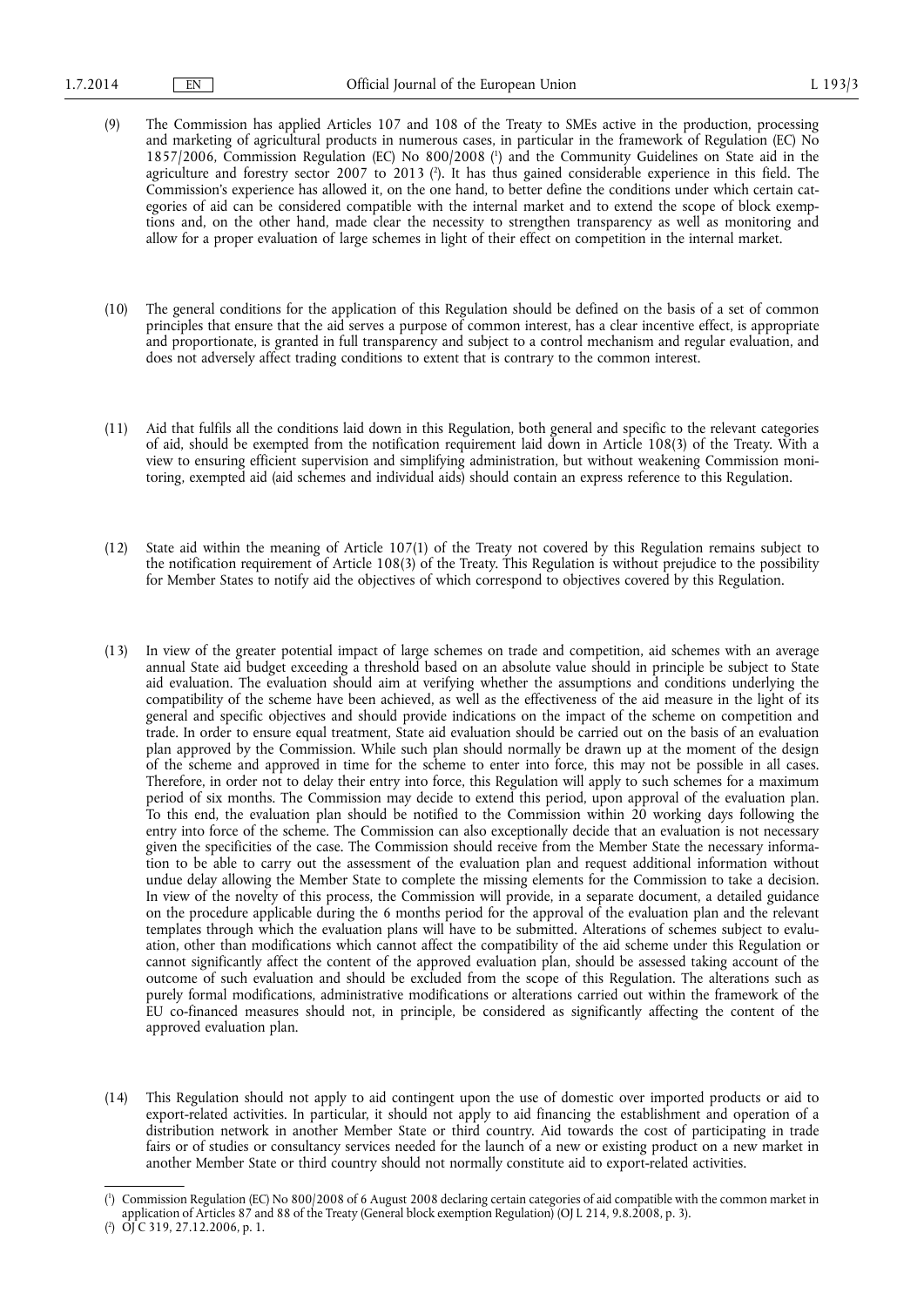(9) The Commission has applied Articles 107 and 108 of the Treaty to SMEs active in the production, processing and marketing of agricultural products in numerous cases, in particular in the framework of Regulation (EC) No 1857/2006, Commission Regulation (EC) No 800/2008 [1] and the Community Guidelines on State aid in the agriculture and forestry sector 2007 to 2013 [2]. It has thus gained considerable experience in this field. The Commission's experience has allowed it, on the one hand, to better define the conditions under which certain categories of aid can be considered compatible with the internal market and to extend the scope of block exemptions and, on the other hand, made clear the necessity to strengthen transparency as well as monitoring and allow for a proper evaluation of large schemes in light of their effect on competition in the internal market.

(10) The general conditions for the application of this Regulation should be defined on the basis of a set of common principles that ensure that the aid serves a purpose of common interest, has a clear incentive effect, is appropriate and proportionate, is granted in full transparency and subject to a control mechanism and regular evaluation, and does not adversely affect trading conditions to extent that is contrary to the common interest.

(11) Aid that fulfils all the conditions laid down in this Regulation, both general and specific to the relevant categories of aid, should be exempted from the notification requirement laid down in Article 108(3) of the Treaty. With a view to ensuring efficient supervision and simplifying administration, but without weakening Commission monitoring, exempted aid (aid schemes and individual aids) should contain an express reference to this Regulation.

(12) State aid within the meaning of Article 107(1) of the Treaty not covered by this Regulation remains subject to the notification requirement of Article 108(3) of the Treaty. This Regulation is without prejudice to the possibility for Member States to notify aid the objectives of which correspond to objectives covered by this Regulation.

(13) In view of the greater potential impact of large schemes on trade and competition, aid schemes with an average annual State aid budget exceeding a threshold based on an absolute value should in principle be subject to State aid evaluation. The evaluation should aim at verifying whether the assumptions and conditions underlying the compatibility of the scheme have been achieved, as well as the effectiveness of the aid measure in the light of its general and specific objectives and should provide indications on the impact of the scheme on competition and trade. In order to ensure equal treatment, State aid evaluation should be carried out on the basis of an evaluation plan approved by the Commission. While such plan should normally be drawn up at the moment of the design of the scheme and approved in time for the scheme to enter into force, this may not be possible in all cases. Therefore, in order not to delay their entry into force, this Regulation will apply to such schemes for a maximum period of six months. The Commission may decide to extend this period, upon approval of the evaluation plan. To this end, the evaluation plan should be notified to the Commission within 20 working days following the entry into force of the scheme. The Commission can also exceptionally decide that an evaluation is not necessary given the specificities of the case. The Commission should receive from the Member State the necessary information to be able to carry out the assessment of the evaluation plan and request additional information without undue delay allowing the Member State to complete the missing elements for the Commission to take a decision. In view of the novelty of this process, the Commission will provide, in a separate document, a detailed guidance on the procedure applicable during the 6 months period for the approval of the evaluation plan and the relevant templates through which the evaluation plans will have to be submitted. Alterations of schemes subject to evaluation, other than modifications which cannot affect the compatibility of the aid scheme under this Regulation or cannot significantly affect the content of the approved evaluation plan, should be assessed taking account of the outcome of such evaluation and should be excluded from the scope of this Regulation. The alterations such as purely formal modifications, administrative modifications or alterations carried out within the framework of the EU co-financed measures should not, in principle, be considered as significantly affecting the content of the approved evaluation plan.

(14) This Regulation should not apply to aid contingent upon the use of domestic over imported products or aid to export-related activities. In particular, it should not apply to aid financing the establishment and operation of a distribution network in another Member State or third country. Aid towards the cost of participating in trade fairs or of studies or consultancy services needed for the launch of a new or existing product on a new market in another Member State or third country should not normally constitute aid to export-related activities.

---

[1] Commission Regulation (EC) No 800/2008 of 6 August 2008 declaring certain categories of aid compatible with the common market in application of Articles 87 and 88 of the Treaty (General block exemption Regulation) (OJ L 214, 9.8.2008, p. 3).

[2] OJ C 319, 27.12.2006, p. 1.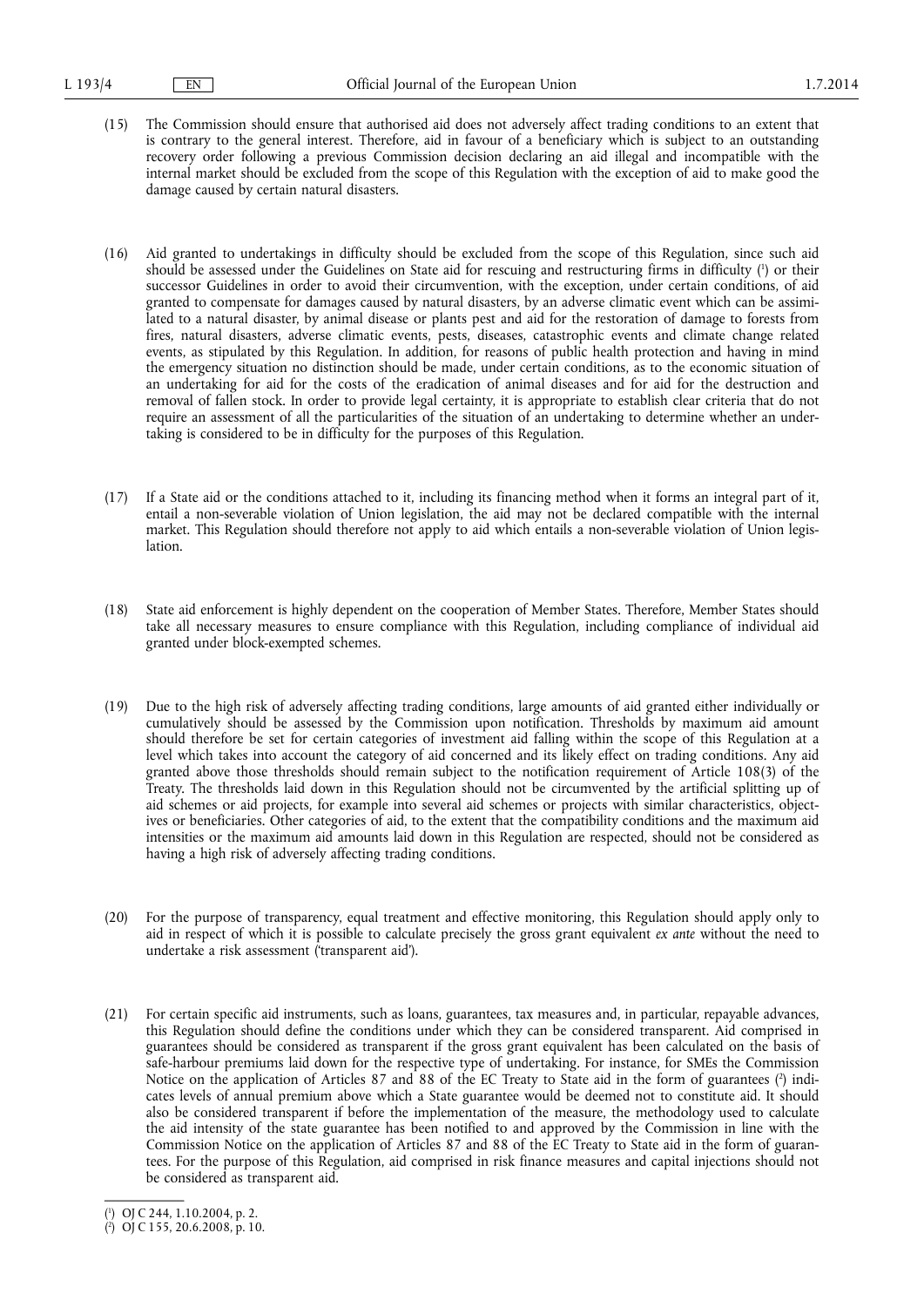(15) The Commission should ensure that authorised aid does not adversely affect trading conditions to an extent that is contrary to the general interest. Therefore, aid in favour of a beneficiary which is subject to an outstanding recovery order following a previous Commission decision declaring an aid illegal and incompatible with the internal market should be excluded from the scope of this Regulation with the exception of aid to make good the damage caused by certain natural disasters.

(16) Aid granted to undertakings in difficulty should be excluded from the scope of this Regulation, since such aid should be assessed under the Guidelines on State aid for rescuing and restructuring firms in difficulty [1] or their successor Guidelines in order to avoid their circumvention, with the exception, under certain conditions, of aid granted to compensate for damages caused by natural disasters, by an adverse climatic event which can be assimilated to a natural disaster, by animal disease or plants pest and aid for the restoration of damage to forests from fires, natural disasters, adverse climatic events, pests, diseases, catastrophic events and climate change related events, as stipulated by this Regulation. In addition, for reasons of public health protection and having in mind the emergency situation no distinction should be made, under certain conditions, as to the economic situation of an undertaking for aid for the costs of the eradication of animal diseases and for aid for the destruction and removal of fallen stock. In order to provide legal certainty, it is appropriate to establish clear criteria that do not require an assessment of all the particularities of the situation of an undertaking to determine whether an undertaking is considered to be in difficulty for the purposes of this Regulation.

(17) If a State aid or the conditions attached to it, including its financing method when it forms an integral part of it, entail a non-severable violation of Union legislation, the aid may not be declared compatible with the internal market. This Regulation should therefore not apply to aid which entails a non-severable violation of Union legislation.

(18) State aid enforcement is highly dependent on the cooperation of Member States. Therefore, Member States should take all necessary measures to ensure compliance with this Regulation, including compliance of individual aid granted under block-exempted schemes.

(19) Due to the high risk of adversely affecting trading conditions, large amounts of aid granted either individually or cumulatively should be assessed by the Commission upon notification. Thresholds by maximum aid amount should therefore be set for certain categories of investment aid falling within the scope of this Regulation at a level which takes into account the category of aid concerned and its likely effect on trading conditions. Any aid granted above those thresholds should remain subject to the notification requirement of Article 108(3) of the Treaty. The thresholds laid down in this Regulation should not be circumvented by the artificial splitting up of aid schemes or aid projects, for example into several aid schemes or projects with similar characteristics, objectives or beneficiaries. Other categories of aid, to the extent that the compatibility conditions and the maximum aid intensities or the maximum aid amounts laid down in this Regulation are respected, should not be considered as having a high risk of adversely affecting trading conditions.

(20) For the purpose of transparency, equal treatment and effective monitoring, this Regulation should apply only to aid in respect of which it is possible to calculate precisely the gross grant equivalent *ex ante* without the need to undertake a risk assessment ('transparent aid').

(21) For certain specific aid instruments, such as loans, guarantees, tax measures and, in particular, repayable advances, this Regulation should define the conditions under which they can be considered transparent. Aid comprised in guarantees should be considered as transparent if the gross grant equivalent has been calculated on the basis of safe-harbour premiums laid down for the respective type of undertaking. For instance, for SMEs the Commission Notice on the application of Articles 87 and 88 of the EC Treaty to State aid in the form of guarantees [2] indicates levels of annual premium above which a State guarantee would be deemed not to constitute aid. It should also be considered transparent if before the implementation of the measure, the methodology used to calculate the aid intensity of the state guarantee has been notified to and approved by the Commission in line with the Commission Notice on the application of Articles 87 and 88 of the EC Treaty to State aid in the form of guarantees. For the purpose of this Regulation, aid comprised in risk finance measures and capital injections should not be considered as transparent aid.

---

[1] OJ C 244, 1.10.2004, p. 2.

[2] OJ C 155, 20.6.2008, p. 10.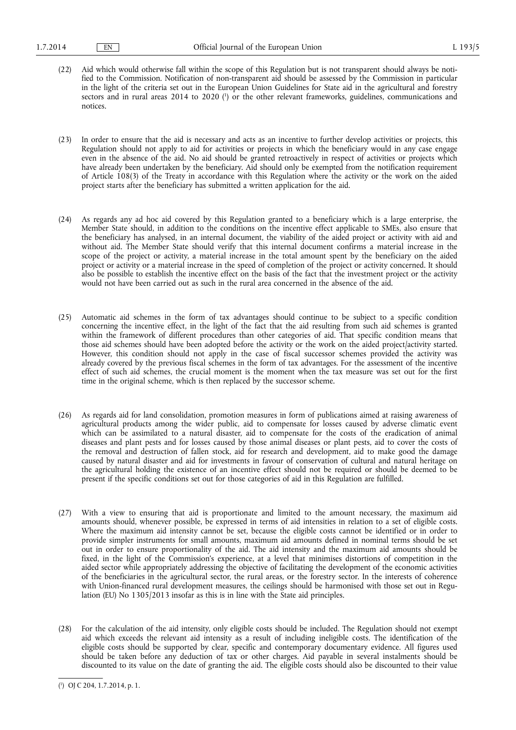(22) Aid which would otherwise fall within the scope of this Regulation but is not transparent should always be notified to the Commission. Notification of non-transparent aid should be assessed by the Commission in particular in the light of the criteria set out in the European Union Guidelines for State aid in the agricultural and forestry sectors and in rural areas 2014 to 2020 [1] or the other relevant frameworks, guidelines, communications and notices.

(23) In order to ensure that the aid is necessary and acts as an incentive to further develop activities or projects, this Regulation should not apply to aid for activities or projects in which the beneficiary would in any case engage even in the absence of the aid. No aid should be granted retroactively in respect of activities or projects which have already been undertaken by the beneficiary. Aid should only be exempted from the notification requirement of Article 108(3) of the Treaty in accordance with this Regulation where the activity or the work on the aided project starts after the beneficiary has submitted a written application for the aid.

(24) As regards any ad hoc aid covered by this Regulation granted to a beneficiary which is a large enterprise, the Member State should, in addition to the conditions on the incentive effect applicable to SMEs, also ensure that the beneficiary has analysed, in an internal document, the viability of the aided project or activity with aid and without aid. The Member State should verify that this internal document confirms a material increase in the scope of the project or activity, a material increase in the total amount spent by the beneficiary on the aided project or activity or a material increase in the speed of completion of the project or activity concerned. It should also be possible to establish the incentive effect on the basis of the fact that the investment project or the activity would not have been carried out as such in the rural area concerned in the absence of the aid.

(25) Automatic aid schemes in the form of tax advantages should continue to be subject to a specific condition concerning the incentive effect, in the light of the fact that the aid resulting from such aid schemes is granted within the framework of different procedures than other categories of aid. That specific condition means that those aid schemes should have been adopted before the activity or the work on the aided project/activity started. However, this condition should not apply in the case of fiscal successor schemes provided the activity was already covered by the previous fiscal schemes in the form of tax advantages. For the assessment of the incentive effect of such aid schemes, the crucial moment is the moment when the tax measure was set out for the first time in the original scheme, which is then replaced by the successor scheme.

(26) As regards aid for land consolidation, promotion measures in form of publications aimed at raising awareness of agricultural products among the wider public, aid to compensate for losses caused by adverse climatic event which can be assimilated to a natural disaster, aid to compensate for the costs of the eradication of animal diseases and plant pests and for losses caused by those animal diseases or plant pests, aid to cover the costs of the removal and destruction of fallen stock, aid for research and development, aid to make good the damage caused by natural disaster and aid for investments in favour of conservation of cultural and natural heritage on the agricultural holding the existence of an incentive effect should not be required or should be deemed to be present if the specific conditions set out for those categories of aid in this Regulation are fulfilled.

(27) With a view to ensuring that aid is proportionate and limited to the amount necessary, the maximum aid amounts should, whenever possible, be expressed in terms of aid intensities in relation to a set of eligible costs. Where the maximum aid intensity cannot be set, because the eligible costs cannot be identified or in order to provide simpler instruments for small amounts, maximum aid amounts defined in nominal terms should be set out in order to ensure proportionality of the aid. The aid intensity and the maximum aid amounts should be fixed, in the light of the Commission's experience, at a level that minimises distortions of competition in the aided sector while appropriately addressing the objective of facilitating the development of the economic activities of the beneficiaries in the agricultural sector, the rural areas, or the forestry sector. In the interests of coherence with Union-financed rural development measures, the ceilings should be harmonised with those set out in Regulation (EU) No 1305/2013 insofar as this is in line with the State aid principles.

(28) For the calculation of the aid intensity, only eligible costs should be included. The Regulation should not exempt aid which exceeds the relevant aid intensity as a result of including ineligible costs. The identification of the eligible costs should be supported by clear, specific and contemporary documentary evidence. All figures used should be taken before any deduction of tax or other charges. Aid payable in several instalments should be discounted to its value on the date of granting the aid. The eligible costs should also be discounted to their value

[1] OJ C 204, 1.7.2014, p. 1.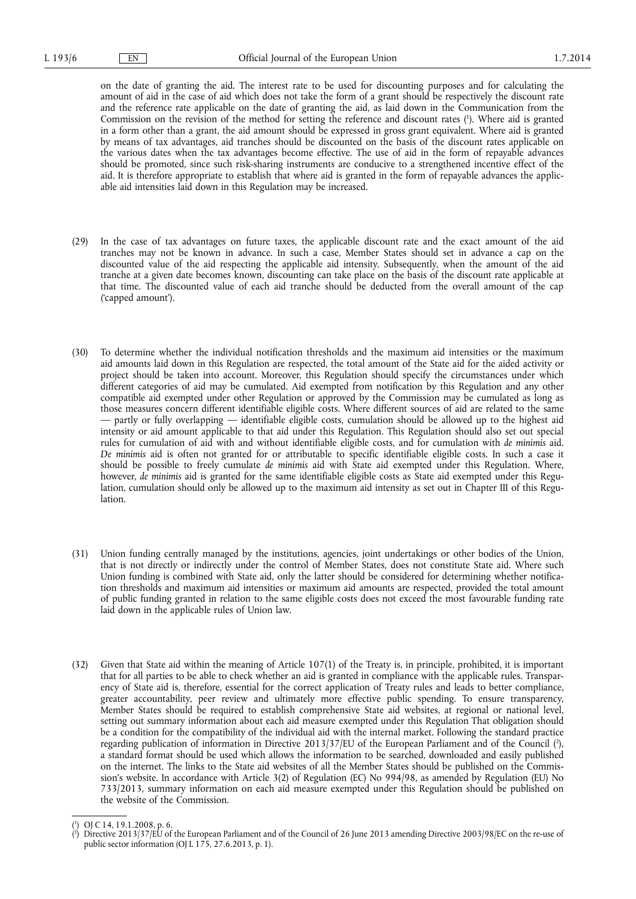on the date of granting the aid. The interest rate to be used for discounting purposes and for calculating the amount of aid in the case of aid which does not take the form of a grant should be respectively the discount rate and the reference rate applicable on the date of granting the aid, as laid down in the Communication from the Commission on the revision of the method for setting the reference and discount rates [1]. Where aid is granted in a form other than a grant, the aid amount should be expressed in gross grant equivalent. Where aid is granted by means of tax advantages, aid tranches should be discounted on the basis of the discount rates applicable on the various dates when the tax advantages become effective. The use of aid in the form of repayable advances should be promoted, since such risk-sharing instruments are conducive to a strengthened incentive effect of the aid. It is therefore appropriate to establish that where aid is granted in the form of repayable advances the applicable aid intensities laid down in this Regulation may be increased.

(29) In the case of tax advantages on future taxes, the applicable discount rate and the exact amount of the aid tranches may not be known in advance. In such a case, Member States should set in advance a cap on the discounted value of the aid respecting the applicable aid intensity. Subsequently, when the amount of the aid tranche at a given date becomes known, discounting can take place on the basis of the discount rate applicable at that time. The discounted value of each aid tranche should be deducted from the overall amount of the cap ('capped amount').

(30) To determine whether the individual notification thresholds and the maximum aid intensities or the maximum aid amounts laid down in this Regulation are respected, the total amount of the State aid for the aided activity or project should be taken into account. Moreover, this Regulation should specify the circumstances under which different categories of aid may be cumulated. Aid exempted from notification by this Regulation and any other compatible aid exempted under other Regulation or approved by the Commission may be cumulated as long as those measures concern different identifiable eligible costs. Where different sources of aid are related to the same — partly or fully overlapping — identifiable eligible costs, cumulation should be allowed up to the highest aid intensity or aid amount applicable to that aid under this Regulation. This Regulation should also set out special rules for cumulation of aid with and without identifiable eligible costs, and for cumulation with *de minimis* aid. *De minimis* aid is often not granted for or attributable to specific identifiable eligible costs. In such a case it should be possible to freely cumulate *de minimis* aid with State aid exempted under this Regulation. Where, however, *de minimis* aid is granted for the same identifiable eligible costs as State aid exempted under this Regulation, cumulation should only be allowed up to the maximum aid intensity as set out in Chapter III of this Regulation.

(31) Union funding centrally managed by the institutions, agencies, joint undertakings or other bodies of the Union, that is not directly or indirectly under the control of Member States, does not constitute State aid. Where such Union funding is combined with State aid, only the latter should be considered for determining whether notification thresholds and maximum aid intensities or maximum aid amounts are respected, provided the total amount of public funding granted in relation to the same eligible costs does not exceed the most favourable funding rate laid down in the applicable rules of Union law.

(32) Given that State aid within the meaning of Article 107(1) of the Treaty is, in principle, prohibited, it is important that for all parties to be able to check whether an aid is granted in compliance with the applicable rules. Transparency of State aid is, therefore, essential for the correct application of Treaty rules and leads to better compliance, greater accountability, peer review and ultimately more effective public spending. To ensure transparency, Member States should be required to establish comprehensive State aid websites, at regional or national level, setting out summary information about each aid measure exempted under this Regulation That obligation should be a condition for the compatibility of the individual aid with the internal market. Following the standard practice regarding publication of information in Directive 2013/37/EU of the European Parliament and of the Council [2], a standard format should be used which allows the information to be searched, downloaded and easily published on the internet. The links to the State aid websites of all the Member States should be published on the Commission's website. In accordance with Article 3(2) of Regulation (EC) No 994/98, as amended by Regulation (EU) No 733/2013, summary information on each aid measure exempted under this Regulation should be published on the website of the Commission.

---

[1] OJ C 14, 19.1.2008, p. 6.

[2] Directive 2013/37/EU of the European Parliament and of the Council of 26 June 2013 amending Directive 2003/98/EC on the re-use of public sector information (OJ L 175, 27.6.2013, p. 1).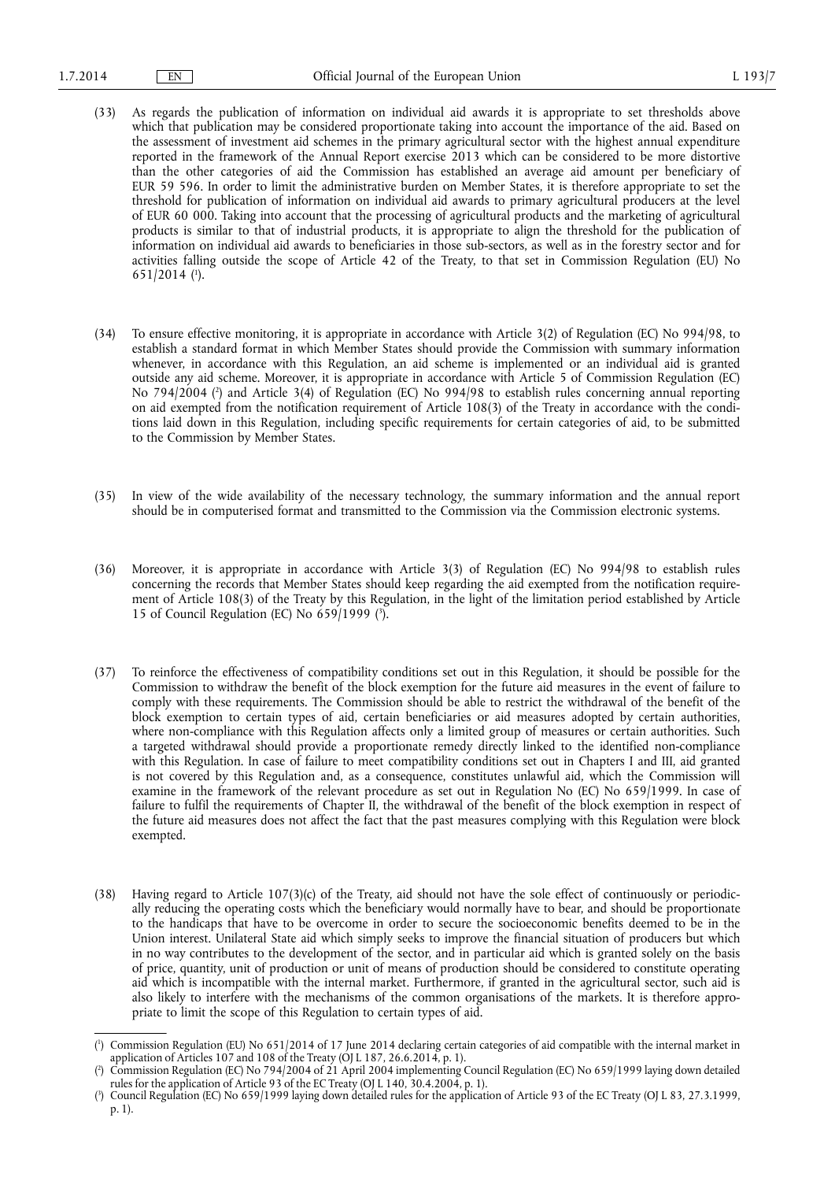(33) As regards the publication of information on individual aid awards it is appropriate to set thresholds above which that publication may be considered proportionate taking into account the importance of the aid. Based on the assessment of investment aid schemes in the primary agricultural sector with the highest annual expenditure reported in the framework of the Annual Report exercise 2013 which can be considered to be more distortive than the other categories of aid the Commission has established an average aid amount per beneficiary of EUR 59 596. In order to limit the administrative burden on Member States, it is therefore appropriate to set the threshold for publication of information on individual aid awards to primary agricultural producers at the level of EUR 60 000. Taking into account that the processing of agricultural products and the marketing of agricultural products is similar to that of industrial products, it is appropriate to align the threshold for the publication of information on individual aid awards to beneficiaries in those sub-sectors, as well as in the forestry sector and for activities falling outside the scope of Article 42 of the Treaty, to that set in Commission Regulation (EU) No 651/2014 [1].

(34) To ensure effective monitoring, it is appropriate in accordance with Article 3(2) of Regulation (EC) No 994/98, to establish a standard format in which Member States should provide the Commission with summary information whenever, in accordance with this Regulation, an aid scheme is implemented or an individual aid is granted outside any aid scheme. Moreover, it is appropriate in accordance with Article 5 of Commission Regulation (EC) No 794/2004 [2] and Article 3(4) of Regulation (EC) No 994/98 to establish rules concerning annual reporting on aid exempted from the notification requirement of Article 108(3) of the Treaty in accordance with the conditions laid down in this Regulation, including specific requirements for certain categories of aid, to be submitted to the Commission by Member States.

(35) In view of the wide availability of the necessary technology, the summary information and the annual report should be in computerised format and transmitted to the Commission via the Commission electronic systems.

(36) Moreover, it is appropriate in accordance with Article 3(3) of Regulation (EC) No 994/98 to establish rules concerning the records that Member States should keep regarding the aid exempted from the notification requirement of Article 108(3) of the Treaty by this Regulation, in the light of the limitation period established by Article 15 of Council Regulation (EC) No 659/1999 [3].

(37) To reinforce the effectiveness of compatibility conditions set out in this Regulation, it should be possible for the Commission to withdraw the benefit of the block exemption for the future aid measures in the event of failure to comply with these requirements. The Commission should be able to restrict the withdrawal of the benefit of the block exemption to certain types of aid, certain beneficiaries or aid measures adopted by certain authorities, where non-compliance with this Regulation affects only a limited group of measures or certain authorities. Such a targeted withdrawal should provide a proportionate remedy directly linked to the identified non-compliance with this Regulation. In case of failure to meet compatibility conditions set out in Chapters I and III, aid granted is not covered by this Regulation and, as a consequence, constitutes unlawful aid, which the Commission will examine in the framework of the relevant procedure as set out in Regulation No (EC) No 659/1999. In case of failure to fulfil the requirements of Chapter II, the withdrawal of the benefit of the block exemption in respect of the future aid measures does not affect the fact that the past measures complying with this Regulation were block exempted.

(38) Having regard to Article 107(3)(c) of the Treaty, aid should not have the sole effect of continuously or periodically reducing the operating costs which the beneficiary would normally have to bear, and should be proportionate to the handicaps that have to be overcome in order to secure the socioeconomic benefits deemed to be in the Union interest. Unilateral State aid which simply seeks to improve the financial situation of producers but which in no way contributes to the development of the sector, and in particular aid which is granted solely on the basis of price, quantity, unit of production or unit of means of production should be considered to constitute operating aid which is incompatible with the internal market. Furthermore, if granted in the agricultural sector, such aid is also likely to interfere with the mechanisms of the common organisations of the markets. It is therefore appropriate to limit the scope of this Regulation to certain types of aid.

---

[1] Commission Regulation (EU) No 651/2014 of 17 June 2014 declaring certain categories of aid compatible with the internal market in application of Articles 107 and 108 of the Treaty (OJ L 187, 26.6.2014, p. 1).

[2] Commission Regulation (EC) No 794/2004 of 21 April 2004 implementing Council Regulation (EC) No 659/1999 laying down detailed rules for the application of Article 93 of the EC Treaty (OJ L 140, 30.4.2004, p. 1).

[3] Council Regulation (EC) No 659/1999 laying down detailed rules for the application of Article 93 of the EC Treaty (OJ L 83, 27.3.1999, p. 1).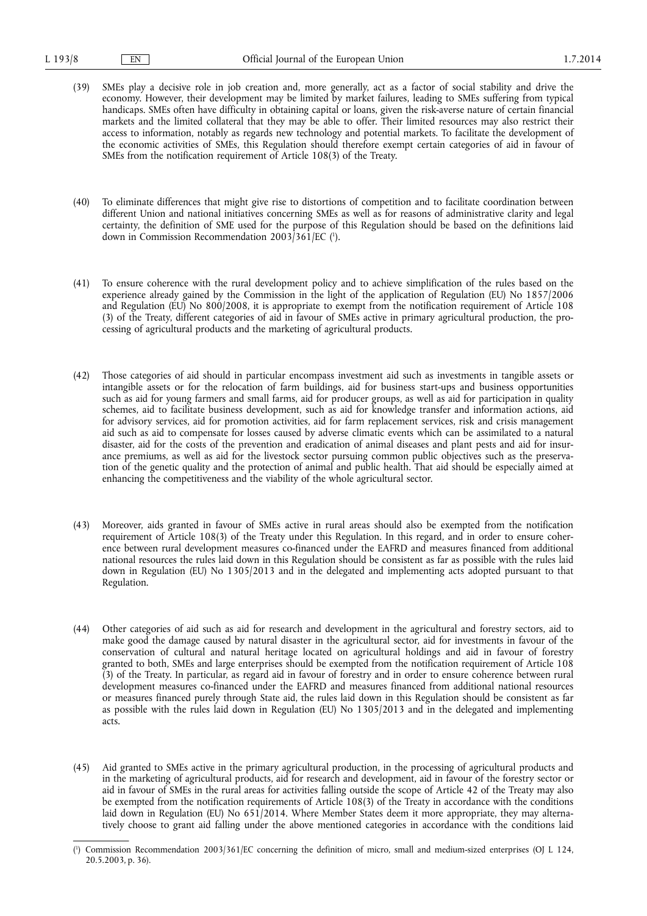(39) SMEs play a decisive role in job creation and, more generally, act as a factor of social stability and drive the economy. However, their development may be limited by market failures, leading to SMEs suffering from typical handicaps. SMEs often have difficulty in obtaining capital or loans, given the risk-averse nature of certain financial markets and the limited collateral that they may be able to offer. Their limited resources may also restrict their access to information, notably as regards new technology and potential markets. To facilitate the development of the economic activities of SMEs, this Regulation should therefore exempt certain categories of aid in favour of SMEs from the notification requirement of Article 108(3) of the Treaty.

(40) To eliminate differences that might give rise to distortions of competition and to facilitate coordination between different Union and national initiatives concerning SMEs as well as for reasons of administrative clarity and legal certainty, the definition of SME used for the purpose of this Regulation should be based on the definitions laid down in Commission Recommendation 2003/361/EC [1].

(41) To ensure coherence with the rural development policy and to achieve simplification of the rules based on the experience already gained by the Commission in the light of the application of Regulation (EU) No 1857/2006 and Regulation (EU) No 800/2008, it is appropriate to exempt from the notification requirement of Article 108 (3) of the Treaty, different categories of aid in favour of SMEs active in primary agricultural production, the processing of agricultural products and the marketing of agricultural products.

(42) Those categories of aid should in particular encompass investment aid such as investments in tangible assets or intangible assets or for the relocation of farm buildings, aid for business start-ups and business opportunities such as aid for young farmers and small farms, aid for producer groups, as well as aid for participation in quality schemes, aid to facilitate business development, such as aid for knowledge transfer and information actions, aid for advisory services, aid for promotion activities, aid for farm replacement services, risk and crisis management aid such as aid to compensate for losses caused by adverse climatic events which can be assimilated to a natural disaster, aid for the costs of the prevention and eradication of animal diseases and plant pests and aid for insurance premiums, as well as aid for the livestock sector pursuing common public objectives such as the preservation of the genetic quality and the protection of animal and public health. That aid should be especially aimed at enhancing the competitiveness and the viability of the whole agricultural sector.

(43) Moreover, aids granted in favour of SMEs active in rural areas should also be exempted from the notification requirement of Article 108(3) of the Treaty under this Regulation. In this regard, and in order to ensure coherence between rural development measures co-financed under the EAFRD and measures financed from additional national resources the rules laid down in this Regulation should be consistent as far as possible with the rules laid down in Regulation (EU) No 1305/2013 and in the delegated and implementing acts adopted pursuant to that Regulation.

(44) Other categories of aid such as aid for research and development in the agricultural and forestry sectors, aid to make good the damage caused by natural disaster in the agricultural sector, aid for investments in favour of the conservation of cultural and natural heritage located on agricultural holdings and aid in favour of forestry granted to both, SMEs and large enterprises should be exempted from the notification requirement of Article 108 (3) of the Treaty. In particular, as regard aid in favour of forestry and in order to ensure coherence between rural development measures co-financed under the EAFRD and measures financed from additional national resources or measures financed purely through State aid, the rules laid down in this Regulation should be consistent as far as possible with the rules laid down in Regulation (EU) No 1305/2013 and in the delegated and implementing acts.

(45) Aid granted to SMEs active in the primary agricultural production, in the processing of agricultural products and in the marketing of agricultural products, aid for research and development, aid in favour of the forestry sector or aid in favour of SMEs in the rural areas for activities falling outside the scope of Article 42 of the Treaty may also be exempted from the notification requirements of Article 108(3) of the Treaty in accordance with the conditions laid down in Regulation (EU) No 651/2014. Where Member States deem it more appropriate, they may alternatively choose to grant aid falling under the above mentioned categories in accordance with the conditions laid

---

[1] Commission Recommendation 2003/361/EC concerning the definition of micro, small and medium-sized enterprises (OJ L 124, 20.5.2003, p. 36).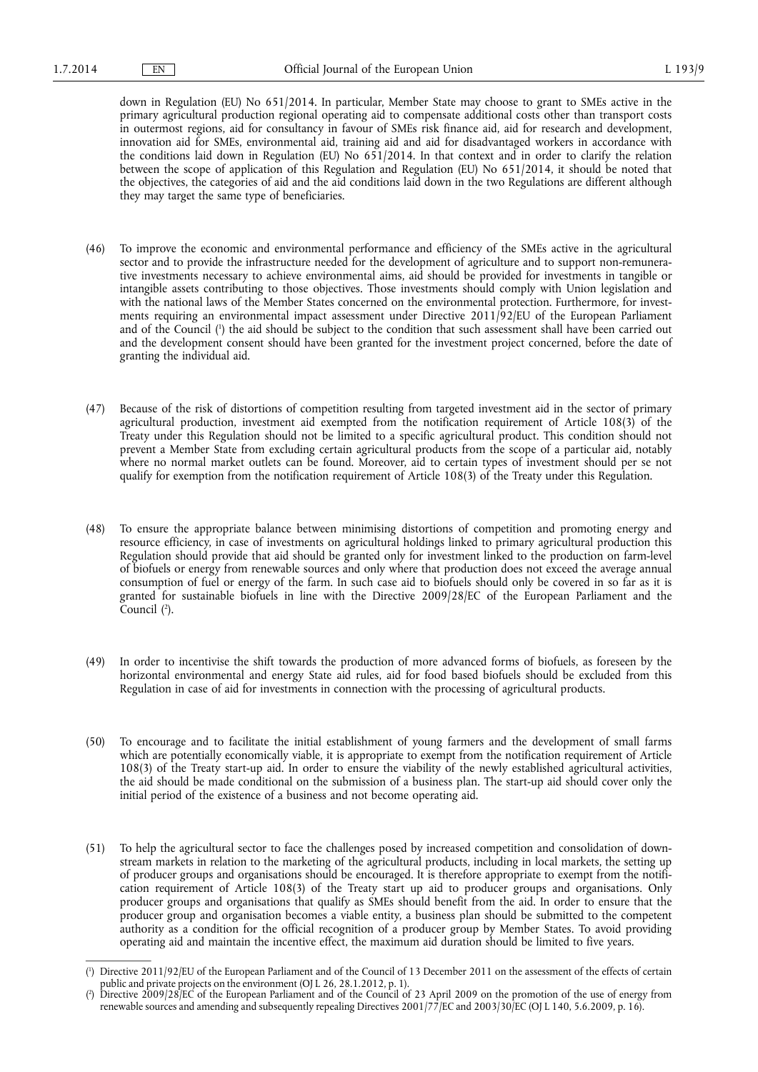down in Regulation (EU) No 651/2014. In particular, Member State may choose to grant to SMEs active in the primary agricultural production regional operating aid to compensate additional costs other than transport costs in outermost regions, aid for consultancy in favour of SMEs risk finance aid, aid for research and development, innovation aid for SMEs, environmental aid, training aid and aid for disadvantaged workers in accordance with the conditions laid down in Regulation (EU) No 651/2014. In that context and in order to clarify the relation between the scope of application of this Regulation and Regulation (EU) No 651/2014, it should be noted that the objectives, the categories of aid and the aid conditions laid down in the two Regulations are different although they may target the same type of beneficiaries.

(46) To improve the economic and environmental performance and efficiency of the SMEs active in the agricultural sector and to provide the infrastructure needed for the development of agriculture and to support non-remunerative investments necessary to achieve environmental aims, aid should be provided for investments in tangible or intangible assets contributing to those objectives. Those investments should comply with Union legislation and with the national laws of the Member States concerned on the environmental protection. Furthermore, for investments requiring an environmental impact assessment under Directive 2011/92/EU of the European Parliament and of the Council [1] the aid should be subject to the condition that such assessment shall have been carried out and the development consent should have been granted for the investment project concerned, before the date of granting the individual aid.

(47) Because of the risk of distortions of competition resulting from targeted investment aid in the sector of primary agricultural production, investment aid exempted from the notification requirement of Article 108(3) of the Treaty under this Regulation should not be limited to a specific agricultural product. This condition should not prevent a Member State from excluding certain agricultural products from the scope of a particular aid, notably where no normal market outlets can be found. Moreover, aid to certain types of investment should per se not qualify for exemption from the notification requirement of Article 108(3) of the Treaty under this Regulation.

(48) To ensure the appropriate balance between minimising distortions of competition and promoting energy and resource efficiency, in case of investments on agricultural holdings linked to primary agricultural production this Regulation should provide that aid should be granted only for investment linked to the production on farm-level of biofuels or energy from renewable sources and only where that production does not exceed the average annual consumption of fuel or energy of the farm. In such case aid to biofuels should only be covered in so far as it is granted for sustainable biofuels in line with the Directive 2009/28/EC of the European Parliament and the Council [2].

(49) In order to incentivise the shift towards the production of more advanced forms of biofuels, as foreseen by the horizontal environmental and energy State aid rules, aid for food based biofuels should be excluded from this Regulation in case of aid for investments in connection with the processing of agricultural products.

(50) To encourage and to facilitate the initial establishment of young farmers and the development of small farms which are potentially economically viable, it is appropriate to exempt from the notification requirement of Article 108(3) of the Treaty start-up aid. In order to ensure the viability of the newly established agricultural activities, the aid should be made conditional on the submission of a business plan. The start-up aid should cover only the initial period of the existence of a business and not become operating aid.

(51) To help the agricultural sector to face the challenges posed by increased competition and consolidation of downstream markets in relation to the marketing of the agricultural products, including in local markets, the setting up of producer groups and organisations should be encouraged. It is therefore appropriate to exempt from the notification requirement of Article 108(3) of the Treaty start up aid to producer groups and organisations. Only producer groups and organisations that qualify as SMEs should benefit from the aid. In order to ensure that the producer group and organisation becomes a viable entity, a business plan should be submitted to the competent authority as a condition for the official recognition of a producer group by Member States. To avoid providing operating aid and maintain the incentive effect, the maximum aid duration should be limited to five years.

---

[1] Directive 2011/92/EU of the European Parliament and of the Council of 13 December 2011 on the assessment of the effects of certain public and private projects on the environment (OJ L 26, 28.1.2012, p. 1).

[2] Directive 2009/28/EC of the European Parliament and of the Council of 23 April 2009 on the promotion of the use of energy from renewable sources and amending and subsequently repealing Directives 2001/77/EC and 2003/30/EC (OJ L 140, 5.6.2009, p. 16).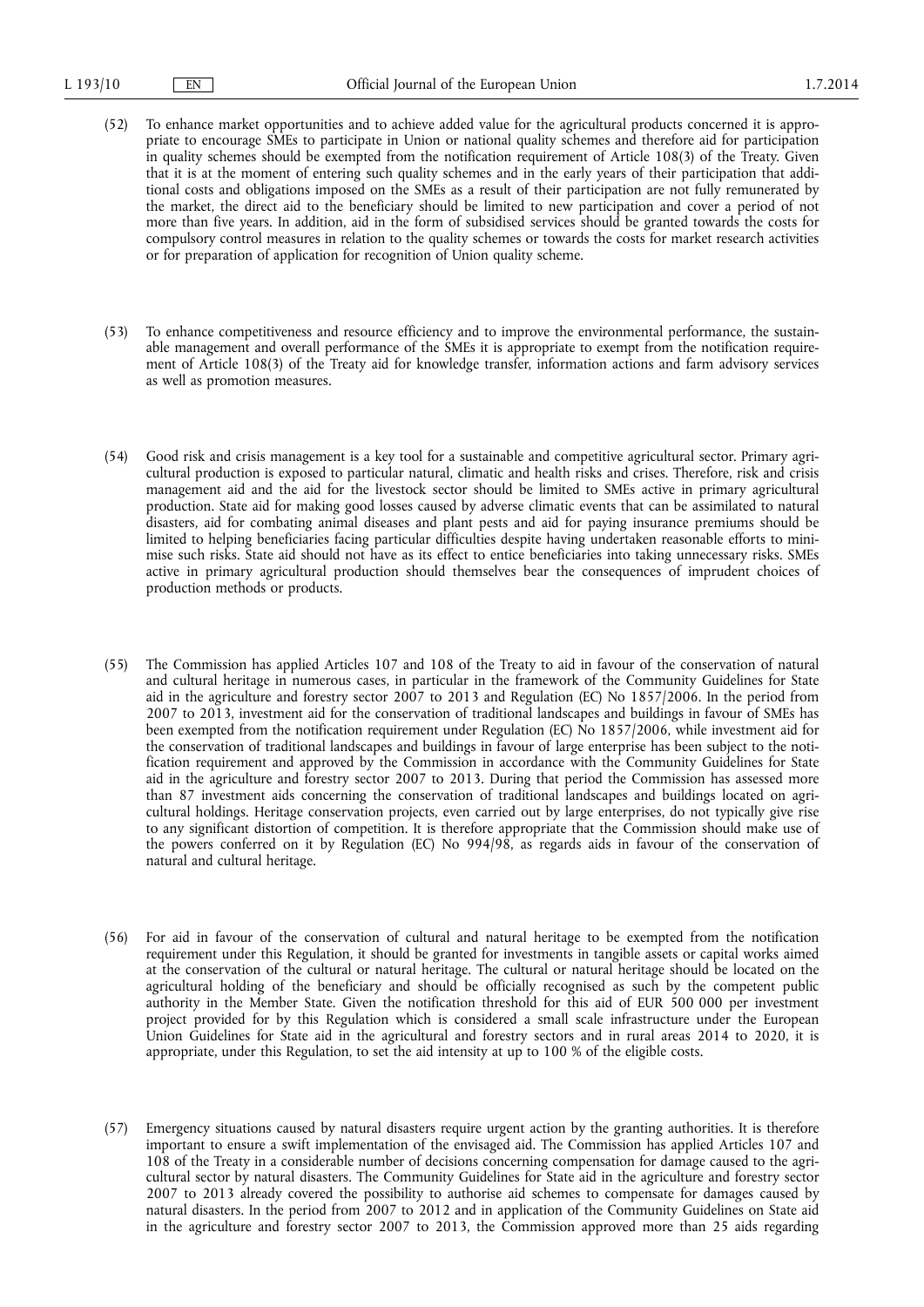(52) To enhance market opportunities and to achieve added value for the agricultural products concerned it is appropriate to encourage SMEs to participate in Union or national quality schemes and therefore aid for participation in quality schemes should be exempted from the notification requirement of Article 108(3) of the Treaty. Given that it is at the moment of entering such quality schemes and in the early years of their participation that additional costs and obligations imposed on the SMEs as a result of their participation are not fully remunerated by the market, the direct aid to the beneficiary should be limited to new participation and cover a period of not more than five years. In addition, aid in the form of subsidised services should be granted towards the costs for compulsory control measures in relation to the quality schemes or towards the costs for market research activities or for preparation of application for recognition of Union quality scheme.

(53) To enhance competitiveness and resource efficiency and to improve the environmental performance, the sustainable management and overall performance of the SMEs it is appropriate to exempt from the notification requirement of Article 108(3) of the Treaty aid for knowledge transfer, information actions and farm advisory services as well as promotion measures.

(54) Good risk and crisis management is a key tool for a sustainable and competitive agricultural sector. Primary agricultural production is exposed to particular natural, climatic and health risks and crises. Therefore, risk and crisis management aid and the aid for the livestock sector should be limited to SMEs active in primary agricultural production. State aid for making good losses caused by adverse climatic events that can be assimilated to natural disasters, aid for combating animal diseases and plant pests and aid for paying insurance premiums should be limited to helping beneficiaries facing particular difficulties despite having undertaken reasonable efforts to minimise such risks. State aid should not have as its effect to entice beneficiaries into taking unnecessary risks. SMEs active in primary agricultural production should themselves bear the consequences of imprudent choices of production methods or products.

(55) The Commission has applied Articles 107 and 108 of the Treaty to aid in favour of the conservation of natural and cultural heritage in numerous cases, in particular in the framework of the Community Guidelines for State aid in the agriculture and forestry sector 2007 to 2013 and Regulation (EC) No 1857/2006. In the period from 2007 to 2013, investment aid for the conservation of traditional landscapes and buildings in favour of SMEs has been exempted from the notification requirement under Regulation (EC) No 1857/2006, while investment aid for the conservation of traditional landscapes and buildings in favour of large enterprise has been subject to the notification requirement and approved by the Commission in accordance with the Community Guidelines for State aid in the agriculture and forestry sector 2007 to 2013. During that period the Commission has assessed more than 87 investment aids concerning the conservation of traditional landscapes and buildings located on agricultural holdings. Heritage conservation projects, even carried out by large enterprises, do not typically give rise to any significant distortion of competition. It is therefore appropriate that the Commission should make use of the powers conferred on it by Regulation (EC) No 994/98, as regards aids in favour of the conservation of natural and cultural heritage.

(56) For aid in favour of the conservation of cultural and natural heritage to be exempted from the notification requirement under this Regulation, it should be granted for investments in tangible assets or capital works aimed at the conservation of the cultural or natural heritage. The cultural or natural heritage should be located on the agricultural holding of the beneficiary and should be officially recognised as such by the competent public authority in the Member State. Given the notification threshold for this aid of EUR 500 000 per investment project provided for by this Regulation which is considered a small scale infrastructure under the European Union Guidelines for State aid in the agricultural and forestry sectors and in rural areas 2014 to 2020, it is appropriate, under this Regulation, to set the aid intensity at up to 100 % of the eligible costs.

(57) Emergency situations caused by natural disasters require urgent action by the granting authorities. It is therefore important to ensure a swift implementation of the envisaged aid. The Commission has applied Articles 107 and 108 of the Treaty in a considerable number of decisions concerning compensation for damage caused to the agricultural sector by natural disasters. The Community Guidelines for State aid in the agriculture and forestry sector 2007 to 2013 already covered the possibility to authorise aid schemes to compensate for damages caused by natural disasters. In the period from 2007 to 2012 and in application of the Community Guidelines on State aid in the agriculture and forestry sector 2007 to 2013, the Commission approved more than 25 aids regarding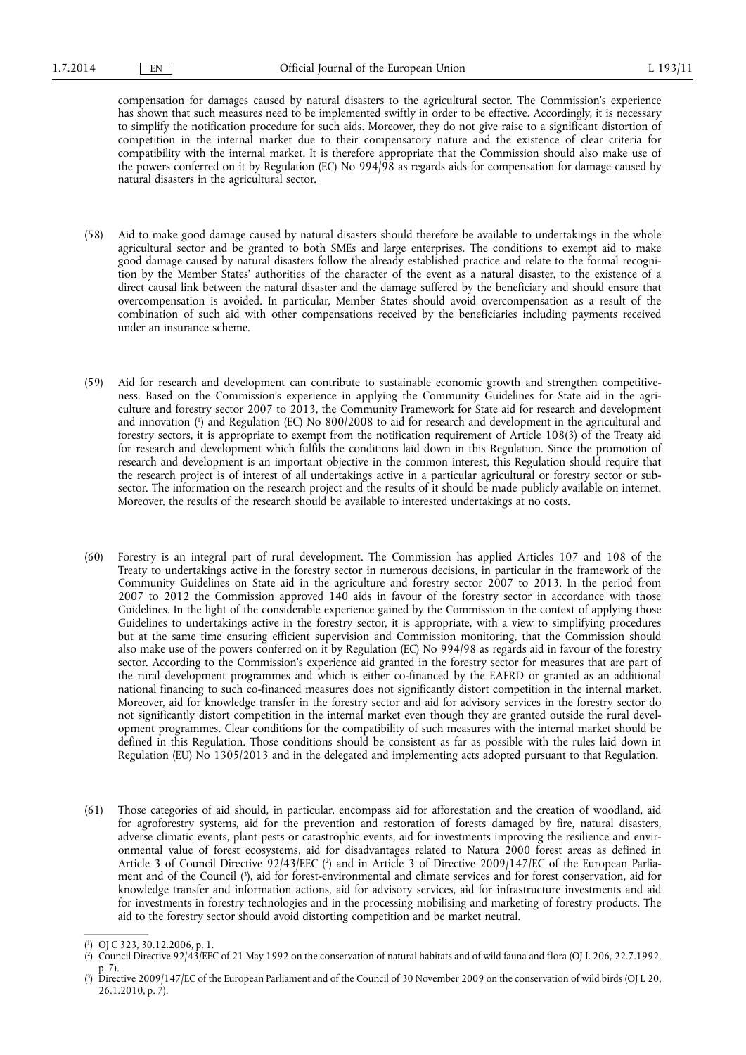compensation for damages caused by natural disasters to the agricultural sector. The Commission's experience has shown that such measures need to be implemented swiftly in order to be effective. Accordingly, it is necessary to simplify the notification procedure for such aids. Moreover, they do not give raise to a significant distortion of competition in the internal market due to their compensatory nature and the existence of clear criteria for compatibility with the internal market. It is therefore appropriate that the Commission should also make use of the powers conferred on it by Regulation (EC) No 994/98 as regards aids for compensation for damage caused by natural disasters in the agricultural sector.

(58) Aid to make good damage caused by natural disasters should therefore be available to undertakings in the whole agricultural sector and be granted to both SMEs and large enterprises. The conditions to exempt aid to make good damage caused by natural disasters follow the already established practice and relate to the formal recognition by the Member States' authorities of the character of the event as a natural disaster, to the existence of a direct causal link between the natural disaster and the damage suffered by the beneficiary and should ensure that overcompensation is avoided. In particular, Member States should avoid overcompensation as a result of the combination of such aid with other compensations received by the beneficiaries including payments received under an insurance scheme.

(59) Aid for research and development can contribute to sustainable economic growth and strengthen competitiveness. Based on the Commission's experience in applying the Community Guidelines for State aid in the agriculture and forestry sector 2007 to 2013, the Community Framework for State aid for research and development and innovation [1] and Regulation (EC) No 800/2008 to aid for research and development in the agricultural and forestry sectors, it is appropriate to exempt from the notification requirement of Article 108(3) of the Treaty aid for research and development which fulfils the conditions laid down in this Regulation. Since the promotion of research and development is an important objective in the common interest, this Regulation should require that the research project is of interest of all undertakings active in a particular agricultural or forestry sector or subsector. The information on the research project and the results of it should be made publicly available on internet. Moreover, the results of the research should be available to interested undertakings at no costs.

(60) Forestry is an integral part of rural development. The Commission has applied Articles 107 and 108 of the Treaty to undertakings active in the forestry sector in numerous decisions, in particular in the framework of the Community Guidelines on State aid in the agriculture and forestry sector 2007 to 2013. In the period from 2007 to 2012 the Commission approved 140 aids in favour of the forestry sector in accordance with those Guidelines. In the light of the considerable experience gained by the Commission in the context of applying those Guidelines to undertakings active in the forestry sector, it is appropriate, with a view to simplifying procedures but at the same time ensuring efficient supervision and Commission monitoring, that the Commission should also make use of the powers conferred on it by Regulation (EC) No 994/98 as regards aid in favour of the forestry sector. According to the Commission's experience aid granted in the forestry sector for measures that are part of the rural development programmes and which is either co-financed by the EAFRD or granted as an additional national financing to such co-financed measures does not significantly distort competition in the internal market. Moreover, aid for knowledge transfer in the forestry sector and aid for advisory services in the forestry sector do not significantly distort competition in the internal market even though they are granted outside the rural development programmes. Clear conditions for the compatibility of such measures with the internal market should be defined in this Regulation. Those conditions should be consistent as far as possible with the rules laid down in Regulation (EU) No 1305/2013 and in the delegated and implementing acts adopted pursuant to that Regulation.

(61) Those categories of aid should, in particular, encompass aid for afforestation and the creation of woodland, aid for agroforestry systems, aid for the prevention and restoration of forests damaged by fire, natural disasters, adverse climatic events, plant pests or catastrophic events, aid for investments improving the resilience and environmental value of forest ecosystems, aid for disadvantages related to Natura 2000 forest areas as defined in Article 3 of Council Directive 92/43/EEC [2] and in Article 3 of Directive 2009/147/EC of the European Parliament and of the Council [3], aid for forest-environmental and climate services and for forest conservation, aid for knowledge transfer and information actions, aid for advisory services, aid for infrastructure investments and aid for investments in forestry technologies and in the processing mobilising and marketing of forestry products. The aid to the forestry sector should avoid distorting competition and be market neutral.

---

[1] OJ C 323, 30.12.2006, p. 1.

[2] Council Directive 92/43/EEC of 21 May 1992 on the conservation of natural habitats and of wild fauna and flora (OJ L 206, 22.7.1992, p. 7).

[3] Directive 2009/147/EC of the European Parliament and of the Council of 30 November 2009 on the conservation of wild birds (OJ L 20, 26.1.2010, p. 7).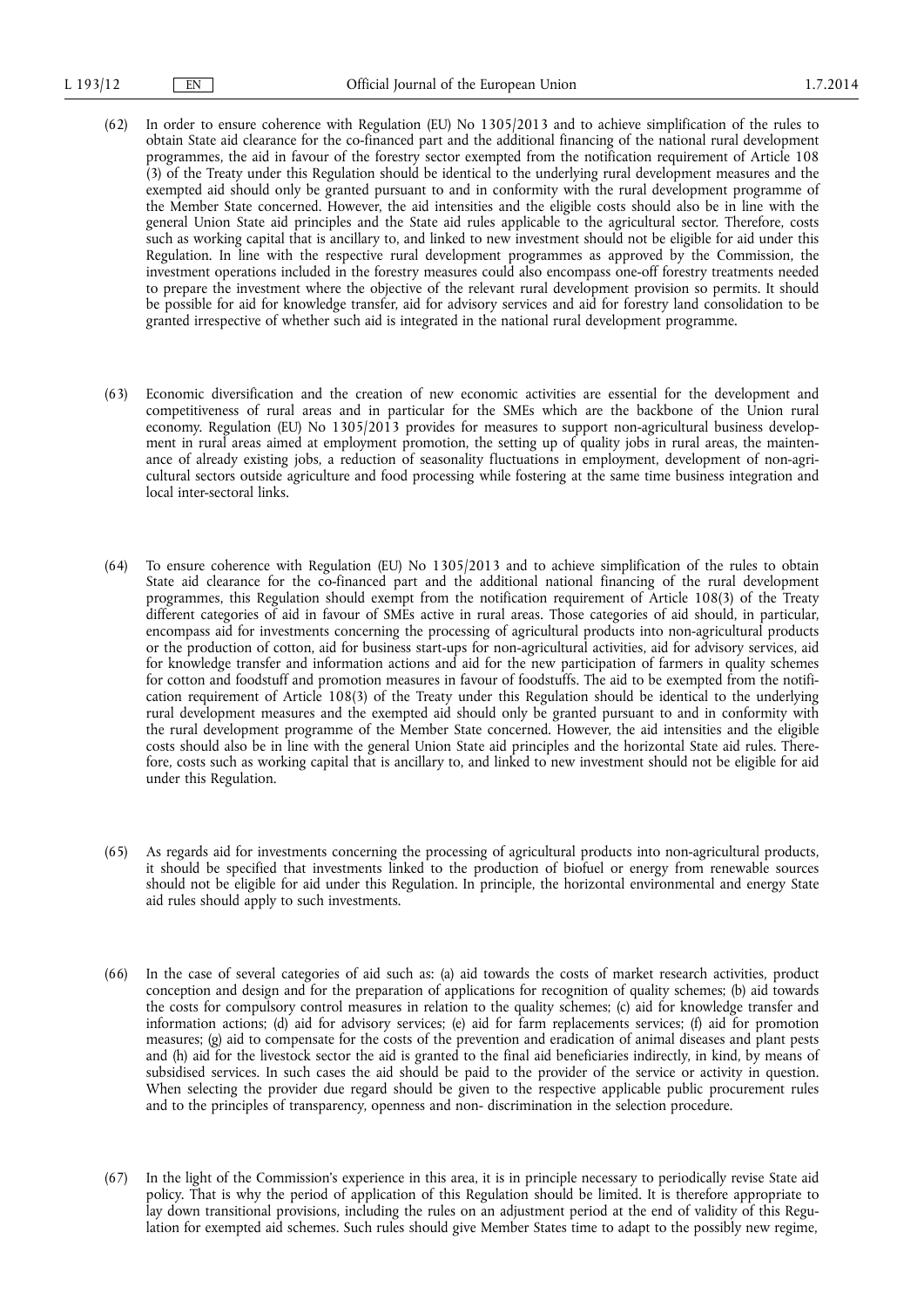(62) In order to ensure coherence with Regulation (EU) No 1305/2013 and to achieve simplification of the rules to obtain State aid clearance for the co-financed part and the additional financing of the national rural development programmes, the aid in favour of the forestry sector exempted from the notification requirement of Article 108 (3) of the Treaty under this Regulation should be identical to the underlying rural development measures and the exempted aid should only be granted pursuant to and in conformity with the rural development programme of the Member State concerned. However, the aid intensities and the eligible costs should also be in line with the general Union State aid principles and the State aid rules applicable to the agricultural sector. Therefore, costs such as working capital that is ancillary to, and linked to new investment should not be eligible for aid under this Regulation. In line with the respective rural development programmes as approved by the Commission, the investment operations included in the forestry measures could also encompass one-off forestry treatments needed to prepare the investment where the objective of the relevant rural development provision so permits. It should be possible for aid for knowledge transfer, aid for advisory services and aid for forestry land consolidation to be granted irrespective of whether such aid is integrated in the national rural development programme.

(63) Economic diversification and the creation of new economic activities are essential for the development and competitiveness of rural areas and in particular for the SMEs which are the backbone of the Union rural economy. Regulation (EU) No 1305/2013 provides for measures to support non-agricultural business development in rural areas aimed at employment promotion, the setting up of quality jobs in rural areas, the maintenance of already existing jobs, a reduction of seasonality fluctuations in employment, development of non-agricultural sectors outside agriculture and food processing while fostering at the same time business integration and local inter-sectoral links.

(64) To ensure coherence with Regulation (EU) No 1305/2013 and to achieve simplification of the rules to obtain State aid clearance for the co-financed part and the additional national financing of the rural development programmes, this Regulation should exempt from the notification requirement of Article 108(3) of the Treaty different categories of aid in favour of SMEs active in rural areas. Those categories of aid should, in particular, encompass aid for investments concerning the processing of agricultural products into non-agricultural products or the production of cotton, aid for business start-ups for non-agricultural activities, aid for advisory services, aid for knowledge transfer and information actions and aid for the new participation of farmers in quality schemes for cotton and foodstuff and promotion measures in favour of foodstuffs. The aid to be exempted from the notification requirement of Article 108(3) of the Treaty under this Regulation should be identical to the underlying rural development measures and the exempted aid should only be granted pursuant to and in conformity with the rural development programme of the Member State concerned. However, the aid intensities and the eligible costs should also be in line with the general Union State aid principles and the horizontal State aid rules. Therefore, costs such as working capital that is ancillary to, and linked to new investment should not be eligible for aid under this Regulation.

(65) As regards aid for investments concerning the processing of agricultural products into non-agricultural products, it should be specified that investments linked to the production of biofuel or energy from renewable sources should not be eligible for aid under this Regulation. In principle, the horizontal environmental and energy State aid rules should apply to such investments.

(66) In the case of several categories of aid such as: (a) aid towards the costs of market research activities, product conception and design and for the preparation of applications for recognition of quality schemes; (b) aid towards the costs for compulsory control measures in relation to the quality schemes; (c) aid for knowledge transfer and information actions; (d) aid for advisory services; (e) aid for farm replacements services; (f) aid for promotion measures; (g) aid to compensate for the costs of the prevention and eradication of animal diseases and plant pests and (h) aid for the livestock sector the aid is granted to the final aid beneficiaries indirectly, in kind, by means of subsidised services. In such cases the aid should be paid to the provider of the service or activity in question. When selecting the provider due regard should be given to the respective applicable public procurement rules and to the principles of transparency, openness and non- discrimination in the selection procedure.

(67) In the light of the Commission's experience in this area, it is in principle necessary to periodically revise State aid policy. That is why the period of application of this Regulation should be limited. It is therefore appropriate to lay down transitional provisions, including the rules on an adjustment period at the end of validity of this Regulation for exempted aid schemes. Such rules should give Member States time to adapt to the possibly new regime,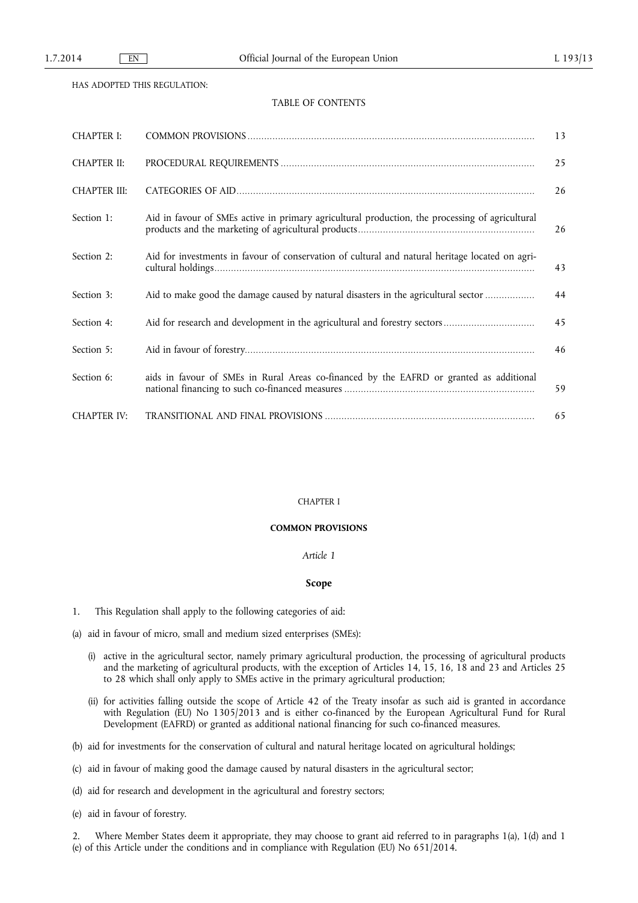HAS ADOPTED THIS REGULATION:

TABLE OF CONTENTS

| | | |
|---|---|---|
| CHAPTER I: | COMMON PROVISIONS | 13 |
| CHAPTER II: | PROCEDURAL REQUIREMENTS | 25 |
| CHAPTER III: | CATEGORIES OF AID | 26 |
| Section 1: | Aid in favour of SMEs active in primary agricultural production, the processing of agricultural products and the marketing of agricultural products | 26 |
| Section 2: | Aid for investments in favour of conservation of cultural and natural heritage located on agricultural holdings | 43 |
| Section 3: | Aid to make good the damage caused by natural disasters in the agricultural sector | 44 |
| Section 4: | Aid for research and development in the agricultural and forestry sectors | 45 |
| Section 5: | Aid in favour of forestry | 46 |
| Section 6: | aids in favour of SMEs in Rural Areas co-financed by the EAFRD or granted as additional national financing to such co-financed measures | 59 |
| CHAPTER IV: | TRANSITIONAL AND FINAL PROVISIONS | 65 |

CHAPTER I

**COMMON PROVISIONS**

*Article 1*

**Scope**

1. This Regulation shall apply to the following categories of aid:

(a) aid in favour of micro, small and medium sized enterprises (SMEs):

(i) active in the agricultural sector, namely primary agricultural production, the processing of agricultural products and the marketing of agricultural products, with the exception of Articles 14, 15, 16, 18 and 23 and Articles 25 to 28 which shall only apply to SMEs active in the primary agricultural production;

(ii) for activities falling outside the scope of Article 42 of the Treaty insofar as such aid is granted in accordance with Regulation (EU) No 1305/2013 and is either co-financed by the European Agricultural Fund for Rural Development (EAFRD) or granted as additional national financing for such co-financed measures.

(b) aid for investments for the conservation of cultural and natural heritage located on agricultural holdings;

(c) aid in favour of making good the damage caused by natural disasters in the agricultural sector;

(d) aid for research and development in the agricultural and forestry sectors;

(e) aid in favour of forestry.

2. Where Member States deem it appropriate, they may choose to grant aid referred to in paragraphs 1(a), 1(d) and 1(e) of this Article under the conditions and in compliance with Regulation (EU) No 651/2014.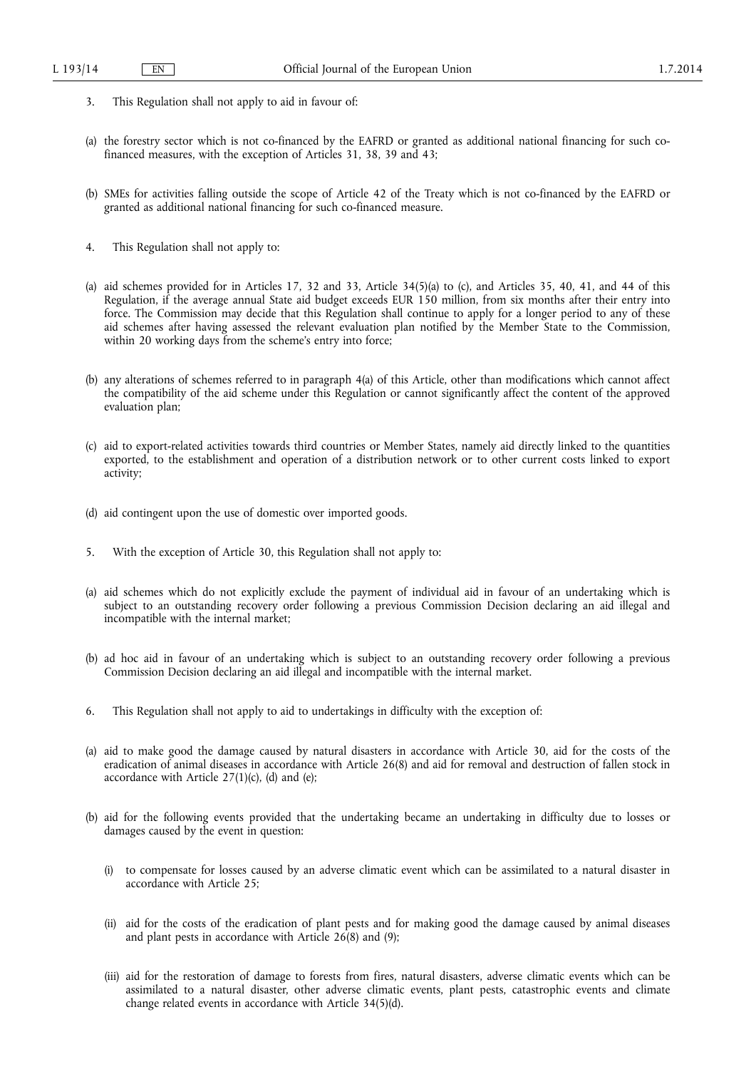3. This Regulation shall not apply to aid in favour of:

(a) the forestry sector which is not co-financed by the EAFRD or granted as additional national financing for such co-financed measures, with the exception of Articles 31, 38, 39 and 43;

(b) SMEs for activities falling outside the scope of Article 42 of the Treaty which is not co-financed by the EAFRD or granted as additional national financing for such co-financed measure.

4. This Regulation shall not apply to:

(a) aid schemes provided for in Articles 17, 32 and 33, Article 34(5)(a) to (c), and Articles 35, 40, 41, and 44 of this Regulation, if the average annual State aid budget exceeds EUR 150 million, from six months after their entry into force. The Commission may decide that this Regulation shall continue to apply for a longer period to any of these aid schemes after having assessed the relevant evaluation plan notified by the Member State to the Commission, within 20 working days from the scheme's entry into force;

(b) any alterations of schemes referred to in paragraph 4(a) of this Article, other than modifications which cannot affect the compatibility of the aid scheme under this Regulation or cannot significantly affect the content of the approved evaluation plan;

(c) aid to export-related activities towards third countries or Member States, namely aid directly linked to the quantities exported, to the establishment and operation of a distribution network or to other current costs linked to export activity;

(d) aid contingent upon the use of domestic over imported goods.

5. With the exception of Article 30, this Regulation shall not apply to:

(a) aid schemes which do not explicitly exclude the payment of individual aid in favour of an undertaking which is subject to an outstanding recovery order following a previous Commission Decision declaring an aid illegal and incompatible with the internal market;

(b) ad hoc aid in favour of an undertaking which is subject to an outstanding recovery order following a previous Commission Decision declaring an aid illegal and incompatible with the internal market.

6. This Regulation shall not apply to aid to undertakings in difficulty with the exception of:

(a) aid to make good the damage caused by natural disasters in accordance with Article 30, aid for the costs of the eradication of animal diseases in accordance with Article 26(8) and aid for removal and destruction of fallen stock in accordance with Article 27(1)(c), (d) and (e);

(b) aid for the following events provided that the undertaking became an undertaking in difficulty due to losses or damages caused by the event in question:

   (i) to compensate for losses caused by an adverse climatic event which can be assimilated to a natural disaster in accordance with Article 25;

   (ii) aid for the costs of the eradication of plant pests and for making good the damage caused by animal diseases and plant pests in accordance with Article 26(8) and (9);

   (iii) aid for the restoration of damage to forests from fires, natural disasters, adverse climatic events which can be assimilated to a natural disaster, other adverse climatic events, plant pests, catastrophic events and climate change related events in accordance with Article 34(5)(d).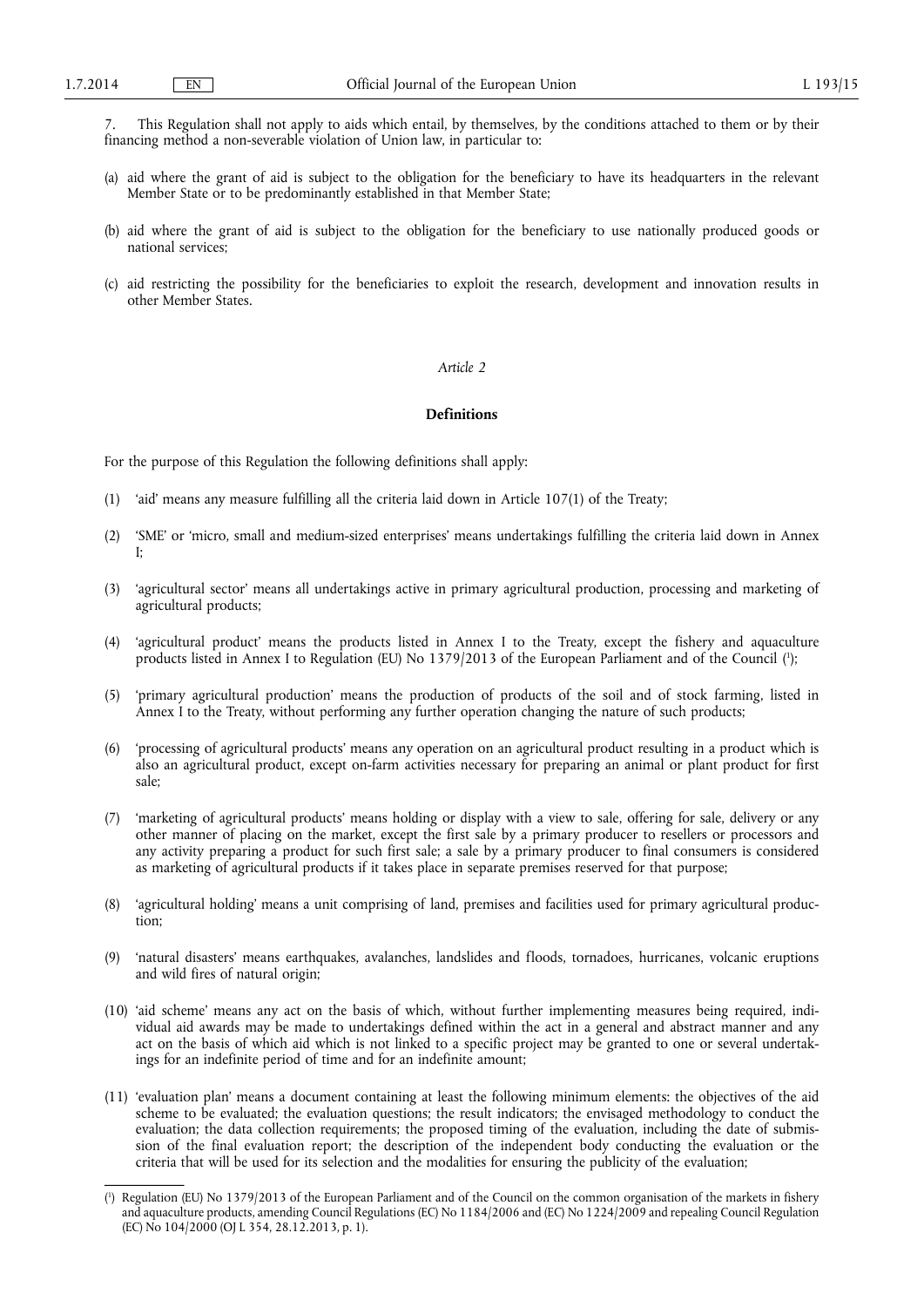7. This Regulation shall not apply to aids which entail, by themselves, by the conditions attached to them or by their financing method a non-severable violation of Union law, in particular to:

(a) aid where the grant of aid is subject to the obligation for the beneficiary to have its headquarters in the relevant Member State or to be predominantly established in that Member State;

(b) aid where the grant of aid is subject to the obligation for the beneficiary to use nationally produced goods or national services;

(c) aid restricting the possibility for the beneficiaries to exploit the research, development and innovation results in other Member States.

*Article 2*

**Definitions**

For the purpose of this Regulation the following definitions shall apply:

(1) 'aid' means any measure fulfilling all the criteria laid down in Article 107(1) of the Treaty;

(2) 'SME' or 'micro, small and medium-sized enterprises' means undertakings fulfilling the criteria laid down in Annex I;

(3) 'agricultural sector' means all undertakings active in primary agricultural production, processing and marketing of agricultural products;

(4) 'agricultural product' means the products listed in Annex I to the Treaty, except the fishery and aquaculture products listed in Annex I to Regulation (EU) No 1379/2013 of the European Parliament and of the Council [1];

(5) 'primary agricultural production' means the production of products of the soil and of stock farming, listed in Annex I to the Treaty, without performing any further operation changing the nature of such products;

(6) 'processing of agricultural products' means any operation on an agricultural product resulting in a product which is also an agricultural product, except on-farm activities necessary for preparing an animal or plant product for first sale;

(7) 'marketing of agricultural products' means holding or display with a view to sale, offering for sale, delivery or any other manner of placing on the market, except the first sale by a primary producer to resellers or processors and any activity preparing a product for such first sale; a sale by a primary producer to final consumers is considered as marketing of agricultural products if it takes place in separate premises reserved for that purpose;

(8) 'agricultural holding' means a unit comprising of land, premises and facilities used for primary agricultural production;

(9) 'natural disasters' means earthquakes, avalanches, landslides and floods, tornadoes, hurricanes, volcanic eruptions and wild fires of natural origin;

(10) 'aid scheme' means any act on the basis of which, without further implementing measures being required, individual aid awards may be made to undertakings defined within the act in a general and abstract manner and any act on the basis of which aid which is not linked to a specific project may be granted to one or several undertakings for an indefinite period of time and for an indefinite amount;

(11) 'evaluation plan' means a document containing at least the following minimum elements: the objectives of the aid scheme to be evaluated; the evaluation questions; the result indicators; the envisaged methodology to conduct the evaluation; the data collection requirements; the proposed timing of the evaluation, including the date of submission of the final evaluation report; the description of the independent body conducting the evaluation or the criteria that will be used for its selection and the modalities for ensuring the publicity of the evaluation;

[1] Regulation (EU) No 1379/2013 of the European Parliament and of the Council on the common organisation of the markets in fishery and aquaculture products, amending Council Regulations (EC) No 1184/2006 and (EC) No 1224/2009 and repealing Council Regulation (EC) No 104/2000 (OJ L 354, 28.12.2013, p. 1).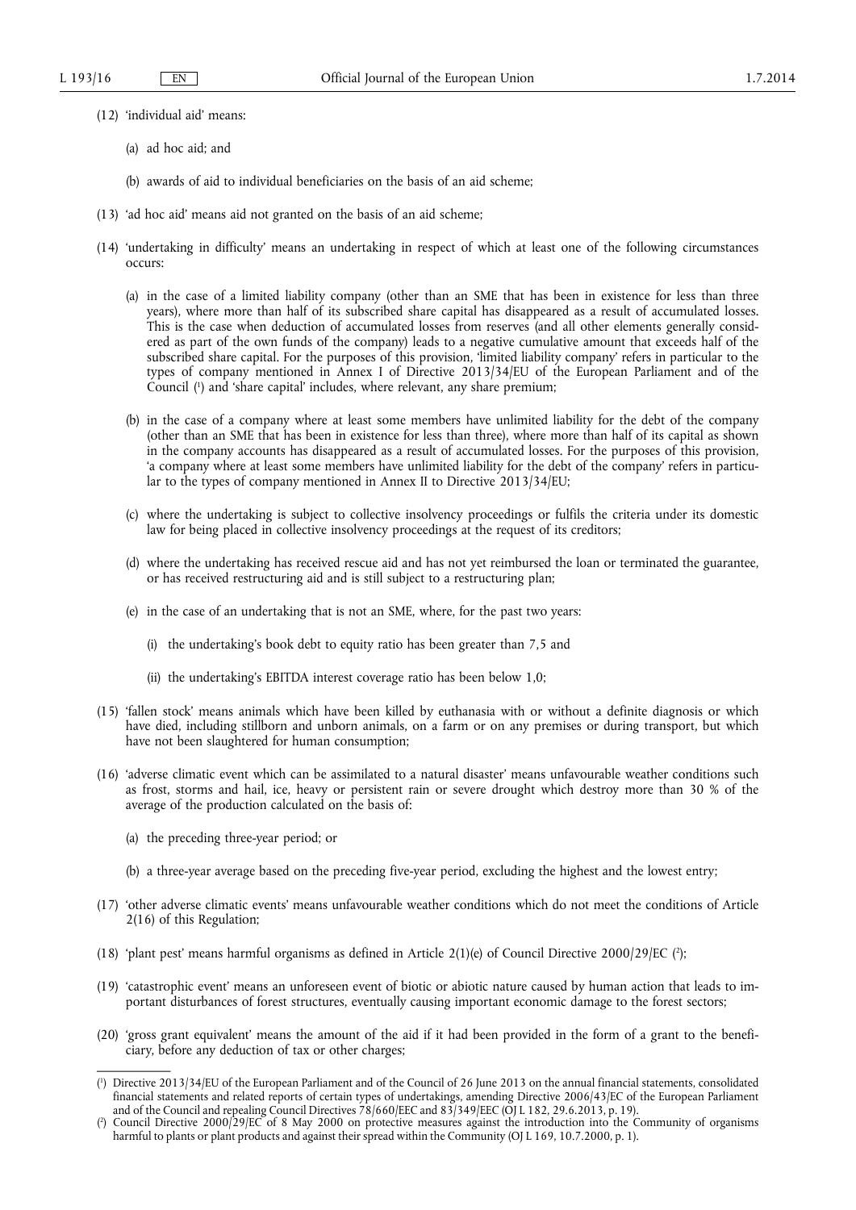(12) 'individual aid' means:

(a) ad hoc aid; and

(b) awards of aid to individual beneficiaries on the basis of an aid scheme;

(13) 'ad hoc aid' means aid not granted on the basis of an aid scheme;

(14) 'undertaking in difficulty' means an undertaking in respect of which at least one of the following circumstances occurs:

(a) in the case of a limited liability company (other than an SME that has been in existence for less than three years), where more than half of its subscribed share capital has disappeared as a result of accumulated losses. This is the case when deduction of accumulated losses from reserves (and all other elements generally considered as part of the own funds of the company) leads to a negative cumulative amount that exceeds half of the subscribed share capital. For the purposes of this provision, 'limited liability company' refers in particular to the types of company mentioned in Annex I of Directive 2013/34/EU of the European Parliament and of the Council [1] and 'share capital' includes, where relevant, any share premium;

(b) in the case of a company where at least some members have unlimited liability for the debt of the company (other than an SME that has been in existence for less than three), where more than half of its capital as shown in the company accounts has disappeared as a result of accumulated losses. For the purposes of this provision, 'a company where at least some members have unlimited liability for the debt of the company' refers in particular to the types of company mentioned in Annex II to Directive 2013/34/EU;

(c) where the undertaking is subject to collective insolvency proceedings or fulfils the criteria under its domestic law for being placed in collective insolvency proceedings at the request of its creditors;

(d) where the undertaking has received rescue aid and has not yet reimbursed the loan or terminated the guarantee, or has received restructuring aid and is still subject to a restructuring plan;

(e) in the case of an undertaking that is not an SME, where, for the past two years:

(i) the undertaking's book debt to equity ratio has been greater than 7,5 and

(ii) the undertaking's EBITDA interest coverage ratio has been below 1,0;

(15) 'fallen stock' means animals which have been killed by euthanasia with or without a definite diagnosis or which have died, including stillborn and unborn animals, on a farm or on any premises or during transport, but which have not been slaughtered for human consumption;

(16) 'adverse climatic event which can be assimilated to a natural disaster' means unfavourable weather conditions such as frost, storms and hail, ice, heavy or persistent rain or severe drought which destroy more than 30 % of the average of the production calculated on the basis of:

(a) the preceding three-year period; or

(b) a three-year average based on the preceding five-year period, excluding the highest and the lowest entry;

(17) 'other adverse climatic events' means unfavourable weather conditions which do not meet the conditions of Article 2(16) of this Regulation;

(18) 'plant pest' means harmful organisms as defined in Article 2(1)(e) of Council Directive 2000/29/EC [2];

(19) 'catastrophic event' means an unforeseen event of biotic or abiotic nature caused by human action that leads to important disturbances of forest structures, eventually causing important economic damage to the forest sectors;

(20) 'gross grant equivalent' means the amount of the aid if it had been provided in the form of a grant to the beneficiary, before any deduction of tax or other charges;

---

[1] Directive 2013/34/EU of the European Parliament and of the Council of 26 June 2013 on the annual financial statements, consolidated financial statements and related reports of certain types of undertakings, amending Directive 2006/43/EC of the European Parliament and of the Council and repealing Council Directives 78/660/EEC and 83/349/EEC (OJ L 182, 29.6.2013, p. 19).

[2] Council Directive 2000/29/EC of 8 May 2000 on protective measures against the introduction into the Community of organisms harmful to plants or plant products and against their spread within the Community (OJ L 169, 10.7.2000, p. 1).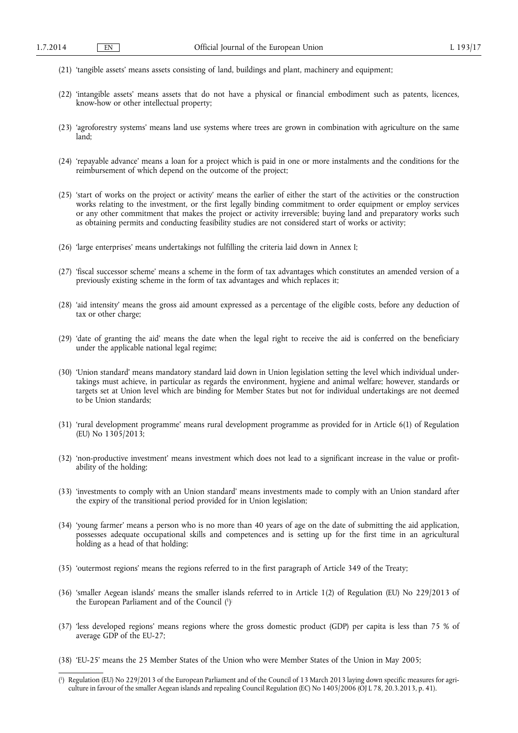(21) 'tangible assets' means assets consisting of land, buildings and plant, machinery and equipment;

(22) 'intangible assets' means assets that do not have a physical or financial embodiment such as patents, licences, know-how or other intellectual property;

(23) 'agroforestry systems' means land use systems where trees are grown in combination with agriculture on the same land;

(24) 'repayable advance' means a loan for a project which is paid in one or more instalments and the conditions for the reimbursement of which depend on the outcome of the project;

(25) 'start of works on the project or activity' means the earlier of either the start of the activities or the construction works relating to the investment, or the first legally binding commitment to order equipment or employ services or any other commitment that makes the project or activity irreversible; buying land and preparatory works such as obtaining permits and conducting feasibility studies are not considered start of works or activity;

(26) 'large enterprises' means undertakings not fulfilling the criteria laid down in Annex I;

(27) 'fiscal successor scheme' means a scheme in the form of tax advantages which constitutes an amended version of a previously existing scheme in the form of tax advantages and which replaces it;

(28) 'aid intensity' means the gross aid amount expressed as a percentage of the eligible costs, before any deduction of tax or other charge;

(29) 'date of granting the aid' means the date when the legal right to receive the aid is conferred on the beneficiary under the applicable national legal regime;

(30) 'Union standard' means mandatory standard laid down in Union legislation setting the level which individual undertakings must achieve, in particular as regards the environment, hygiene and animal welfare; however, standards or targets set at Union level which are binding for Member States but not for individual undertakings are not deemed to be Union standards;

(31) 'rural development programme' means rural development programme as provided for in Article 6(1) of Regulation (EU) No 1305/2013;

(32) 'non-productive investment' means investment which does not lead to a significant increase in the value or profitability of the holding;

(33) 'investments to comply with an Union standard' means investments made to comply with an Union standard after the expiry of the transitional period provided for in Union legislation;

(34) 'young farmer' means a person who is no more than 40 years of age on the date of submitting the aid application, possesses adequate occupational skills and competences and is setting up for the first time in an agricultural holding as a head of that holding;

(35) 'outermost regions' means the regions referred to in the first paragraph of Article 349 of the Treaty;

(36) 'smaller Aegean islands' means the smaller islands referred to in Article 1(2) of Regulation (EU) No 229/2013 of the European Parliament and of the Council [1];

(37) 'less developed regions' means regions where the gross domestic product (GDP) per capita is less than 75 % of average GDP of the EU-27;

(38) 'EU-25' means the 25 Member States of the Union who were Member States of the Union in May 2005;

---

[1] Regulation (EU) No 229/2013 of the European Parliament and of the Council of 13 March 2013 laying down specific measures for agriculture in favour of the smaller Aegean islands and repealing Council Regulation (EC) No 1405/2006 (OJ L 78, 20.3.2013, p. 41).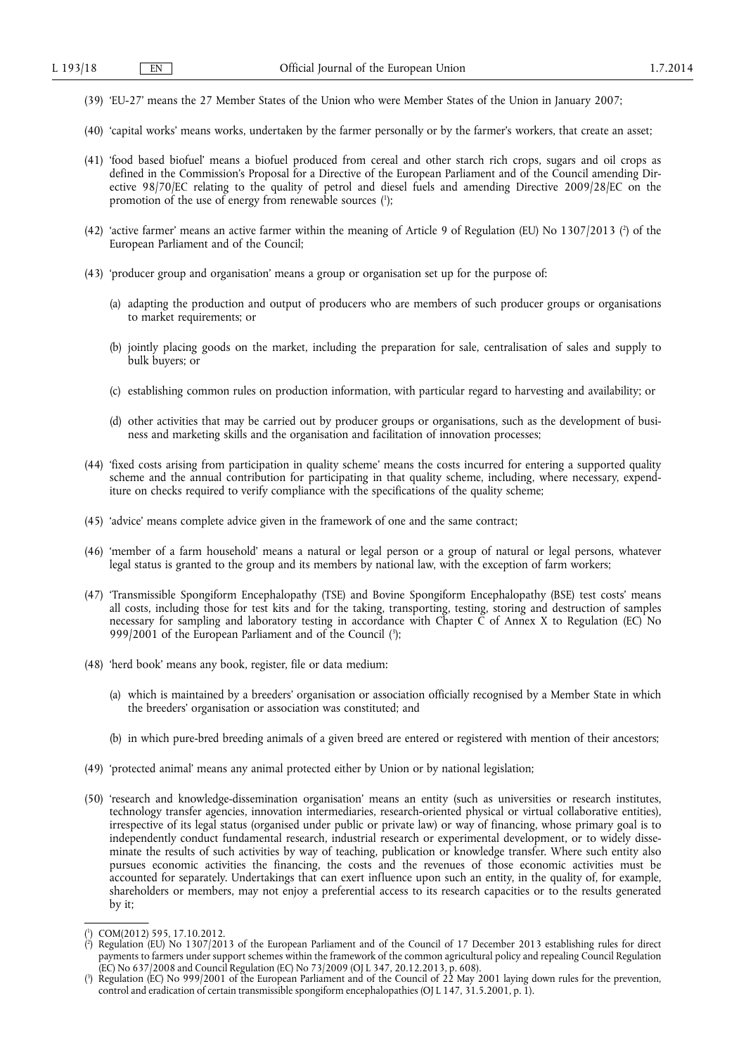(39) 'EU-27' means the 27 Member States of the Union who were Member States of the Union in January 2007;

(40) 'capital works' means works, undertaken by the farmer personally or by the farmer's workers, that create an asset;

(41) 'food based biofuel' means a biofuel produced from cereal and other starch rich crops, sugars and oil crops as defined in the Commission's Proposal for a Directive of the European Parliament and of the Council amending Directive 98/70/EC relating to the quality of petrol and diesel fuels and amending Directive 2009/28/EC on the promotion of the use of energy from renewable sources [1];

(42) 'active farmer' means an active farmer within the meaning of Article 9 of Regulation (EU) No 1307/2013 [2] of the European Parliament and of the Council;

(43) 'producer group and organisation' means a group or organisation set up for the purpose of:

   (a) adapting the production and output of producers who are members of such producer groups or organisations to market requirements; or

   (b) jointly placing goods on the market, including the preparation for sale, centralisation of sales and supply to bulk buyers; or

   (c) establishing common rules on production information, with particular regard to harvesting and availability; or

   (d) other activities that may be carried out by producer groups or organisations, such as the development of business and marketing skills and the organisation and facilitation of innovation processes;

(44) 'fixed costs arising from participation in quality scheme' means the costs incurred for entering a supported quality scheme and the annual contribution for participating in that quality scheme, including, where necessary, expenditure on checks required to verify compliance with the specifications of the quality scheme;

(45) 'advice' means complete advice given in the framework of one and the same contract;

(46) 'member of a farm household' means a natural or legal person or a group of natural or legal persons, whatever legal status is granted to the group and its members by national law, with the exception of farm workers;

(47) 'Transmissible Spongiform Encephalopathy (TSE) and Bovine Spongiform Encephalopathy (BSE) test costs' means all costs, including those for test kits and for the taking, transporting, testing, storing and destruction of samples necessary for sampling and laboratory testing in accordance with Chapter C of Annex X to Regulation (EC) No 999/2001 of the European Parliament and of the Council [3];

(48) 'herd book' means any book, register, file or data medium:

   (a) which is maintained by a breeders' organisation or association officially recognised by a Member State in which the breeders' organisation or association was constituted; and

   (b) in which pure-bred breeding animals of a given breed are entered or registered with mention of their ancestors;

(49) 'protected animal' means any animal protected either by Union or by national legislation;

(50) 'research and knowledge-dissemination organisation' means an entity (such as universities or research institutes, technology transfer agencies, innovation intermediaries, research-oriented physical or virtual collaborative entities), irrespective of its legal status (organised under public or private law) or way of financing, whose primary goal is to independently conduct fundamental research, industrial research or experimental development, or to widely disseminate the results of such activities by way of teaching, publication or knowledge transfer. Where such entity also pursues economic activities the financing, the costs and the revenues of those economic activities must be accounted for separately. Undertakings that can exert influence upon such an entity, in the quality of, for example, shareholders or members, may not enjoy a preferential access to its research capacities or to the results generated by it;

---

[1] COM(2012) 595, 17.10.2012.

[2] Regulation (EU) No 1307/2013 of the European Parliament and of the Council of 17 December 2013 establishing rules for direct payments to farmers under support schemes within the framework of the common agricultural policy and repealing Council Regulation (EC) No 637/2008 and Council Regulation (EC) No 73/2009 (OJ L 347, 20.12.2013, p. 608).

[3] Regulation (EC) No 999/2001 of the European Parliament and of the Council of 22 May 2001 laying down rules for the prevention, control and eradication of certain transmissible spongiform encephalopathies (OJ L 147, 31.5.2001, p. 1).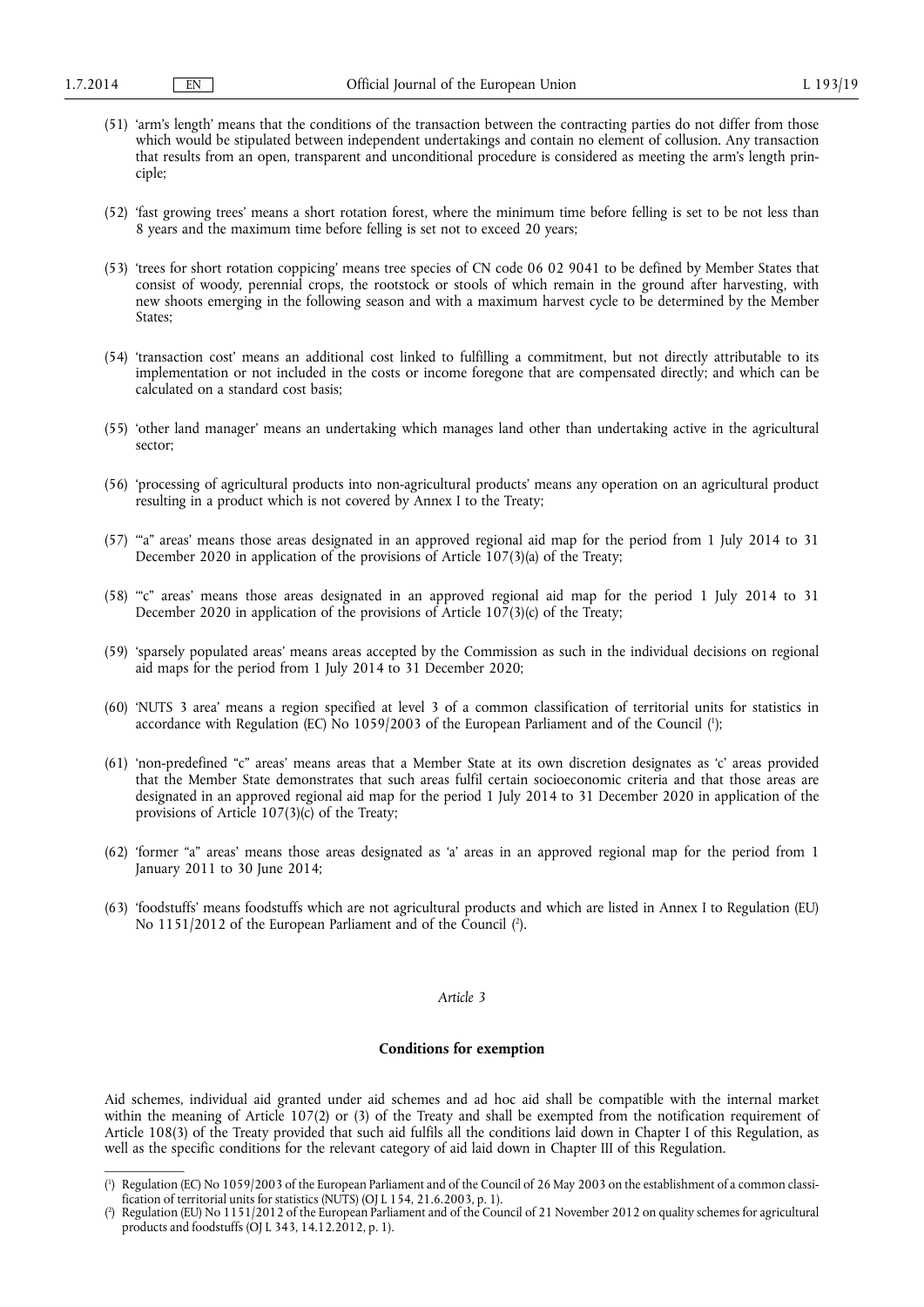(51) 'arm's length' means that the conditions of the transaction between the contracting parties do not differ from those which would be stipulated between independent undertakings and contain no element of collusion. Any transaction that results from an open, transparent and unconditional procedure is considered as meeting the arm's length principle;

(52) 'fast growing trees' means a short rotation forest, where the minimum time before felling is set to be not less than 8 years and the maximum time before felling is set not to exceed 20 years;

(53) 'trees for short rotation coppicing' means tree species of CN code 06 02 9041 to be defined by Member States that consist of woody, perennial crops, the rootstock or stools of which remain in the ground after harvesting, with new shoots emerging in the following season and with a maximum harvest cycle to be determined by the Member States;

(54) 'transaction cost' means an additional cost linked to fulfilling a commitment, but not directly attributable to its implementation or not included in the costs or income foregone that are compensated directly; and which can be calculated on a standard cost basis;

(55) 'other land manager' means an undertaking which manages land other than undertaking active in the agricultural sector;

(56) 'processing of agricultural products into non-agricultural products' means any operation on an agricultural product resulting in a product which is not covered by Annex I to the Treaty;

(57) '"a" areas' means those areas designated in an approved regional aid map for the period from 1 July 2014 to 31 December 2020 in application of the provisions of Article 107(3)(a) of the Treaty;

(58) '"c" areas' means those areas designated in an approved regional aid map for the period 1 July 2014 to 31 December 2020 in application of the provisions of Article 107(3)(c) of the Treaty;

(59) 'sparsely populated areas' means areas accepted by the Commission as such in the individual decisions on regional aid maps for the period from 1 July 2014 to 31 December 2020;

(60) 'NUTS 3 area' means a region specified at level 3 of a common classification of territorial units for statistics in accordance with Regulation (EC) No 1059/2003 of the European Parliament and of the Council [1];

(61) 'non-predefined "c" areas' means areas that a Member State at its own discretion designates as 'c' areas provided that the Member State demonstrates that such areas fulfil certain socioeconomic criteria and that those areas are designated in an approved regional aid map for the period 1 July 2014 to 31 December 2020 in application of the provisions of Article 107(3)(c) of the Treaty;

(62) 'former "a" areas' means those areas designated as 'a' areas in an approved regional map for the period from 1 January 2011 to 30 June 2014;

(63) 'foodstuffs' means foodstuffs which are not agricultural products and which are listed in Annex I to Regulation (EU) No 1151/2012 of the European Parliament and of the Council [2].

*Article 3*

**Conditions for exemption**

Aid schemes, individual aid granted under aid schemes and ad hoc aid shall be compatible with the internal market within the meaning of Article 107(2) or (3) of the Treaty and shall be exempted from the notification requirement of Article 108(3) of the Treaty provided that such aid fulfils all the conditions laid down in Chapter I of this Regulation, as well as the specific conditions for the relevant category of aid laid down in Chapter III of this Regulation.

---

[1] Regulation (EC) No 1059/2003 of the European Parliament and of the Council of 26 May 2003 on the establishment of a common classification of territorial units for statistics (NUTS) (OJ L 154, 21.6.2003, p. 1).

[2] Regulation (EU) No 1151/2012 of the European Parliament and of the Council of 21 November 2012 on quality schemes for agricultural products and foodstuffs (OJ L 343, 14.12.2012, p. 1).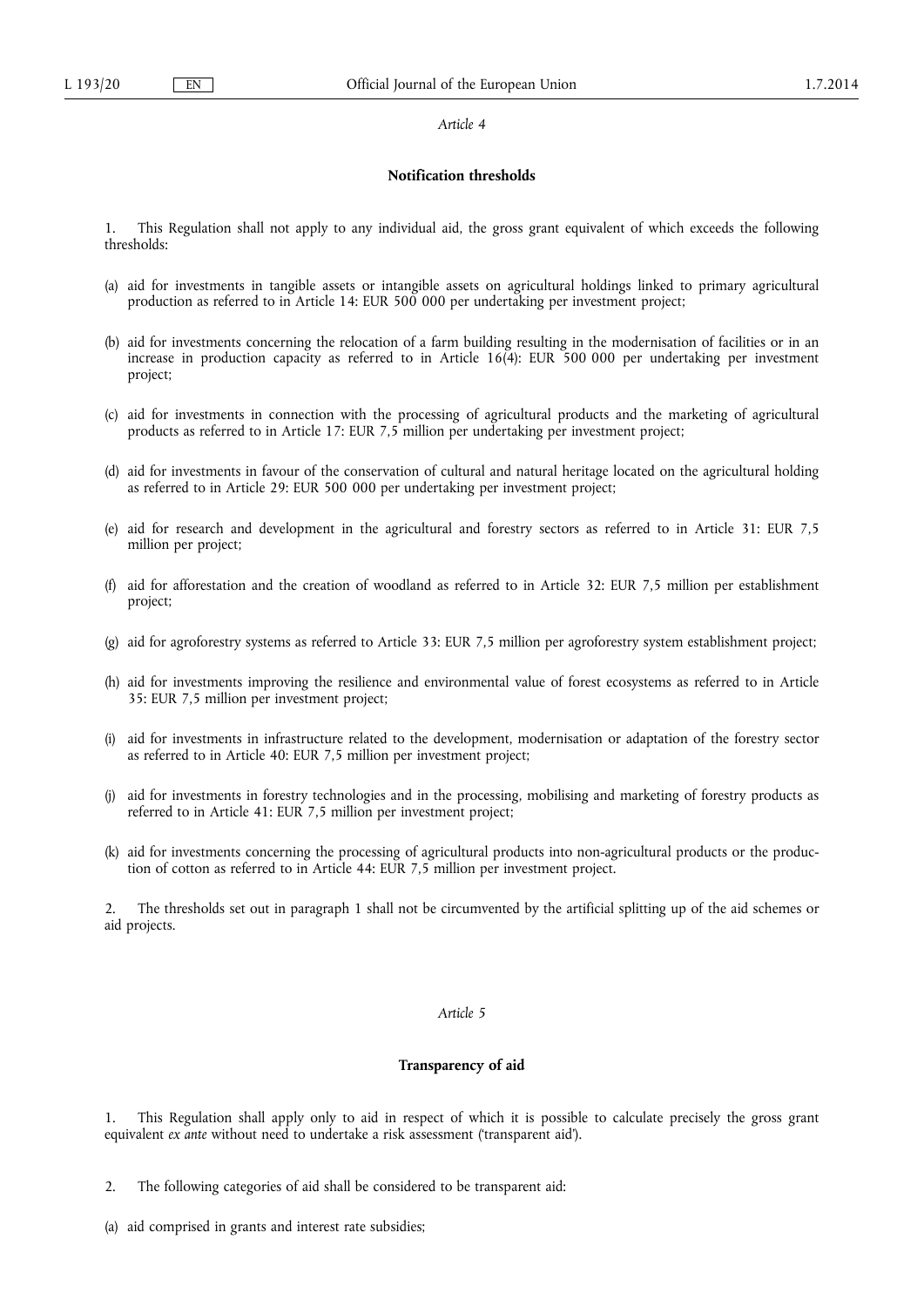*Article 4*

**Notification thresholds**

1. This Regulation shall not apply to any individual aid, the gross grant equivalent of which exceeds the following thresholds:

(a) aid for investments in tangible assets or intangible assets on agricultural holdings linked to primary agricultural production as referred to in Article 14: EUR 500 000 per undertaking per investment project;

(b) aid for investments concerning the relocation of a farm building resulting in the modernisation of facilities or in an increase in production capacity as referred to in Article 16(4): EUR 500 000 per undertaking per investment project;

(c) aid for investments in connection with the processing of agricultural products and the marketing of agricultural products as referred to in Article 17: EUR 7,5 million per undertaking per investment project;

(d) aid for investments in favour of the conservation of cultural and natural heritage located on the agricultural holding as referred to in Article 29: EUR 500 000 per undertaking per investment project;

(e) aid for research and development in the agricultural and forestry sectors as referred to in Article 31: EUR 7,5 million per project;

(f) aid for afforestation and the creation of woodland as referred to in Article 32: EUR 7,5 million per establishment project;

(g) aid for agroforestry systems as referred to Article 33: EUR 7,5 million per agroforestry system establishment project;

(h) aid for investments improving the resilience and environmental value of forest ecosystems as referred to in Article 35: EUR 7,5 million per investment project;

(i) aid for investments in infrastructure related to the development, modernisation or adaptation of the forestry sector as referred to in Article 40: EUR 7,5 million per investment project;

(j) aid for investments in forestry technologies and in the processing, mobilising and marketing of forestry products as referred to in Article 41: EUR 7,5 million per investment project;

(k) aid for investments concerning the processing of agricultural products into non-agricultural products or the production of cotton as referred to in Article 44: EUR 7,5 million per investment project.

2. The thresholds set out in paragraph 1 shall not be circumvented by the artificial splitting up of the aid schemes or aid projects.

*Article 5*

**Transparency of aid**

1. This Regulation shall apply only to aid in respect of which it is possible to calculate precisely the gross grant equivalent *ex ante* without need to undertake a risk assessment ('transparent aid').

2. The following categories of aid shall be considered to be transparent aid:

(a) aid comprised in grants and interest rate subsidies;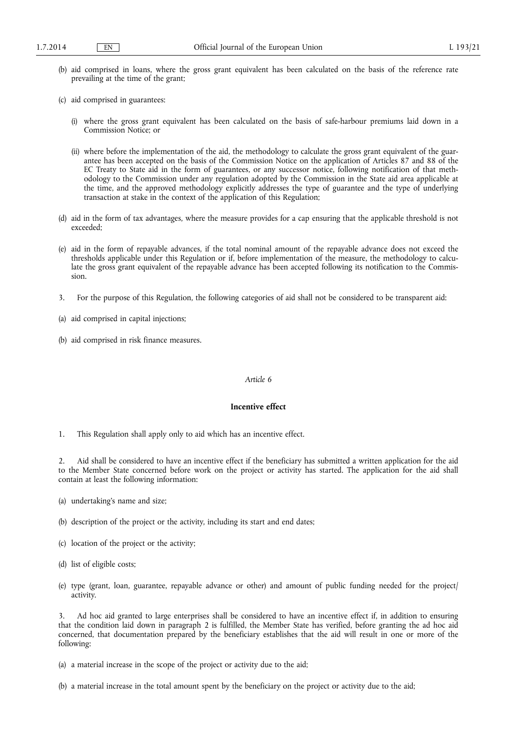(b) aid comprised in loans, where the gross grant equivalent has been calculated on the basis of the reference rate prevailing at the time of the grant;

(c) aid comprised in guarantees:

(i) where the gross grant equivalent has been calculated on the basis of safe-harbour premiums laid down in a Commission Notice; or

(ii) where before the implementation of the aid, the methodology to calculate the gross grant equivalent of the guarantee has been accepted on the basis of the Commission Notice on the application of Articles 87 and 88 of the EC Treaty to State aid in the form of guarantees, or any successor notice, following notification of that methodology to the Commission under any regulation adopted by the Commission in the State aid area applicable at the time, and the approved methodology explicitly addresses the type of guarantee and the type of underlying transaction at stake in the context of the application of this Regulation;

(d) aid in the form of tax advantages, where the measure provides for a cap ensuring that the applicable threshold is not exceeded;

(e) aid in the form of repayable advances, if the total nominal amount of the repayable advance does not exceed the thresholds applicable under this Regulation or if, before implementation of the measure, the methodology to calculate the gross grant equivalent of the repayable advance has been accepted following its notification to the Commission.

3. For the purpose of this Regulation, the following categories of aid shall not be considered to be transparent aid:

(a) aid comprised in capital injections;

(b) aid comprised in risk finance measures.

*Article 6*

**Incentive effect**

1. This Regulation shall apply only to aid which has an incentive effect.

2. Aid shall be considered to have an incentive effect if the beneficiary has submitted a written application for the aid to the Member State concerned before work on the project or activity has started. The application for the aid shall contain at least the following information:

(a) undertaking's name and size;

(b) description of the project or the activity, including its start and end dates;

(c) location of the project or the activity;

(d) list of eligible costs;

(e) type (grant, loan, guarantee, repayable advance or other) and amount of public funding needed for the project/activity.

3. Ad hoc aid granted to large enterprises shall be considered to have an incentive effect if, in addition to ensuring that the condition laid down in paragraph 2 is fulfilled, the Member State has verified, before granting the ad hoc aid concerned, that documentation prepared by the beneficiary establishes that the aid will result in one or more of the following:

(a) a material increase in the scope of the project or activity due to the aid;

(b) a material increase in the total amount spent by the beneficiary on the project or activity due to the aid;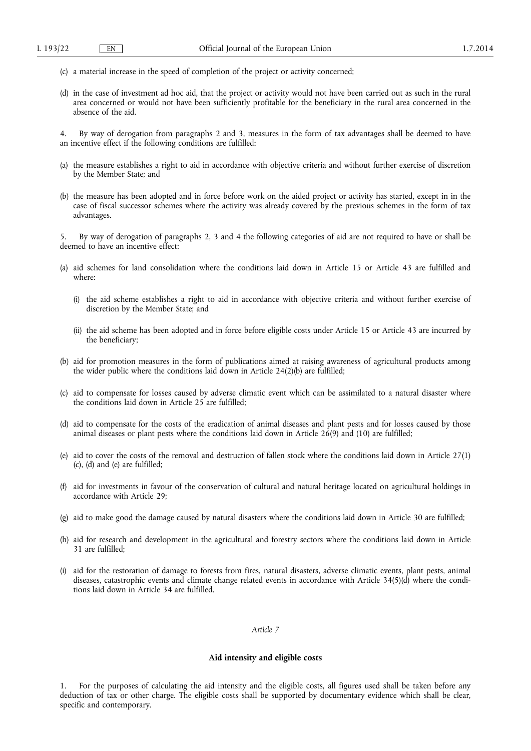(c) a material increase in the speed of completion of the project or activity concerned;

(d) in the case of investment ad hoc aid, that the project or activity would not have been carried out as such in the rural area concerned or would not have been sufficiently profitable for the beneficiary in the rural area concerned in the absence of the aid.

4. By way of derogation from paragraphs 2 and 3, measures in the form of tax advantages shall be deemed to have an incentive effect if the following conditions are fulfilled:

(a) the measure establishes a right to aid in accordance with objective criteria and without further exercise of discretion by the Member State; and

(b) the measure has been adopted and in force before work on the aided project or activity has started, except in in the case of fiscal successor schemes where the activity was already covered by the previous schemes in the form of tax advantages.

5. By way of derogation of paragraphs 2, 3 and 4 the following categories of aid are not required to have or shall be deemed to have an incentive effect:

(a) aid schemes for land consolidation where the conditions laid down in Article 15 or Article 43 are fulfilled and where:

   (i) the aid scheme establishes a right to aid in accordance with objective criteria and without further exercise of discretion by the Member State; and

   (ii) the aid scheme has been adopted and in force before eligible costs under Article 15 or Article 43 are incurred by the beneficiary;

(b) aid for promotion measures in the form of publications aimed at raising awareness of agricultural products among the wider public where the conditions laid down in Article 24(2)(b) are fulfilled;

(c) aid to compensate for losses caused by adverse climatic event which can be assimilated to a natural disaster where the conditions laid down in Article 25 are fulfilled;

(d) aid to compensate for the costs of the eradication of animal diseases and plant pests and for losses caused by those animal diseases or plant pests where the conditions laid down in Article 26(9) and (10) are fulfilled;

(e) aid to cover the costs of the removal and destruction of fallen stock where the conditions laid down in Article 27(1) (c), (d) and (e) are fulfilled;

(f) aid for investments in favour of the conservation of cultural and natural heritage located on agricultural holdings in accordance with Article 29;

(g) aid to make good the damage caused by natural disasters where the conditions laid down in Article 30 are fulfilled;

(h) aid for research and development in the agricultural and forestry sectors where the conditions laid down in Article 31 are fulfilled;

(i) aid for the restoration of damage to forests from fires, natural disasters, adverse climatic events, plant pests, animal diseases, catastrophic events and climate change related events in accordance with Article 34(5)(d) where the conditions laid down in Article 34 are fulfilled.

*Article 7*

**Aid intensity and eligible costs**

1. For the purposes of calculating the aid intensity and the eligible costs, all figures used shall be taken before any deduction of tax or other charge. The eligible costs shall be supported by documentary evidence which shall be clear, specific and contemporary.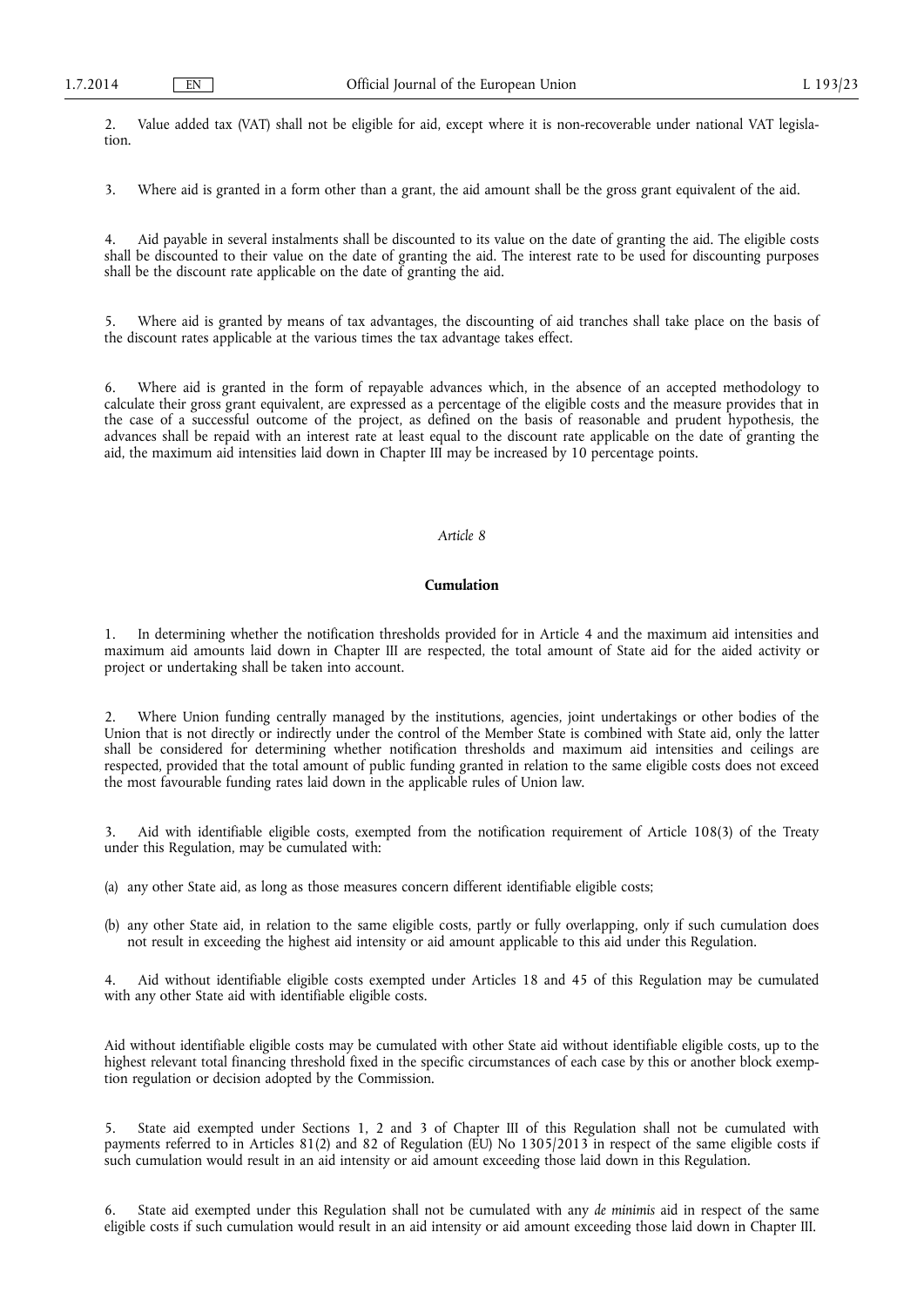2. Value added tax (VAT) shall not be eligible for aid, except where it is non-recoverable under national VAT legislation.

3. Where aid is granted in a form other than a grant, the aid amount shall be the gross grant equivalent of the aid.

4. Aid payable in several instalments shall be discounted to its value on the date of granting the aid. The eligible costs shall be discounted to their value on the date of granting the aid. The interest rate to be used for discounting purposes shall be the discount rate applicable on the date of granting the aid.

5. Where aid is granted by means of tax advantages, the discounting of aid tranches shall take place on the basis of the discount rates applicable at the various times the tax advantage takes effect.

6. Where aid is granted in the form of repayable advances which, in the absence of an accepted methodology to calculate their gross grant equivalent, are expressed as a percentage of the eligible costs and the measure provides that in the case of a successful outcome of the project, as defined on the basis of reasonable and prudent hypothesis, the advances shall be repaid with an interest rate at least equal to the discount rate applicable on the date of granting the aid, the maximum aid intensities laid down in Chapter III may be increased by 10 percentage points.

*Article 8*

**Cumulation**

1. In determining whether the notification thresholds provided for in Article 4 and the maximum aid intensities and maximum aid amounts laid down in Chapter III are respected, the total amount of State aid for the aided activity or project or undertaking shall be taken into account.

2. Where Union funding centrally managed by the institutions, agencies, joint undertakings or other bodies of the Union that is not directly or indirectly under the control of the Member State is combined with State aid, only the latter shall be considered for determining whether notification thresholds and maximum aid intensities and ceilings are respected, provided that the total amount of public funding granted in relation to the same eligible costs does not exceed the most favourable funding rates laid down in the applicable rules of Union law.

3. Aid with identifiable eligible costs, exempted from the notification requirement of Article 108(3) of the Treaty under this Regulation, may be cumulated with:

(a) any other State aid, as long as those measures concern different identifiable eligible costs;

(b) any other State aid, in relation to the same eligible costs, partly or fully overlapping, only if such cumulation does not result in exceeding the highest aid intensity or aid amount applicable to this aid under this Regulation.

4. Aid without identifiable eligible costs exempted under Articles 18 and 45 of this Regulation may be cumulated with any other State aid with identifiable eligible costs.

Aid without identifiable eligible costs may be cumulated with other State aid without identifiable eligible costs, up to the highest relevant total financing threshold fixed in the specific circumstances of each case by this or another block exemption regulation or decision adopted by the Commission.

5. State aid exempted under Sections 1, 2 and 3 of Chapter III of this Regulation shall not be cumulated with payments referred to in Articles 81(2) and 82 of Regulation (EU) No 1305/2013 in respect of the same eligible costs if such cumulation would result in an aid intensity or aid amount exceeding those laid down in this Regulation.

6. State aid exempted under this Regulation shall not be cumulated with any *de minimis* aid in respect of the same eligible costs if such cumulation would result in an aid intensity or aid amount exceeding those laid down in Chapter III.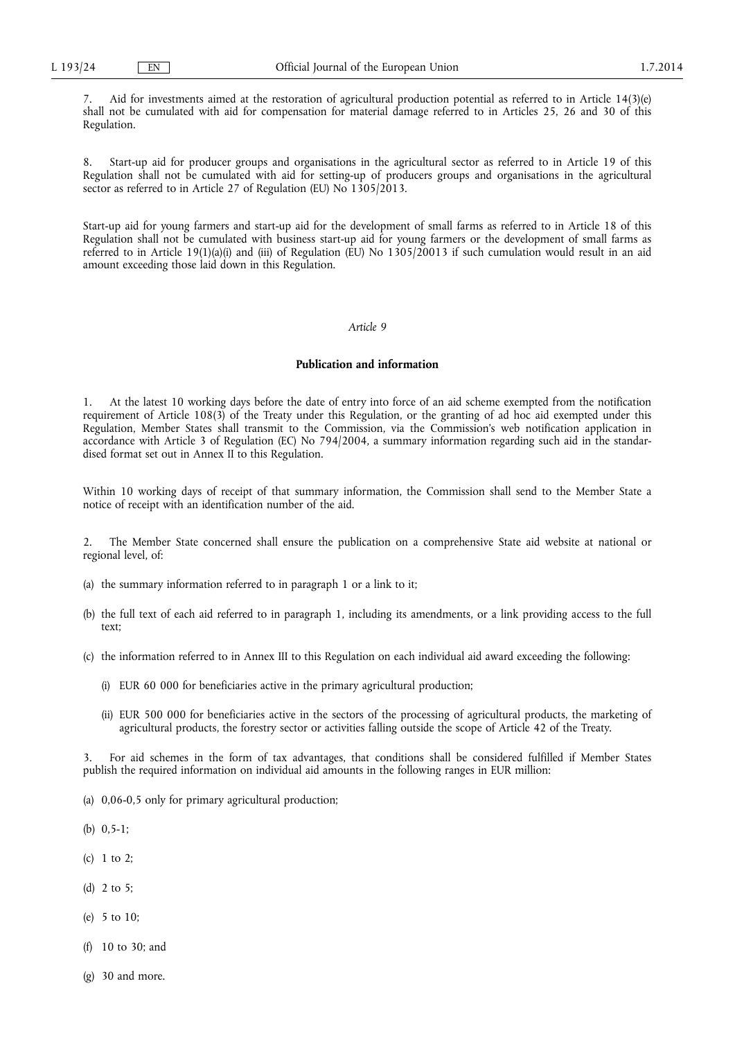7. Aid for investments aimed at the restoration of agricultural production potential as referred to in Article 14(3)(e) shall not be cumulated with aid for compensation for material damage referred to in Articles 25, 26 and 30 of this Regulation.

8. Start-up aid for producer groups and organisations in the agricultural sector as referred to in Article 19 of this Regulation shall not be cumulated with aid for setting-up of producers groups and organisations in the agricultural sector as referred to in Article 27 of Regulation (EU) No 1305/2013.

Start-up aid for young farmers and start-up aid for the development of small farms as referred to in Article 18 of this Regulation shall not be cumulated with business start-up aid for young farmers or the development of small farms as referred to in Article 19(1)(a)(i) and (iii) of Regulation (EU) No 1305/20013 if such cumulation would result in an aid amount exceeding those laid down in this Regulation.

*Article 9*

**Publication and information**

1. At the latest 10 working days before the date of entry into force of an aid scheme exempted from the notification requirement of Article 108(3) of the Treaty under this Regulation, or the granting of ad hoc aid exempted under this Regulation, Member States shall transmit to the Commission, via the Commission's web notification application in accordance with Article 3 of Regulation (EC) No 794/2004, a summary information regarding such aid in the standardised format set out in Annex II to this Regulation.

Within 10 working days of receipt of that summary information, the Commission shall send to the Member State a notice of receipt with an identification number of the aid.

2. The Member State concerned shall ensure the publication on a comprehensive State aid website at national or regional level, of:

(a) the summary information referred to in paragraph 1 or a link to it;

(b) the full text of each aid referred to in paragraph 1, including its amendments, or a link providing access to the full text;

(c) the information referred to in Annex III to this Regulation on each individual aid award exceeding the following:

  (i) EUR 60 000 for beneficiaries active in the primary agricultural production;

  (ii) EUR 500 000 for beneficiaries active in the sectors of the processing of agricultural products, the marketing of agricultural products, the forestry sector or activities falling outside the scope of Article 42 of the Treaty.

3. For aid schemes in the form of tax advantages, that conditions shall be considered fulfilled if Member States publish the required information on individual aid amounts in the following ranges in EUR million:

(a) 0,06-0,5 only for primary agricultural production;

(b) 0,5-1;

(c) 1 to 2;

(d) 2 to 5;

(e) 5 to 10;

(f) 10 to 30; and

(g) 30 and more.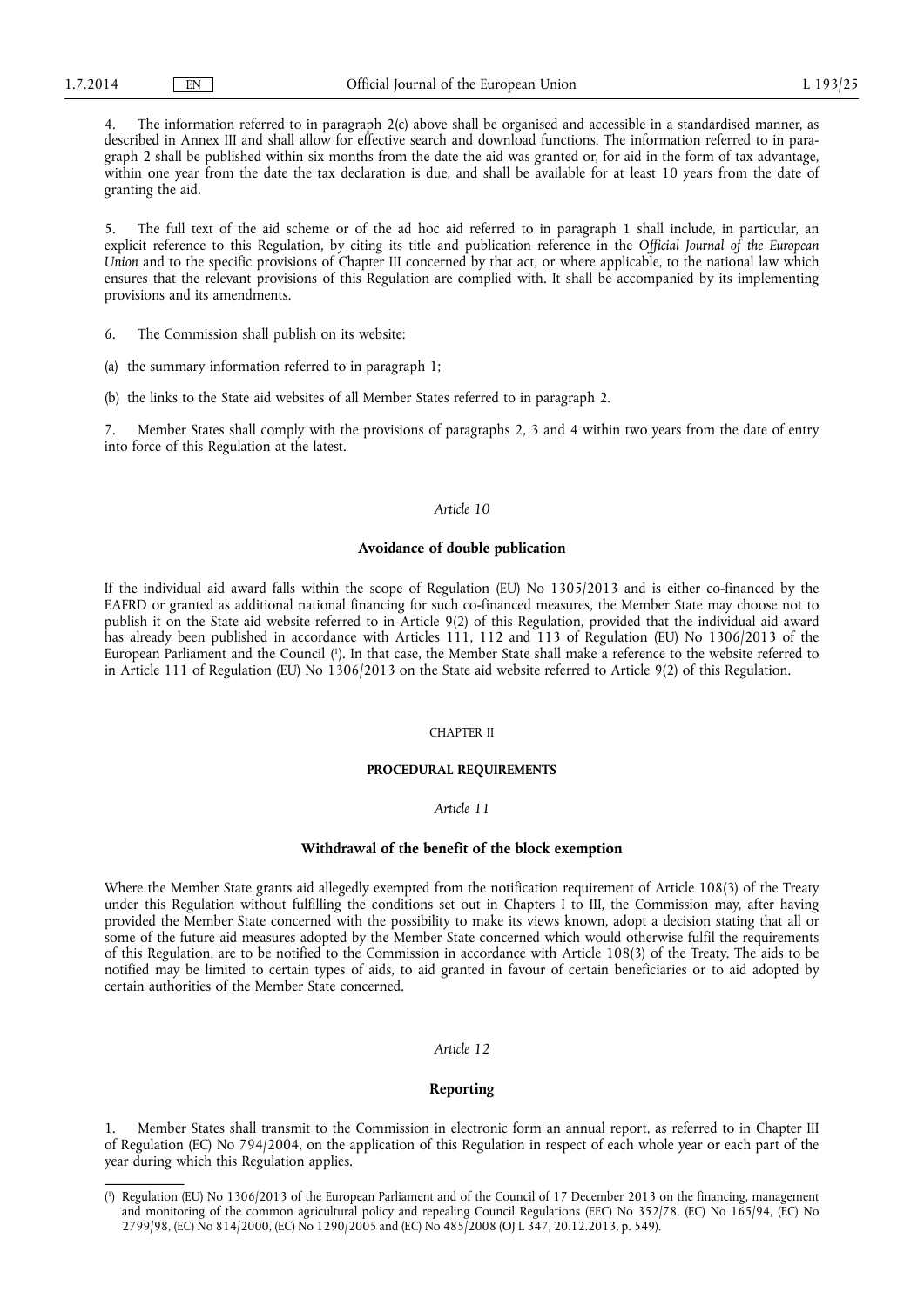4. The information referred to in paragraph 2(c) above shall be organised and accessible in a standardised manner, as described in Annex III and shall allow for effective search and download functions. The information referred to in paragraph 2 shall be published within six months from the date the aid was granted or, for aid in the form of tax advantage, within one year from the date the tax declaration is due, and shall be available for at least 10 years from the date of granting the aid.

5. The full text of the aid scheme or of the ad hoc aid referred to in paragraph 1 shall include, in particular, an explicit reference to this Regulation, by citing its title and publication reference in the *Official Journal of the European Union* and to the specific provisions of Chapter III concerned by that act, or where applicable, to the national law which ensures that the relevant provisions of this Regulation are complied with. It shall be accompanied by its implementing provisions and its amendments.

6. The Commission shall publish on its website:

(a) the summary information referred to in paragraph 1;

(b) the links to the State aid websites of all Member States referred to in paragraph 2.

7. Member States shall comply with the provisions of paragraphs 2, 3 and 4 within two years from the date of entry into force of this Regulation at the latest.

*Article 10*

**Avoidance of double publication**

If the individual aid award falls within the scope of Regulation (EU) No 1305/2013 and is either co-financed by the EAFRD or granted as additional national financing for such co-financed measures, the Member State may choose not to publish it on the State aid website referred to in Article 9(2) of this Regulation, provided that the individual aid award has already been published in accordance with Articles 111, 112 and 113 of Regulation (EU) No 1306/2013 of the European Parliament and the Council [1]. In that case, the Member State shall make a reference to the website referred to in Article 111 of Regulation (EU) No 1306/2013 on the State aid website referred to Article 9(2) of this Regulation.

CHAPTER II

**PROCEDURAL REQUIREMENTS**

*Article 11*

**Withdrawal of the benefit of the block exemption**

Where the Member State grants aid allegedly exempted from the notification requirement of Article 108(3) of the Treaty under this Regulation without fulfilling the conditions set out in Chapters I to III, the Commission may, after having provided the Member State concerned with the possibility to make its views known, adopt a decision stating that all or some of the future aid measures adopted by the Member State concerned which would otherwise fulfil the requirements of this Regulation, are to be notified to the Commission in accordance with Article 108(3) of the Treaty. The aids to be notified may be limited to certain types of aids, to aid granted in favour of certain beneficiaries or to aid adopted by certain authorities of the Member State concerned.

*Article 12*

**Reporting**

1. Member States shall transmit to the Commission in electronic form an annual report, as referred to in Chapter III of Regulation (EC) No 794/2004, on the application of this Regulation in respect of each whole year or each part of the year during which this Regulation applies.

---

[1] Regulation (EU) No 1306/2013 of the European Parliament and of the Council of 17 December 2013 on the financing, management and monitoring of the common agricultural policy and repealing Council Regulations (EEC) No 352/78, (EC) No 165/94, (EC) No 2799/98, (EC) No 814/2000, (EC) No 1290/2005 and (EC) No 485/2008 (OJ L 347, 20.12.2013, p. 549).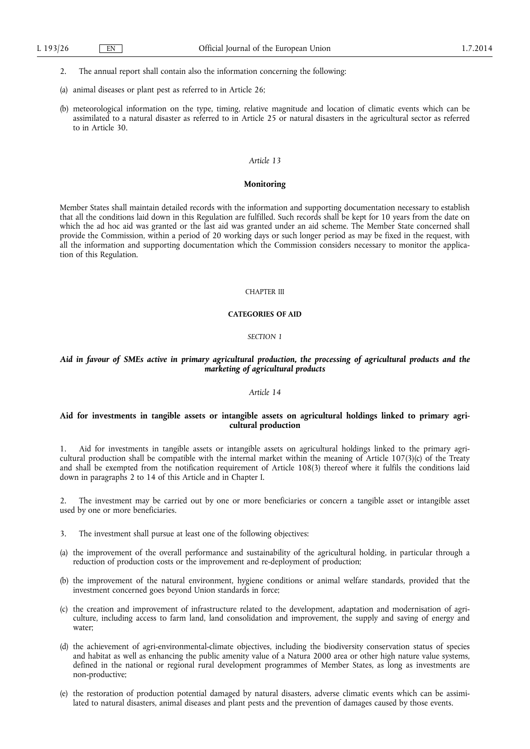2. The annual report shall contain also the information concerning the following:

(a) animal diseases or plant pest as referred to in Article 26;

(b) meteorological information on the type, timing, relative magnitude and location of climatic events which can be assimilated to a natural disaster as referred to in Article 25 or natural disasters in the agricultural sector as referred to in Article 30.

*Article 13*

**Monitoring**

Member States shall maintain detailed records with the information and supporting documentation necessary to establish that all the conditions laid down in this Regulation are fulfilled. Such records shall be kept for 10 years from the date on which the ad hoc aid was granted or the last aid was granted under an aid scheme. The Member State concerned shall provide the Commission, within a period of 20 working days or such longer period as may be fixed in the request, with all the information and supporting documentation which the Commission considers necessary to monitor the application of this Regulation.

## CHAPTER III

## CATEGORIES OF AID

*SECTION 1*

***Aid in favour of SMEs active in primary agricultural production, the processing of agricultural products and the marketing of agricultural products***

*Article 14*

**Aid for investments in tangible assets or intangible assets on agricultural holdings linked to primary agricultural production**

1. Aid for investments in tangible assets or intangible assets on agricultural holdings linked to the primary agricultural production shall be compatible with the internal market within the meaning of Article 107(3)(c) of the Treaty and shall be exempted from the notification requirement of Article 108(3) thereof where it fulfils the conditions laid down in paragraphs 2 to 14 of this Article and in Chapter I.

2. The investment may be carried out by one or more beneficiaries or concern a tangible asset or intangible asset used by one or more beneficiaries.

3. The investment shall pursue at least one of the following objectives:

(a) the improvement of the overall performance and sustainability of the agricultural holding, in particular through a reduction of production costs or the improvement and re-deployment of production;

(b) the improvement of the natural environment, hygiene conditions or animal welfare standards, provided that the investment concerned goes beyond Union standards in force;

(c) the creation and improvement of infrastructure related to the development, adaptation and modernisation of agriculture, including access to farm land, land consolidation and improvement, the supply and saving of energy and water;

(d) the achievement of agri-environmental-climate objectives, including the biodiversity conservation status of species and habitat as well as enhancing the public amenity value of a Natura 2000 area or other high nature value systems, defined in the national or regional rural development programmes of Member States, as long as investments are non-productive;

(e) the restoration of production potential damaged by natural disasters, adverse climatic events which can be assimilated to natural disasters, animal diseases and plant pests and the prevention of damages caused by those events.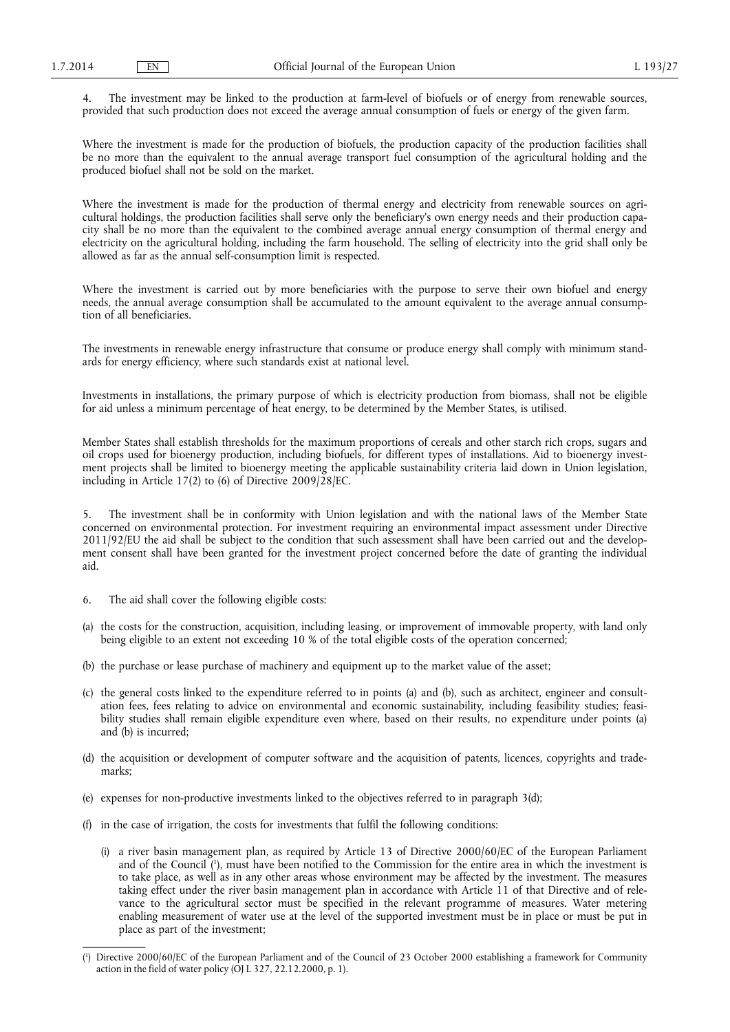4. The investment may be linked to the production at farm-level of biofuels or of energy from renewable sources, provided that such production does not exceed the average annual consumption of fuels or energy of the given farm.

Where the investment is made for the production of biofuels, the production capacity of the production facilities shall be no more than the equivalent to the annual average transport fuel consumption of the agricultural holding and the produced biofuel shall not be sold on the market.

Where the investment is made for the production of thermal energy and electricity from renewable sources on agricultural holdings, the production facilities shall serve only the beneficiary's own energy needs and their production capacity shall be no more than the equivalent to the combined average annual energy consumption of thermal energy and electricity on the agricultural holding, including the farm household. The selling of electricity into the grid shall only be allowed as far as the annual self-consumption limit is respected.

Where the investment is carried out by more beneficiaries with the purpose to serve their own biofuel and energy needs, the annual average consumption shall be accumulated to the amount equivalent to the average annual consumption of all beneficiaries.

The investments in renewable energy infrastructure that consume or produce energy shall comply with minimum standards for energy efficiency, where such standards exist at national level.

Investments in installations, the primary purpose of which is electricity production from biomass, shall not be eligible for aid unless a minimum percentage of heat energy, to be determined by the Member States, is utilised.

Member States shall establish thresholds for the maximum proportions of cereals and other starch rich crops, sugars and oil crops used for bioenergy production, including biofuels, for different types of installations. Aid to bioenergy investment projects shall be limited to bioenergy meeting the applicable sustainability criteria laid down in Union legislation, including in Article 17(2) to (6) of Directive 2009/28/EC.

5. The investment shall be in conformity with Union legislation and with the national laws of the Member State concerned on environmental protection. For investment requiring an environmental impact assessment under Directive 2011/92/EU the aid shall be subject to the condition that such assessment shall have been carried out and the development consent shall have been granted for the investment project concerned before the date of granting the individual aid.

6. The aid shall cover the following eligible costs:

(a) the costs for the construction, acquisition, including leasing, or improvement of immovable property, with land only being eligible to an extent not exceeding 10 % of the total eligible costs of the operation concerned;

(b) the purchase or lease purchase of machinery and equipment up to the market value of the asset;

(c) the general costs linked to the expenditure referred to in points (a) and (b), such as architect, engineer and consultation fees, fees relating to advice on environmental and economic sustainability, including feasibility studies; feasibility studies shall remain eligible expenditure even where, based on their results, no expenditure under points (a) and (b) is incurred;

(d) the acquisition or development of computer software and the acquisition of patents, licences, copyrights and trademarks;

(e) expenses for non-productive investments linked to the objectives referred to in paragraph 3(d);

(f) in the case of irrigation, the costs for investments that fulfil the following conditions:

   (i) a river basin management plan, as required by Article 13 of Directive 2000/60/EC of the European Parliament and of the Council [1], must have been notified to the Commission for the entire area in which the investment is to take place, as well as in any other areas whose environment may be affected by the investment. The measures taking effect under the river basin management plan in accordance with Article 11 of that Directive and of relevance to the agricultural sector must be specified in the relevant programme of measures. Water metering enabling measurement of water use at the level of the supported investment must be in place or must be put in place as part of the investment;

---

[1] Directive 2000/60/EC of the European Parliament and of the Council of 23 October 2000 establishing a framework for Community action in the field of water policy (OJ L 327, 22.12.2000, p. 1).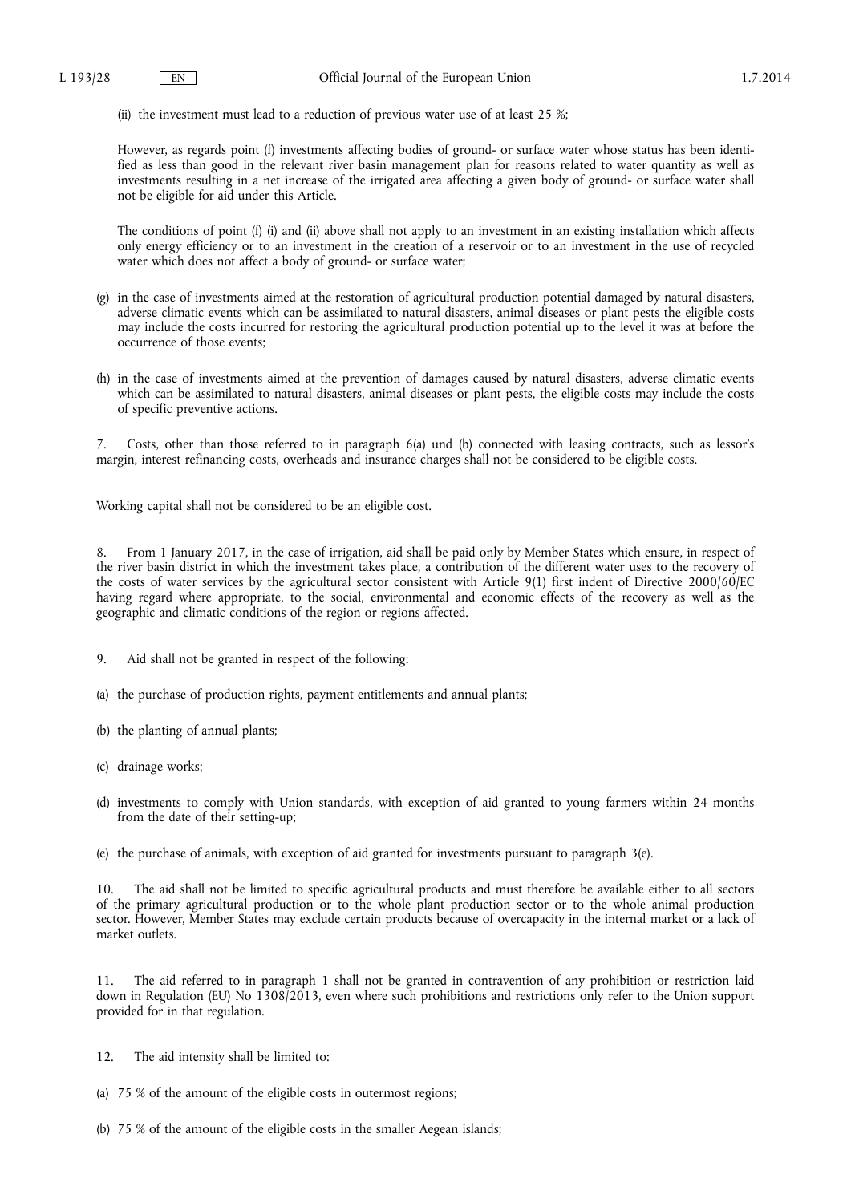(ii) the investment must lead to a reduction of previous water use of at least 25 %;

However, as regards point (f) investments affecting bodies of ground- or surface water whose status has been identified as less than good in the relevant river basin management plan for reasons related to water quantity as well as investments resulting in a net increase of the irrigated area affecting a given body of ground- or surface water shall not be eligible for aid under this Article.

The conditions of point (f) (i) and (ii) above shall not apply to an investment in an existing installation which affects only energy efficiency or to an investment in the creation of a reservoir or to an investment in the use of recycled water which does not affect a body of ground- or surface water;

(g) in the case of investments aimed at the restoration of agricultural production potential damaged by natural disasters, adverse climatic events which can be assimilated to natural disasters, animal diseases or plant pests the eligible costs may include the costs incurred for restoring the agricultural production potential up to the level it was at before the occurrence of those events;

(h) in the case of investments aimed at the prevention of damages caused by natural disasters, adverse climatic events which can be assimilated to natural disasters, animal diseases or plant pests, the eligible costs may include the costs of specific preventive actions.

7. Costs, other than those referred to in paragraph 6(a) und (b) connected with leasing contracts, such as lessor's margin, interest refinancing costs, overheads and insurance charges shall not be considered to be eligible costs.

Working capital shall not be considered to be an eligible cost.

8. From 1 January 2017, in the case of irrigation, aid shall be paid only by Member States which ensure, in respect of the river basin district in which the investment takes place, a contribution of the different water uses to the recovery of the costs of water services by the agricultural sector consistent with Article 9(1) first indent of Directive 2000/60/EC having regard where appropriate, to the social, environmental and economic effects of the recovery as well as the geographic and climatic conditions of the region or regions affected.

9. Aid shall not be granted in respect of the following:

(a) the purchase of production rights, payment entitlements and annual plants;

(b) the planting of annual plants;

(c) drainage works;

(d) investments to comply with Union standards, with exception of aid granted to young farmers within 24 months from the date of their setting-up;

(e) the purchase of animals, with exception of aid granted for investments pursuant to paragraph 3(e).

10. The aid shall not be limited to specific agricultural products and must therefore be available either to all sectors of the primary agricultural production or to the whole plant production sector or to the whole animal production sector. However, Member States may exclude certain products because of overcapacity in the internal market or a lack of market outlets.

11. The aid referred to in paragraph 1 shall not be granted in contravention of any prohibition or restriction laid down in Regulation (EU) No 1308/2013, even where such prohibitions and restrictions only refer to the Union support provided for in that regulation.

12. The aid intensity shall be limited to:

(a) 75 % of the amount of the eligible costs in outermost regions;

(b) 75 % of the amount of the eligible costs in the smaller Aegean islands;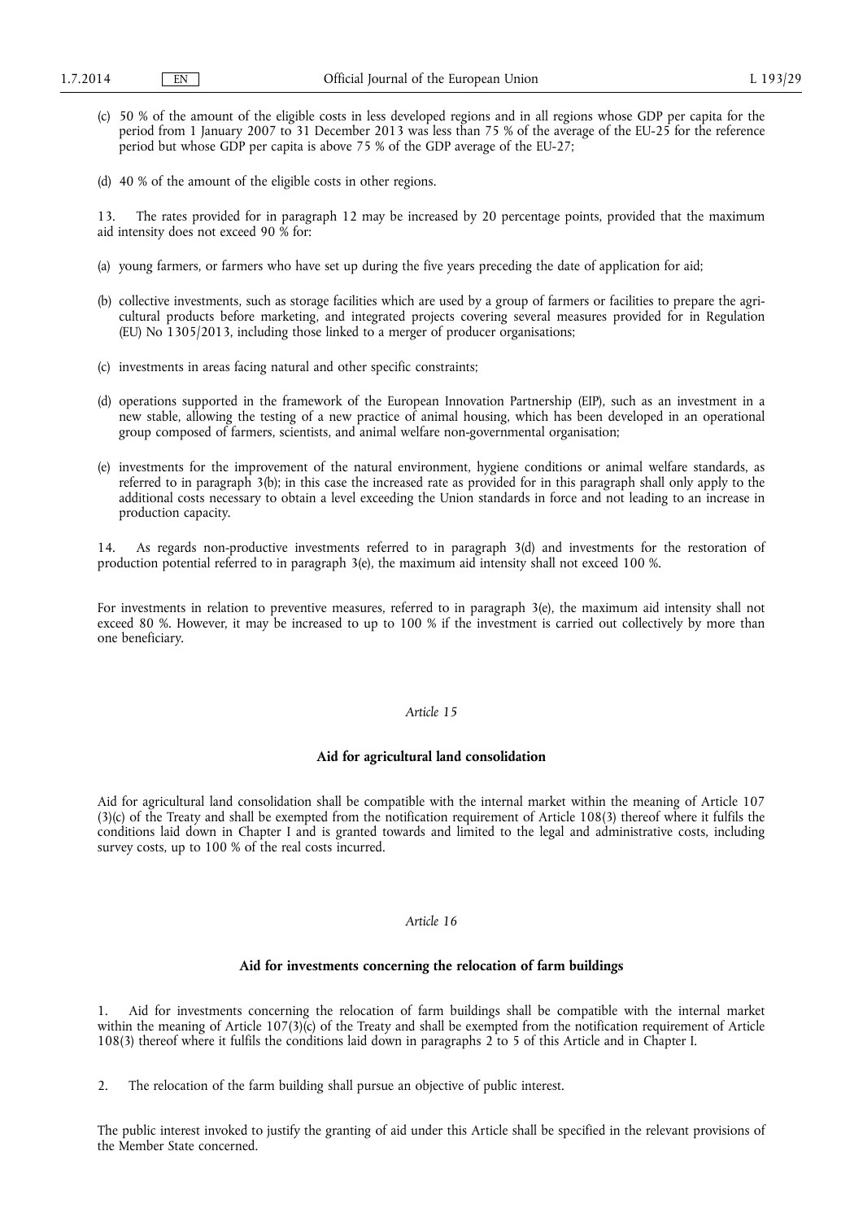(c) 50 % of the amount of the eligible costs in less developed regions and in all regions whose GDP per capita for the period from 1 January 2007 to 31 December 2013 was less than 75 % of the average of the EU-25 for the reference period but whose GDP per capita is above 75 % of the GDP average of the EU-27;

(d) 40 % of the amount of the eligible costs in other regions.

13. The rates provided for in paragraph 12 may be increased by 20 percentage points, provided that the maximum aid intensity does not exceed 90 % for:

(a) young farmers, or farmers who have set up during the five years preceding the date of application for aid;

(b) collective investments, such as storage facilities which are used by a group of farmers or facilities to prepare the agricultural products before marketing, and integrated projects covering several measures provided for in Regulation (EU) No 1305/2013, including those linked to a merger of producer organisations;

(c) investments in areas facing natural and other specific constraints;

(d) operations supported in the framework of the European Innovation Partnership (EIP), such as an investment in a new stable, allowing the testing of a new practice of animal housing, which has been developed in an operational group composed of farmers, scientists, and animal welfare non-governmental organisation;

(e) investments for the improvement of the natural environment, hygiene conditions or animal welfare standards, as referred to in paragraph 3(b); in this case the increased rate as provided for in this paragraph shall only apply to the additional costs necessary to obtain a level exceeding the Union standards in force and not leading to an increase in production capacity.

14. As regards non-productive investments referred to in paragraph 3(d) and investments for the restoration of production potential referred to in paragraph 3(e), the maximum aid intensity shall not exceed 100 %.

For investments in relation to preventive measures, referred to in paragraph 3(e), the maximum aid intensity shall not exceed 80 %. However, it may be increased to up to 100 % if the investment is carried out collectively by more than one beneficiary.

*Article 15*

**Aid for agricultural land consolidation**

Aid for agricultural land consolidation shall be compatible with the internal market within the meaning of Article 107(3)(c) of the Treaty and shall be exempted from the notification requirement of Article 108(3) thereof where it fulfils the conditions laid down in Chapter I and is granted towards and limited to the legal and administrative costs, including survey costs, up to 100 % of the real costs incurred.

*Article 16*

**Aid for investments concerning the relocation of farm buildings**

1. Aid for investments concerning the relocation of farm buildings shall be compatible with the internal market within the meaning of Article 107(3)(c) of the Treaty and shall be exempted from the notification requirement of Article 108(3) thereof where it fulfils the conditions laid down in paragraphs 2 to 5 of this Article and in Chapter I.

2. The relocation of the farm building shall pursue an objective of public interest.

The public interest invoked to justify the granting of aid under this Article shall be specified in the relevant provisions of the Member State concerned.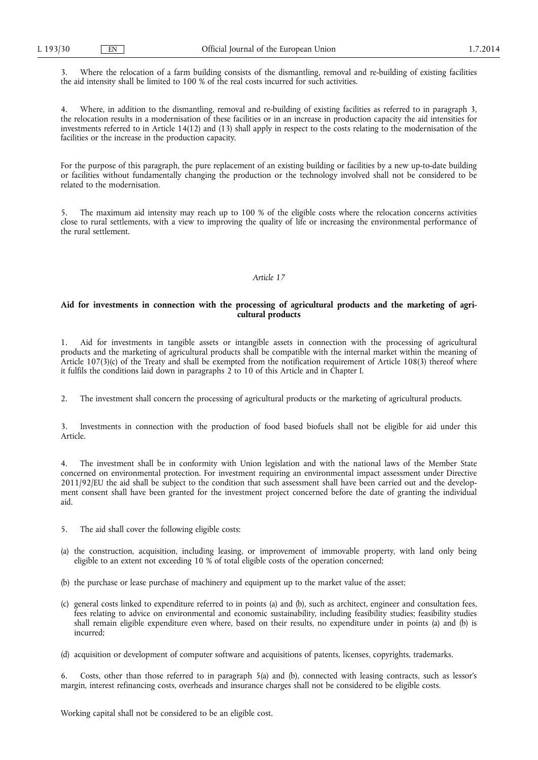3. Where the relocation of a farm building consists of the dismantling, removal and re-building of existing facilities the aid intensity shall be limited to 100 % of the real costs incurred for such activities.

4. Where, in addition to the dismantling, removal and re-building of existing facilities as referred to in paragraph 3, the relocation results in a modernisation of these facilities or in an increase in production capacity the aid intensities for investments referred to in Article 14(12) and (13) shall apply in respect to the costs relating to the modernisation of the facilities or the increase in the production capacity.

For the purpose of this paragraph, the pure replacement of an existing building or facilities by a new up-to-date building or facilities without fundamentally changing the production or the technology involved shall not be considered to be related to the modernisation.

5. The maximum aid intensity may reach up to 100 % of the eligible costs where the relocation concerns activities close to rural settlements, with a view to improving the quality of life or increasing the environmental performance of the rural settlement.

*Article 17*

**Aid for investments in connection with the processing of agricultural products and the marketing of agricultural products**

1. Aid for investments in tangible assets or intangible assets in connection with the processing of agricultural products and the marketing of agricultural products shall be compatible with the internal market within the meaning of Article 107(3)(c) of the Treaty and shall be exempted from the notification requirement of Article 108(3) thereof where it fulfils the conditions laid down in paragraphs 2 to 10 of this Article and in Chapter I.

2. The investment shall concern the processing of agricultural products or the marketing of agricultural products.

3. Investments in connection with the production of food based biofuels shall not be eligible for aid under this Article.

4. The investment shall be in conformity with Union legislation and with the national laws of the Member State concerned on environmental protection. For investment requiring an environmental impact assessment under Directive 2011/92/EU the aid shall be subject to the condition that such assessment shall have been carried out and the development consent shall have been granted for the investment project concerned before the date of granting the individual aid.

5. The aid shall cover the following eligible costs:

(a) the construction, acquisition, including leasing, or improvement of immovable property, with land only being eligible to an extent not exceeding 10 % of total eligible costs of the operation concerned;

(b) the purchase or lease purchase of machinery and equipment up to the market value of the asset;

(c) general costs linked to expenditure referred to in points (a) and (b), such as architect, engineer and consultation fees, fees relating to advice on environmental and economic sustainability, including feasibility studies; feasibility studies shall remain eligible expenditure even where, based on their results, no expenditure under in points (a) and (b) is incurred;

(d) acquisition or development of computer software and acquisitions of patents, licenses, copyrights, trademarks.

6. Costs, other than those referred to in paragraph 5(a) and (b), connected with leasing contracts, such as lessor's margin, interest refinancing costs, overheads and insurance charges shall not be considered to be eligible costs.

Working capital shall not be considered to be an eligible cost.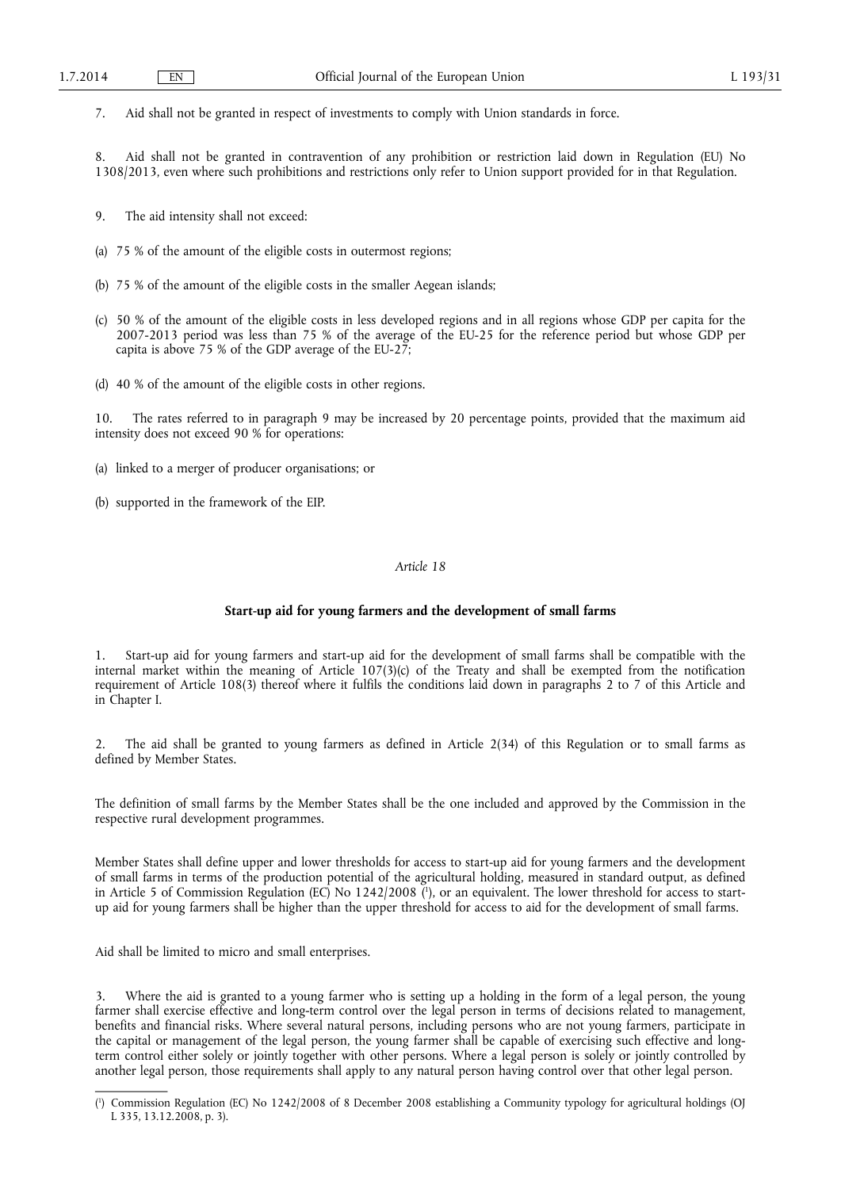7. Aid shall not be granted in respect of investments to comply with Union standards in force.

8. Aid shall not be granted in contravention of any prohibition or restriction laid down in Regulation (EU) No 1308/2013, even where such prohibitions and restrictions only refer to Union support provided for in that Regulation.

9. The aid intensity shall not exceed:

(a) 75 % of the amount of the eligible costs in outermost regions;

(b) 75 % of the amount of the eligible costs in the smaller Aegean islands;

(c) 50 % of the amount of the eligible costs in less developed regions and in all regions whose GDP per capita for the 2007-2013 period was less than 75 % of the average of the EU-25 for the reference period but whose GDP per capita is above 75 % of the GDP average of the EU-27;

(d) 40 % of the amount of the eligible costs in other regions.

10. The rates referred to in paragraph 9 may be increased by 20 percentage points, provided that the maximum aid intensity does not exceed 90 % for operations:

(a) linked to a merger of producer organisations; or

(b) supported in the framework of the EIP.

*Article 18*

**Start-up aid for young farmers and the development of small farms**

1. Start-up aid for young farmers and start-up aid for the development of small farms shall be compatible with the internal market within the meaning of Article 107(3)(c) of the Treaty and shall be exempted from the notification requirement of Article 108(3) thereof where it fulfils the conditions laid down in paragraphs 2 to 7 of this Article and in Chapter I.

2. The aid shall be granted to young farmers as defined in Article 2(34) of this Regulation or to small farms as defined by Member States.

The definition of small farms by the Member States shall be the one included and approved by the Commission in the respective rural development programmes.

Member States shall define upper and lower thresholds for access to start-up aid for young farmers and the development of small farms in terms of the production potential of the agricultural holding, measured in standard output, as defined in Article 5 of Commission Regulation (EC) No 1242/2008 [1], or an equivalent. The lower threshold for access to start-up aid for young farmers shall be higher than the upper threshold for access to aid for the development of small farms.

Aid shall be limited to micro and small enterprises.

3. Where the aid is granted to a young farmer who is setting up a holding in the form of a legal person, the young farmer shall exercise effective and long-term control over the legal person in terms of decisions related to management, benefits and financial risks. Where several natural persons, including persons who are not young farmers, participate in the capital or management of the legal person, the young farmer shall be capable of exercising such effective and long-term control either solely or jointly together with other persons. Where a legal person is solely or jointly controlled by another legal person, those requirements shall apply to any natural person having control over that other legal person.

---

[1] Commission Regulation (EC) No 1242/2008 of 8 December 2008 establishing a Community typology for agricultural holdings (OJ L 335, 13.12.2008, p. 3).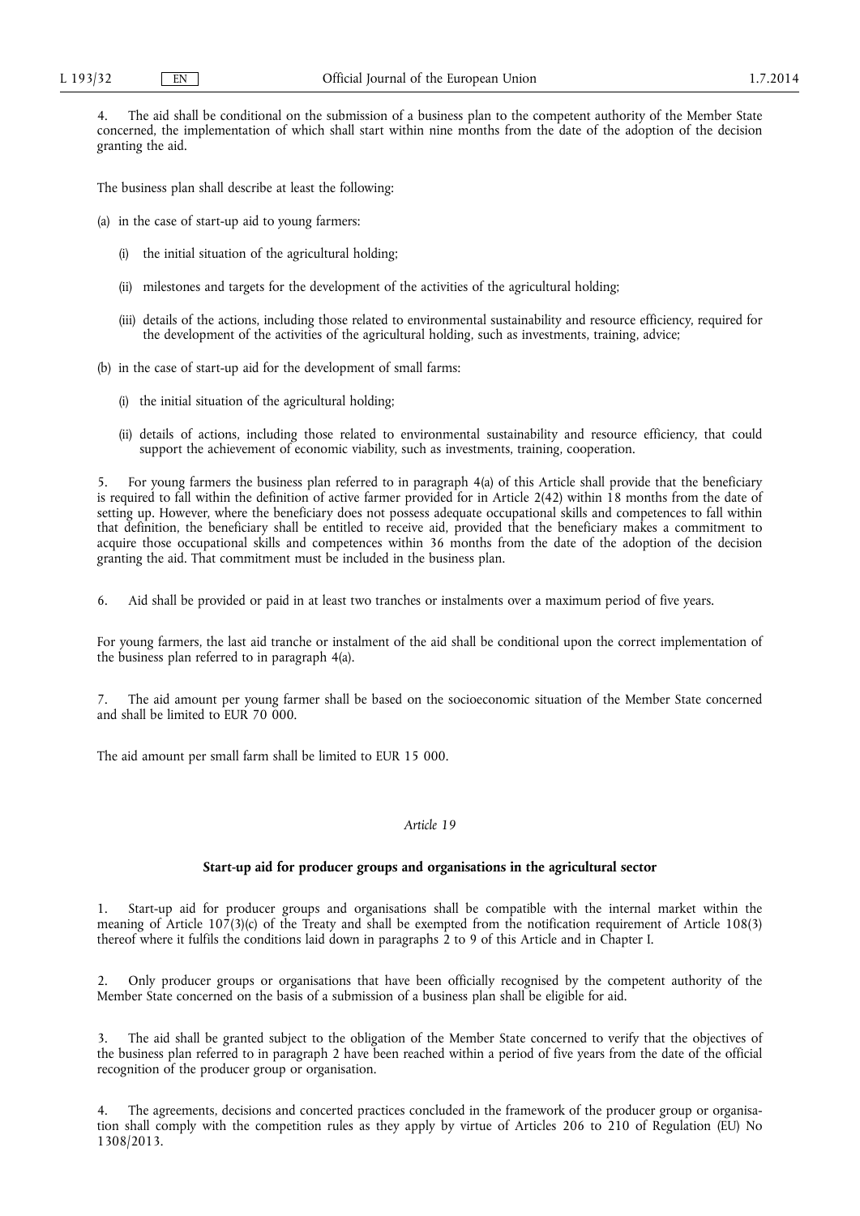4. The aid shall be conditional on the submission of a business plan to the competent authority of the Member State concerned, the implementation of which shall start within nine months from the date of the adoption of the decision granting the aid.

The business plan shall describe at least the following:

(a) in the case of start-up aid to young farmers:

 (i) the initial situation of the agricultural holding;

 (ii) milestones and targets for the development of the activities of the agricultural holding;

 (iii) details of the actions, including those related to environmental sustainability and resource efficiency, required for the development of the activities of the agricultural holding, such as investments, training, advice;

(b) in the case of start-up aid for the development of small farms:

 (i) the initial situation of the agricultural holding;

 (ii) details of actions, including those related to environmental sustainability and resource efficiency, that could support the achievement of economic viability, such as investments, training, cooperation.

5. For young farmers the business plan referred to in paragraph 4(a) of this Article shall provide that the beneficiary is required to fall within the definition of active farmer provided for in Article 2(42) within 18 months from the date of setting up. However, where the beneficiary does not possess adequate occupational skills and competences to fall within that definition, the beneficiary shall be entitled to receive aid, provided that the beneficiary makes a commitment to acquire those occupational skills and competences within 36 months from the date of the adoption of the decision granting the aid. That commitment must be included in the business plan.

6. Aid shall be provided or paid in at least two tranches or instalments over a maximum period of five years.

For young farmers, the last aid tranche or instalment of the aid shall be conditional upon the correct implementation of the business plan referred to in paragraph 4(a).

7. The aid amount per young farmer shall be based on the socioeconomic situation of the Member State concerned and shall be limited to EUR 70 000.

The aid amount per small farm shall be limited to EUR 15 000.

*Article 19*

**Start-up aid for producer groups and organisations in the agricultural sector**

1. Start-up aid for producer groups and organisations shall be compatible with the internal market within the meaning of Article 107(3)(c) of the Treaty and shall be exempted from the notification requirement of Article 108(3) thereof where it fulfils the conditions laid down in paragraphs 2 to 9 of this Article and in Chapter I.

2. Only producer groups or organisations that have been officially recognised by the competent authority of the Member State concerned on the basis of a submission of a business plan shall be eligible for aid.

3. The aid shall be granted subject to the obligation of the Member State concerned to verify that the objectives of the business plan referred to in paragraph 2 have been reached within a period of five years from the date of the official recognition of the producer group or organisation.

4. The agreements, decisions and concerted practices concluded in the framework of the producer group or organisation shall comply with the competition rules as they apply by virtue of Articles 206 to 210 of Regulation (EU) No 1308/2013.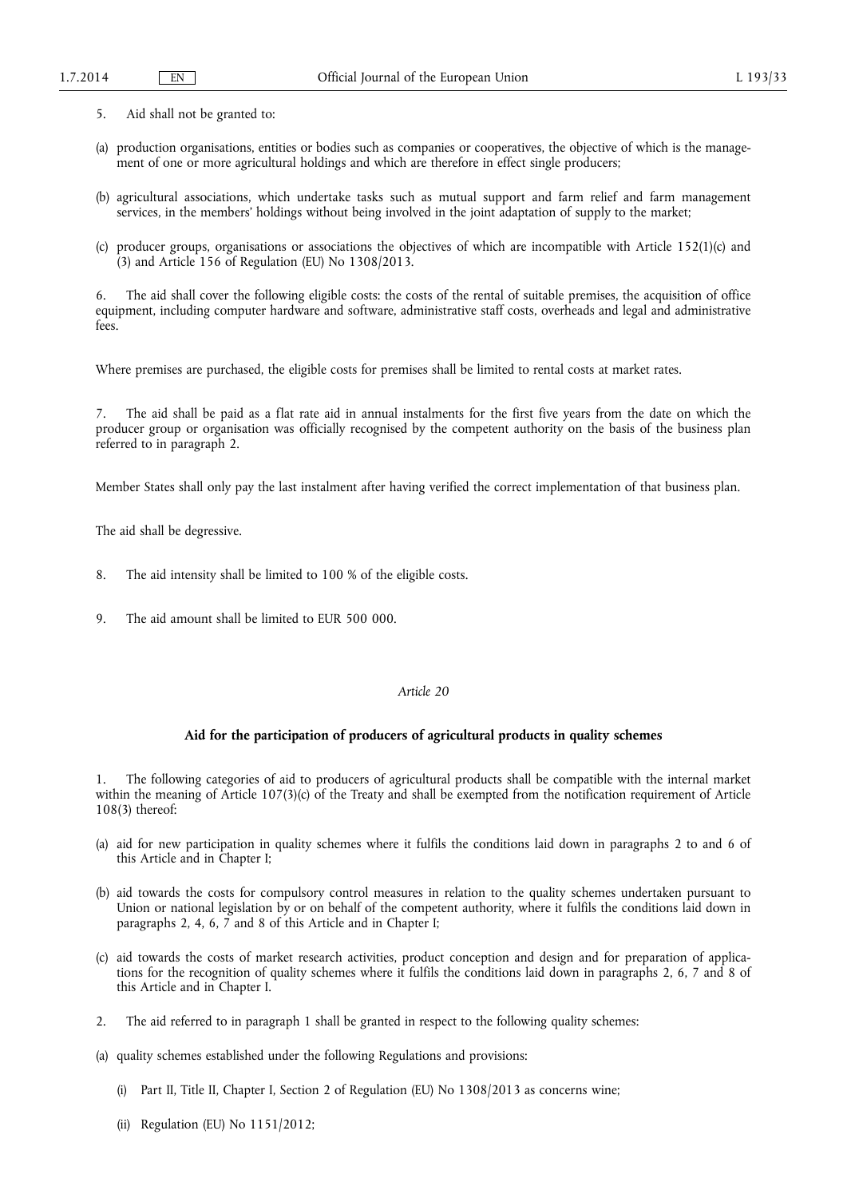5. Aid shall not be granted to:

(a) production organisations, entities or bodies such as companies or cooperatives, the objective of which is the management of one or more agricultural holdings and which are therefore in effect single producers;

(b) agricultural associations, which undertake tasks such as mutual support and farm relief and farm management services, in the members' holdings without being involved in the joint adaptation of supply to the market;

(c) producer groups, organisations or associations the objectives of which are incompatible with Article 152(1)(c) and (3) and Article 156 of Regulation (EU) No 1308/2013.

6. The aid shall cover the following eligible costs: the costs of the rental of suitable premises, the acquisition of office equipment, including computer hardware and software, administrative staff costs, overheads and legal and administrative fees.

Where premises are purchased, the eligible costs for premises shall be limited to rental costs at market rates.

7. The aid shall be paid as a flat rate aid in annual instalments for the first five years from the date on which the producer group or organisation was officially recognised by the competent authority on the basis of the business plan referred to in paragraph 2.

Member States shall only pay the last instalment after having verified the correct implementation of that business plan.

The aid shall be degressive.

8. The aid intensity shall be limited to 100 % of the eligible costs.

9. The aid amount shall be limited to EUR 500 000.

*Article 20*

**Aid for the participation of producers of agricultural products in quality schemes**

1. The following categories of aid to producers of agricultural products shall be compatible with the internal market within the meaning of Article 107(3)(c) of the Treaty and shall be exempted from the notification requirement of Article 108(3) thereof:

(a) aid for new participation in quality schemes where it fulfils the conditions laid down in paragraphs 2 to and 6 of this Article and in Chapter I;

(b) aid towards the costs for compulsory control measures in relation to the quality schemes undertaken pursuant to Union or national legislation by or on behalf of the competent authority, where it fulfils the conditions laid down in paragraphs 2, 4, 6, 7 and 8 of this Article and in Chapter I;

(c) aid towards the costs of market research activities, product conception and design and for preparation of applications for the recognition of quality schemes where it fulfils the conditions laid down in paragraphs 2, 6, 7 and 8 of this Article and in Chapter I.

2. The aid referred to in paragraph 1 shall be granted in respect to the following quality schemes:

(a) quality schemes established under the following Regulations and provisions:

   (i) Part II, Title II, Chapter I, Section 2 of Regulation (EU) No 1308/2013 as concerns wine;

   (ii) Regulation (EU) No 1151/2012;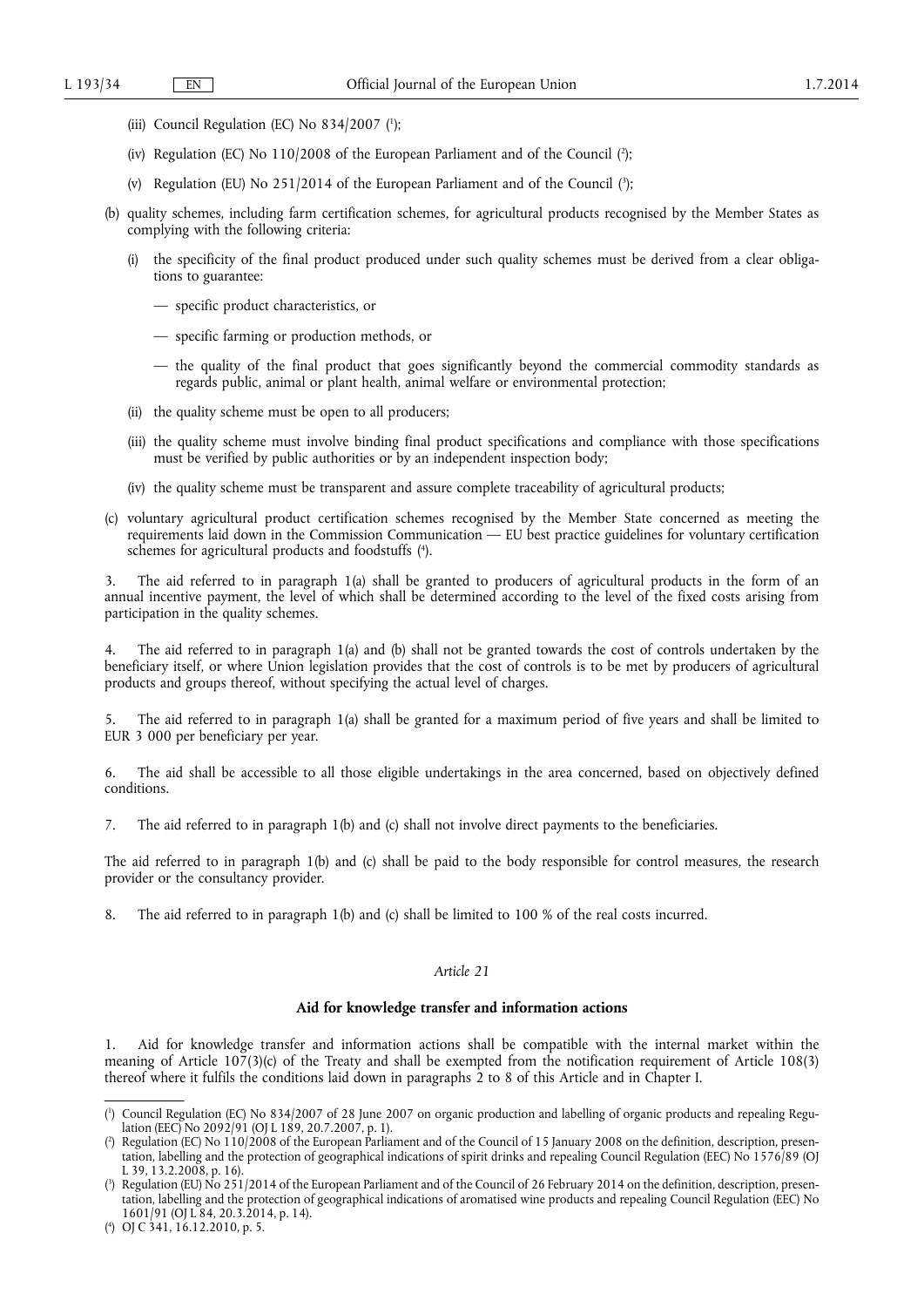(iii) Council Regulation (EC) No 834/2007 [1];

(iv) Regulation (EC) No 110/2008 of the European Parliament and of the Council [2];

(v) Regulation (EU) No 251/2014 of the European Parliament and of the Council [3];

(b) quality schemes, including farm certification schemes, for agricultural products recognised by the Member States as complying with the following criteria:

(i) the specificity of the final product produced under such quality schemes must be derived from a clear obligations to guarantee:

— specific product characteristics, or

— specific farming or production methods, or

— the quality of the final product that goes significantly beyond the commercial commodity standards as regards public, animal or plant health, animal welfare or environmental protection;

(ii) the quality scheme must be open to all producers;

(iii) the quality scheme must involve binding final product specifications and compliance with those specifications must be verified by public authorities or by an independent inspection body;

(iv) the quality scheme must be transparent and assure complete traceability of agricultural products;

(c) voluntary agricultural product certification schemes recognised by the Member State concerned as meeting the requirements laid down in the Commission Communication — EU best practice guidelines for voluntary certification schemes for agricultural products and foodstuffs [4].

3. The aid referred to in paragraph 1(a) shall be granted to producers of agricultural products in the form of an annual incentive payment, the level of which shall be determined according to the level of the fixed costs arising from participation in the quality schemes.

4. The aid referred to in paragraph 1(a) and (b) shall not be granted towards the cost of controls undertaken by the beneficiary itself, or where Union legislation provides that the cost of controls is to be met by producers of agricultural products and groups thereof, without specifying the actual level of charges.

5. The aid referred to in paragraph 1(a) shall be granted for a maximum period of five years and shall be limited to EUR 3 000 per beneficiary per year.

6. The aid shall be accessible to all those eligible undertakings in the area concerned, based on objectively defined conditions.

7. The aid referred to in paragraph 1(b) and (c) shall not involve direct payments to the beneficiaries.

The aid referred to in paragraph 1(b) and (c) shall be paid to the body responsible for control measures, the research provider or the consultancy provider.

8. The aid referred to in paragraph 1(b) and (c) shall be limited to 100 % of the real costs incurred.

*Article 21*

**Aid for knowledge transfer and information actions**

1. Aid for knowledge transfer and information actions shall be compatible with the internal market within the meaning of Article 107(3)(c) of the Treaty and shall be exempted from the notification requirement of Article 108(3) thereof where it fulfils the conditions laid down in paragraphs 2 to 8 of this Article and in Chapter I.

---

[1] Council Regulation (EC) No 834/2007 of 28 June 2007 on organic production and labelling of organic products and repealing Regulation (EEC) No 2092/91 (OJ L 189, 20.7.2007, p. 1).

[2] Regulation (EC) No 110/2008 of the European Parliament and of the Council of 15 January 2008 on the definition, description, presentation, labelling and the protection of geographical indications of spirit drinks and repealing Council Regulation (EEC) No 1576/89 (OJ L 39, 13.2.2008, p. 16).

[3] Regulation (EU) No 251/2014 of the European Parliament and of the Council of 26 February 2014 on the definition, description, presentation, labelling and the protection of geographical indications of aromatised wine products and repealing Council Regulation (EEC) No 1601/91 (OJ L 84, 20.3.2014, p. 14).

[4] OJ C 341, 16.12.2010, p. 5.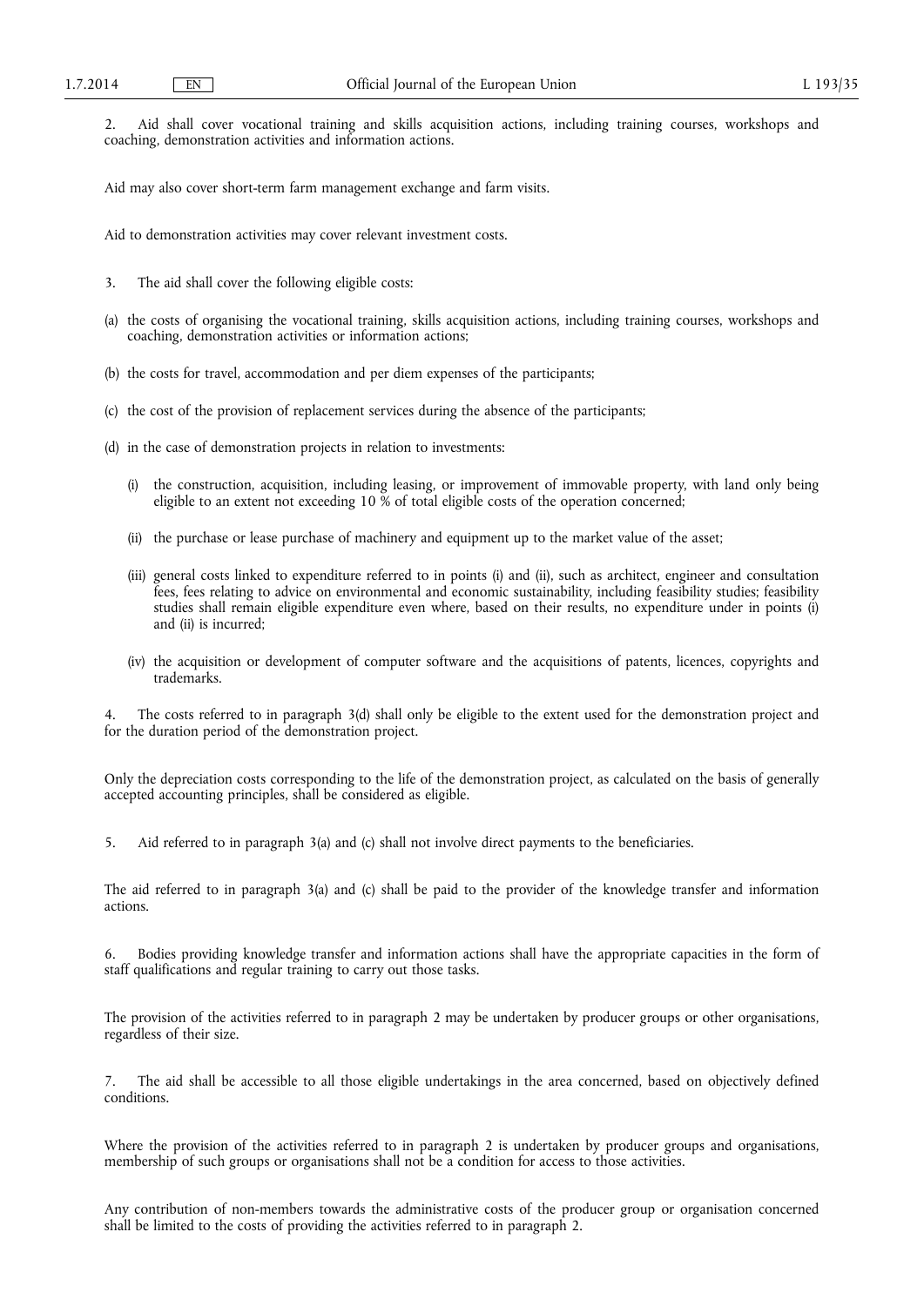2. Aid shall cover vocational training and skills acquisition actions, including training courses, workshops and coaching, demonstration activities and information actions.

Aid may also cover short-term farm management exchange and farm visits.

Aid to demonstration activities may cover relevant investment costs.

3. The aid shall cover the following eligible costs:

(a) the costs of organising the vocational training, skills acquisition actions, including training courses, workshops and coaching, demonstration activities or information actions;

(b) the costs for travel, accommodation and per diem expenses of the participants;

(c) the cost of the provision of replacement services during the absence of the participants;

(d) in the case of demonstration projects in relation to investments:

(i) the construction, acquisition, including leasing, or improvement of immovable property, with land only being eligible to an extent not exceeding 10 % of total eligible costs of the operation concerned;

(ii) the purchase or lease purchase of machinery and equipment up to the market value of the asset;

(iii) general costs linked to expenditure referred to in points (i) and (ii), such as architect, engineer and consultation fees, fees relating to advice on environmental and economic sustainability, including feasibility studies; feasibility studies shall remain eligible expenditure even where, based on their results, no expenditure under in points (i) and (ii) is incurred;

(iv) the acquisition or development of computer software and the acquisitions of patents, licences, copyrights and trademarks.

4. The costs referred to in paragraph 3(d) shall only be eligible to the extent used for the demonstration project and for the duration period of the demonstration project.

Only the depreciation costs corresponding to the life of the demonstration project, as calculated on the basis of generally accepted accounting principles, shall be considered as eligible.

5. Aid referred to in paragraph 3(a) and (c) shall not involve direct payments to the beneficiaries.

The aid referred to in paragraph 3(a) and (c) shall be paid to the provider of the knowledge transfer and information actions.

6. Bodies providing knowledge transfer and information actions shall have the appropriate capacities in the form of staff qualifications and regular training to carry out those tasks.

The provision of the activities referred to in paragraph 2 may be undertaken by producer groups or other organisations, regardless of their size.

7. The aid shall be accessible to all those eligible undertakings in the area concerned, based on objectively defined conditions.

Where the provision of the activities referred to in paragraph 2 is undertaken by producer groups and organisations, membership of such groups or organisations shall not be a condition for access to those activities.

Any contribution of non-members towards the administrative costs of the producer group or organisation concerned shall be limited to the costs of providing the activities referred to in paragraph 2.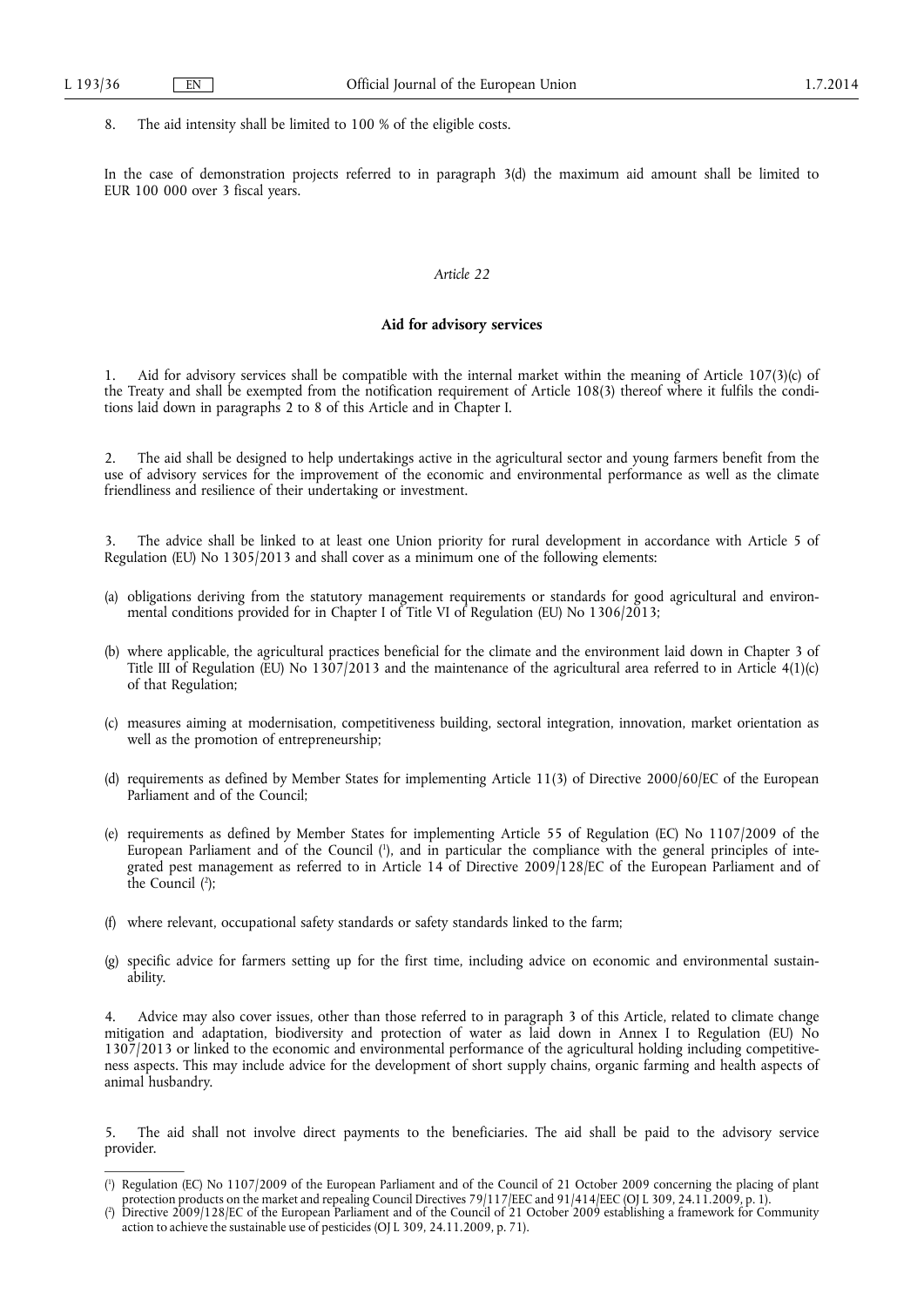8. The aid intensity shall be limited to 100 % of the eligible costs.

In the case of demonstration projects referred to in paragraph 3(d) the maximum aid amount shall be limited to EUR 100 000 over 3 fiscal years.

*Article 22*

**Aid for advisory services**

1. Aid for advisory services shall be compatible with the internal market within the meaning of Article 107(3)(c) of the Treaty and shall be exempted from the notification requirement of Article 108(3) thereof where it fulfils the conditions laid down in paragraphs 2 to 8 of this Article and in Chapter I.

2. The aid shall be designed to help undertakings active in the agricultural sector and young farmers benefit from the use of advisory services for the improvement of the economic and environmental performance as well as the climate friendliness and resilience of their undertaking or investment.

3. The advice shall be linked to at least one Union priority for rural development in accordance with Article 5 of Regulation (EU) No 1305/2013 and shall cover as a minimum one of the following elements:

(a) obligations deriving from the statutory management requirements or standards for good agricultural and environmental conditions provided for in Chapter I of Title VI of Regulation (EU) No 1306/2013;

(b) where applicable, the agricultural practices beneficial for the climate and the environment laid down in Chapter 3 of Title III of Regulation (EU) No 1307/2013 and the maintenance of the agricultural area referred to in Article 4(1)(c) of that Regulation;

(c) measures aiming at modernisation, competitiveness building, sectoral integration, innovation, market orientation as well as the promotion of entrepreneurship;

(d) requirements as defined by Member States for implementing Article 11(3) of Directive 2000/60/EC of the European Parliament and of the Council;

(e) requirements as defined by Member States for implementing Article 55 of Regulation (EC) No 1107/2009 of the European Parliament and of the Council [1], and in particular the compliance with the general principles of integrated pest management as referred to in Article 14 of Directive 2009/128/EC of the European Parliament and of the Council [2];

(f) where relevant, occupational safety standards or safety standards linked to the farm;

(g) specific advice for farmers setting up for the first time, including advice on economic and environmental sustainability.

4. Advice may also cover issues, other than those referred to in paragraph 3 of this Article, related to climate change mitigation and adaptation, biodiversity and protection of water as laid down in Annex I to Regulation (EU) No 1307/2013 or linked to the economic and environmental performance of the agricultural holding including competitiveness aspects. This may include advice for the development of short supply chains, organic farming and health aspects of animal husbandry.

5. The aid shall not involve direct payments to the beneficiaries. The aid shall be paid to the advisory service provider.

---

[1] Regulation (EC) No 1107/2009 of the European Parliament and of the Council of 21 October 2009 concerning the placing of plant protection products on the market and repealing Council Directives 79/117/EEC and 91/414/EEC (OJ L 309, 24.11.2009, p. 1).

[2] Directive 2009/128/EC of the European Parliament and of the Council of 21 October 2009 establishing a framework for Community action to achieve the sustainable use of pesticides (OJ L 309, 24.11.2009, p. 71).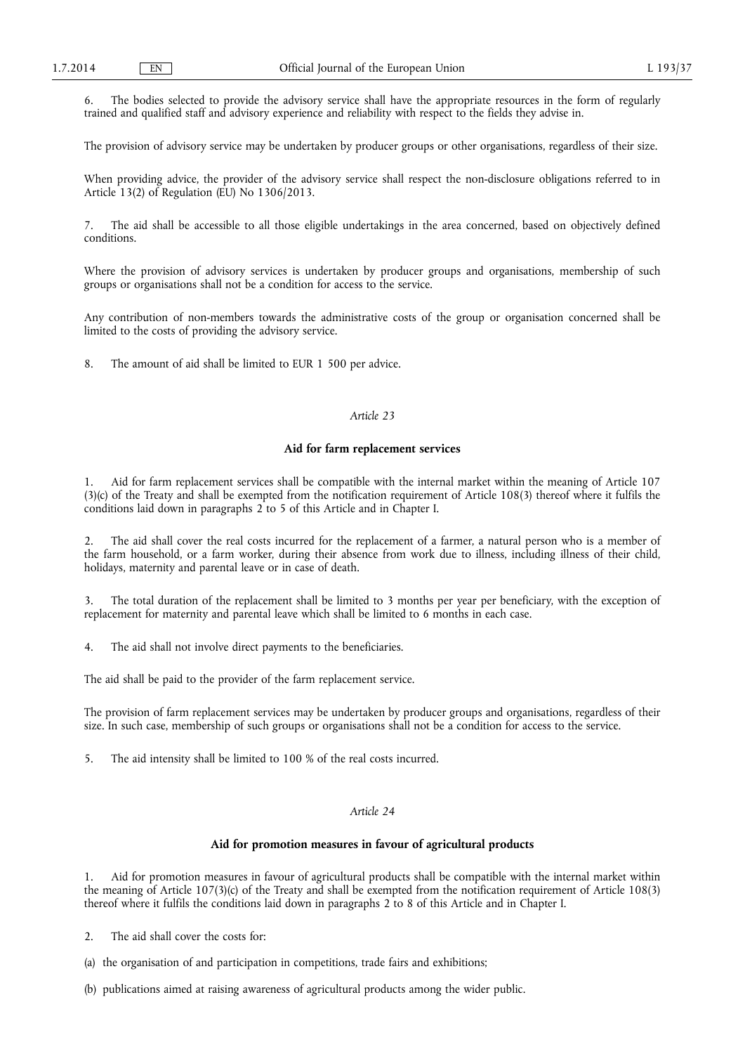6. The bodies selected to provide the advisory service shall have the appropriate resources in the form of regularly trained and qualified staff and advisory experience and reliability with respect to the fields they advise in.

The provision of advisory service may be undertaken by producer groups or other organisations, regardless of their size.

When providing advice, the provider of the advisory service shall respect the non-disclosure obligations referred to in Article 13(2) of Regulation (EU) No 1306/2013.

7. The aid shall be accessible to all those eligible undertakings in the area concerned, based on objectively defined conditions.

Where the provision of advisory services is undertaken by producer groups and organisations, membership of such groups or organisations shall not be a condition for access to the service.

Any contribution of non-members towards the administrative costs of the group or organisation concerned shall be limited to the costs of providing the advisory service.

8. The amount of aid shall be limited to EUR 1 500 per advice.

*Article 23*

**Aid for farm replacement services**

1. Aid for farm replacement services shall be compatible with the internal market within the meaning of Article 107 (3)(c) of the Treaty and shall be exempted from the notification requirement of Article 108(3) thereof where it fulfils the conditions laid down in paragraphs 2 to 5 of this Article and in Chapter I.

2. The aid shall cover the real costs incurred for the replacement of a farmer, a natural person who is a member of the farm household, or a farm worker, during their absence from work due to illness, including illness of their child, holidays, maternity and parental leave or in case of death.

3. The total duration of the replacement shall be limited to 3 months per year per beneficiary, with the exception of replacement for maternity and parental leave which shall be limited to 6 months in each case.

4. The aid shall not involve direct payments to the beneficiaries.

The aid shall be paid to the provider of the farm replacement service.

The provision of farm replacement services may be undertaken by producer groups and organisations, regardless of their size. In such case, membership of such groups or organisations shall not be a condition for access to the service.

5. The aid intensity shall be limited to 100 % of the real costs incurred.

*Article 24*

**Aid for promotion measures in favour of agricultural products**

1. Aid for promotion measures in favour of agricultural products shall be compatible with the internal market within the meaning of Article 107(3)(c) of the Treaty and shall be exempted from the notification requirement of Article 108(3) thereof where it fulfils the conditions laid down in paragraphs 2 to 8 of this Article and in Chapter I.

2. The aid shall cover the costs for:

(a) the organisation of and participation in competitions, trade fairs and exhibitions;

(b) publications aimed at raising awareness of agricultural products among the wider public.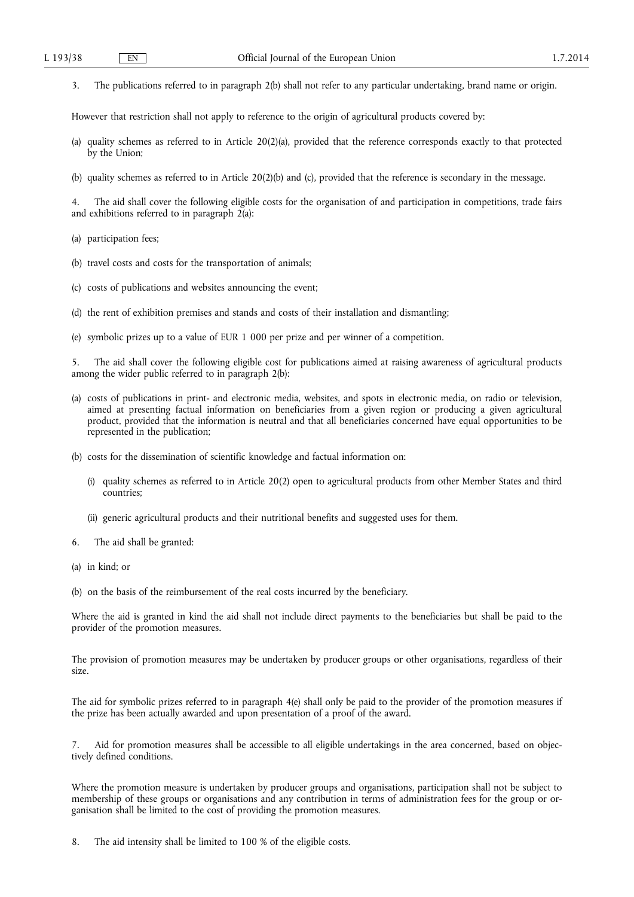3. The publications referred to in paragraph 2(b) shall not refer to any particular undertaking, brand name or origin.

However that restriction shall not apply to reference to the origin of agricultural products covered by:

(a) quality schemes as referred to in Article 20(2)(a), provided that the reference corresponds exactly to that protected by the Union;

(b) quality schemes as referred to in Article 20(2)(b) and (c), provided that the reference is secondary in the message.

4. The aid shall cover the following eligible costs for the organisation of and participation in competitions, trade fairs and exhibitions referred to in paragraph 2(a):

(a) participation fees;

(b) travel costs and costs for the transportation of animals;

(c) costs of publications and websites announcing the event;

(d) the rent of exhibition premises and stands and costs of their installation and dismantling;

(e) symbolic prizes up to a value of EUR 1 000 per prize and per winner of a competition.

5. The aid shall cover the following eligible cost for publications aimed at raising awareness of agricultural products among the wider public referred to in paragraph 2(b):

(a) costs of publications in print- and electronic media, websites, and spots in electronic media, on radio or television, aimed at presenting factual information on beneficiaries from a given region or producing a given agricultural product, provided that the information is neutral and that all beneficiaries concerned have equal opportunities to be represented in the publication;

(b) costs for the dissemination of scientific knowledge and factual information on:

   (i) quality schemes as referred to in Article 20(2) open to agricultural products from other Member States and third countries;

   (ii) generic agricultural products and their nutritional benefits and suggested uses for them.

6. The aid shall be granted:

(a) in kind; or

(b) on the basis of the reimbursement of the real costs incurred by the beneficiary.

Where the aid is granted in kind the aid shall not include direct payments to the beneficiaries but shall be paid to the provider of the promotion measures.

The provision of promotion measures may be undertaken by producer groups or other organisations, regardless of their size.

The aid for symbolic prizes referred to in paragraph 4(e) shall only be paid to the provider of the promotion measures if the prize has been actually awarded and upon presentation of a proof of the award.

7. Aid for promotion measures shall be accessible to all eligible undertakings in the area concerned, based on objectively defined conditions.

Where the promotion measure is undertaken by producer groups and organisations, participation shall not be subject to membership of these groups or organisations and any contribution in terms of administration fees for the group or organisation shall be limited to the cost of providing the promotion measures.

8. The aid intensity shall be limited to 100 % of the eligible costs.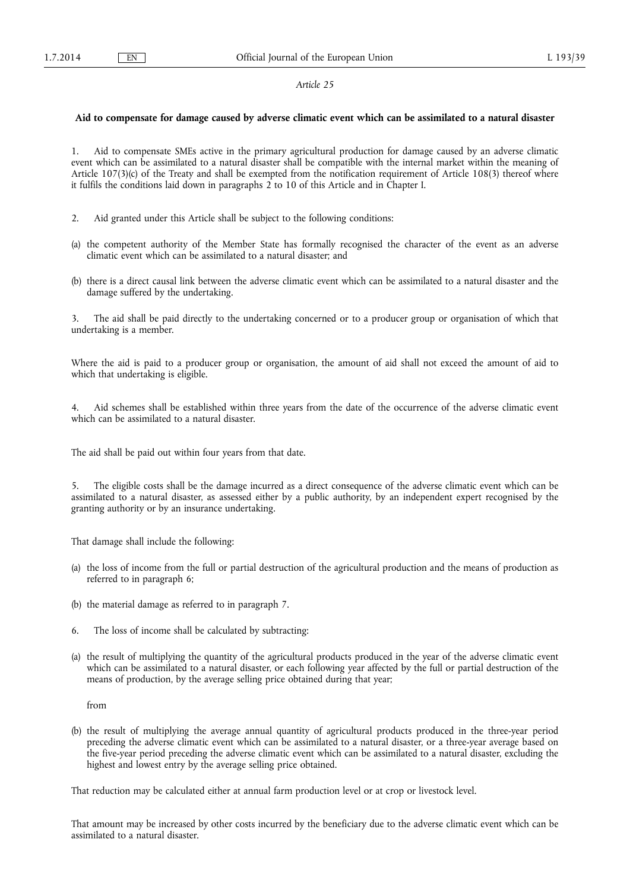*Article 25*

**Aid to compensate for damage caused by adverse climatic event which can be assimilated to a natural disaster**

1. Aid to compensate SMEs active in the primary agricultural production for damage caused by an adverse climatic event which can be assimilated to a natural disaster shall be compatible with the internal market within the meaning of Article 107(3)(c) of the Treaty and shall be exempted from the notification requirement of Article 108(3) thereof where it fulfils the conditions laid down in paragraphs 2 to 10 of this Article and in Chapter I.

2. Aid granted under this Article shall be subject to the following conditions:

(a) the competent authority of the Member State has formally recognised the character of the event as an adverse climatic event which can be assimilated to a natural disaster; and

(b) there is a direct causal link between the adverse climatic event which can be assimilated to a natural disaster and the damage suffered by the undertaking.

3. The aid shall be paid directly to the undertaking concerned or to a producer group or organisation of which that undertaking is a member.

Where the aid is paid to a producer group or organisation, the amount of aid shall not exceed the amount of aid to which that undertaking is eligible.

4. Aid schemes shall be established within three years from the date of the occurrence of the adverse climatic event which can be assimilated to a natural disaster.

The aid shall be paid out within four years from that date.

5. The eligible costs shall be the damage incurred as a direct consequence of the adverse climatic event which can be assimilated to a natural disaster, as assessed either by a public authority, by an independent expert recognised by the granting authority or by an insurance undertaking.

That damage shall include the following:

(a) the loss of income from the full or partial destruction of the agricultural production and the means of production as referred to in paragraph 6;

(b) the material damage as referred to in paragraph 7.

6. The loss of income shall be calculated by subtracting:

(a) the result of multiplying the quantity of the agricultural products produced in the year of the adverse climatic event which can be assimilated to a natural disaster, or each following year affected by the full or partial destruction of the means of production, by the average selling price obtained during that year;

from

(b) the result of multiplying the average annual quantity of agricultural products produced in the three-year period preceding the adverse climatic event which can be assimilated to a natural disaster, or a three-year average based on the five-year period preceding the adverse climatic event which can be assimilated to a natural disaster, excluding the highest and lowest entry by the average selling price obtained.

That reduction may be calculated either at annual farm production level or at crop or livestock level.

That amount may be increased by other costs incurred by the beneficiary due to the adverse climatic event which can be assimilated to a natural disaster.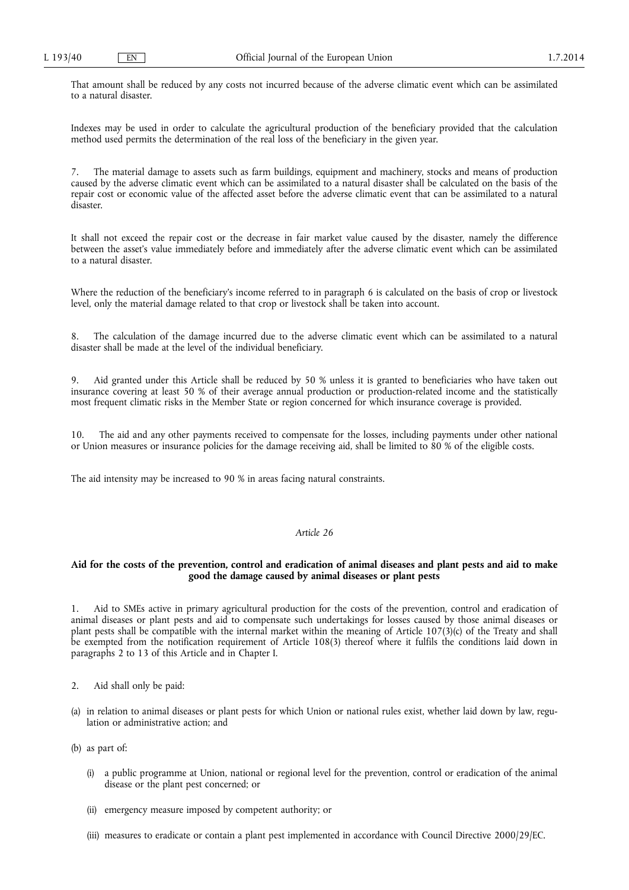That amount shall be reduced by any costs not incurred because of the adverse climatic event which can be assimilated to a natural disaster.

Indexes may be used in order to calculate the agricultural production of the beneficiary provided that the calculation method used permits the determination of the real loss of the beneficiary in the given year.

7. The material damage to assets such as farm buildings, equipment and machinery, stocks and means of production caused by the adverse climatic event which can be assimilated to a natural disaster shall be calculated on the basis of the repair cost or economic value of the affected asset before the adverse climatic event that can be assimilated to a natural disaster.

It shall not exceed the repair cost or the decrease in fair market value caused by the disaster, namely the difference between the asset's value immediately before and immediately after the adverse climatic event which can be assimilated to a natural disaster.

Where the reduction of the beneficiary's income referred to in paragraph 6 is calculated on the basis of crop or livestock level, only the material damage related to that crop or livestock shall be taken into account.

8. The calculation of the damage incurred due to the adverse climatic event which can be assimilated to a natural disaster shall be made at the level of the individual beneficiary.

9. Aid granted under this Article shall be reduced by 50 % unless it is granted to beneficiaries who have taken out insurance covering at least 50 % of their average annual production or production-related income and the statistically most frequent climatic risks in the Member State or region concerned for which insurance coverage is provided.

10. The aid and any other payments received to compensate for the losses, including payments under other national or Union measures or insurance policies for the damage receiving aid, shall be limited to 80 % of the eligible costs.

The aid intensity may be increased to 90 % in areas facing natural constraints.

*Article 26*

**Aid for the costs of the prevention, control and eradication of animal diseases and plant pests and aid to make good the damage caused by animal diseases or plant pests**

1. Aid to SMEs active in primary agricultural production for the costs of the prevention, control and eradication of animal diseases or plant pests and aid to compensate such undertakings for losses caused by those animal diseases or plant pests shall be compatible with the internal market within the meaning of Article 107(3)(c) of the Treaty and shall be exempted from the notification requirement of Article 108(3) thereof where it fulfils the conditions laid down in paragraphs 2 to 13 of this Article and in Chapter I.

2. Aid shall only be paid:

(a) in relation to animal diseases or plant pests for which Union or national rules exist, whether laid down by law, regulation or administrative action; and

(b) as part of:

 (i) a public programme at Union, national or regional level for the prevention, control or eradication of the animal disease or the plant pest concerned; or

 (ii) emergency measure imposed by competent authority; or

 (iii) measures to eradicate or contain a plant pest implemented in accordance with Council Directive 2000/29/EC.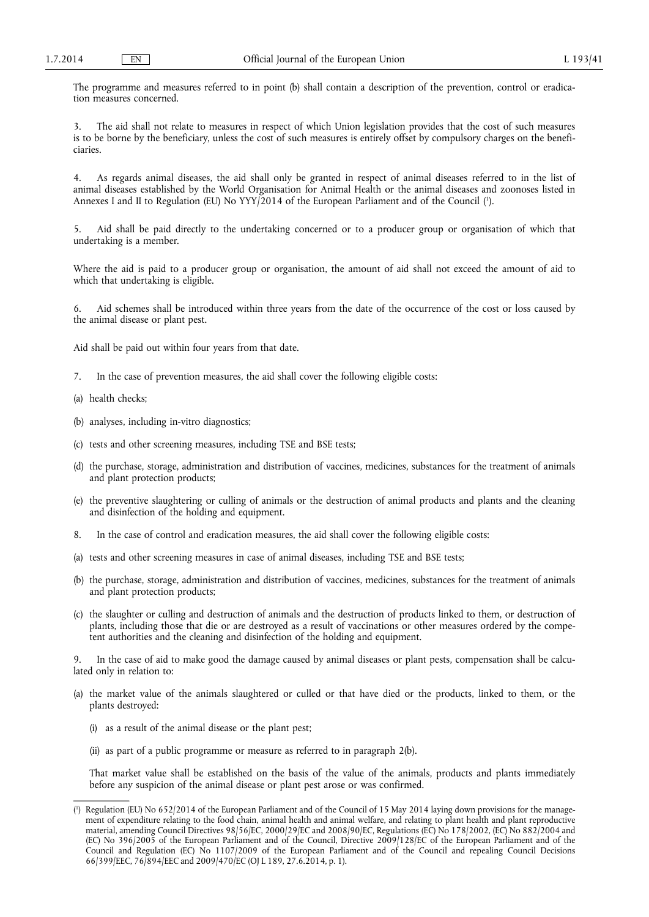The programme and measures referred to in point (b) shall contain a description of the prevention, control or eradication measures concerned.

3. The aid shall not relate to measures in respect of which Union legislation provides that the cost of such measures is to be borne by the beneficiary, unless the cost of such measures is entirely offset by compulsory charges on the beneficiaries.

4. As regards animal diseases, the aid shall only be granted in respect of animal diseases referred to in the list of animal diseases established by the World Organisation for Animal Health or the animal diseases and zoonoses listed in Annexes I and II to Regulation (EU) No YYY/2014 of the European Parliament and of the Council [1].

5. Aid shall be paid directly to the undertaking concerned or to a producer group or organisation of which that undertaking is a member.

Where the aid is paid to a producer group or organisation, the amount of aid shall not exceed the amount of aid to which that undertaking is eligible.

6. Aid schemes shall be introduced within three years from the date of the occurrence of the cost or loss caused by the animal disease or plant pest.

Aid shall be paid out within four years from that date.

7. In the case of prevention measures, the aid shall cover the following eligible costs:

(a) health checks;

(b) analyses, including in-vitro diagnostics;

(c) tests and other screening measures, including TSE and BSE tests;

(d) the purchase, storage, administration and distribution of vaccines, medicines, substances for the treatment of animals and plant protection products;

(e) the preventive slaughtering or culling of animals or the destruction of animal products and plants and the cleaning and disinfection of the holding and equipment.

8. In the case of control and eradication measures, the aid shall cover the following eligible costs:

(a) tests and other screening measures in case of animal diseases, including TSE and BSE tests;

(b) the purchase, storage, administration and distribution of vaccines, medicines, substances for the treatment of animals and plant protection products;

(c) the slaughter or culling and destruction of animals and the destruction of products linked to them, or destruction of plants, including those that die or are destroyed as a result of vaccinations or other measures ordered by the competent authorities and the cleaning and disinfection of the holding and equipment.

9. In the case of aid to make good the damage caused by animal diseases or plant pests, compensation shall be calculated only in relation to:

(a) the market value of the animals slaughtered or culled or that have died or the products, linked to them, or the plants destroyed:

   (i) as a result of the animal disease or the plant pest;

   (ii) as part of a public programme or measure as referred to in paragraph 2(b).

   That market value shall be established on the basis of the value of the animals, products and plants immediately before any suspicion of the animal disease or plant pest arose or was confirmed.

---

[1] Regulation (EU) No 652/2014 of the European Parliament and of the Council of 15 May 2014 laying down provisions for the management of expenditure relating to the food chain, animal health and animal welfare, and relating to plant health and plant reproductive material, amending Council Directives 98/56/EC, 2000/29/EC and 2008/90/EC, Regulations (EC) No 178/2002, (EC) No 882/2004 and (EC) No 396/2005 of the European Parliament and of the Council, Directive 2009/128/EC of the European Parliament and of the Council and Regulation (EC) No 1107/2009 of the European Parliament and of the Council and repealing Council Decisions 66/399/EEC, 76/894/EEC and 2009/470/EC (OJ L 189, 27.6.2014, p. 1).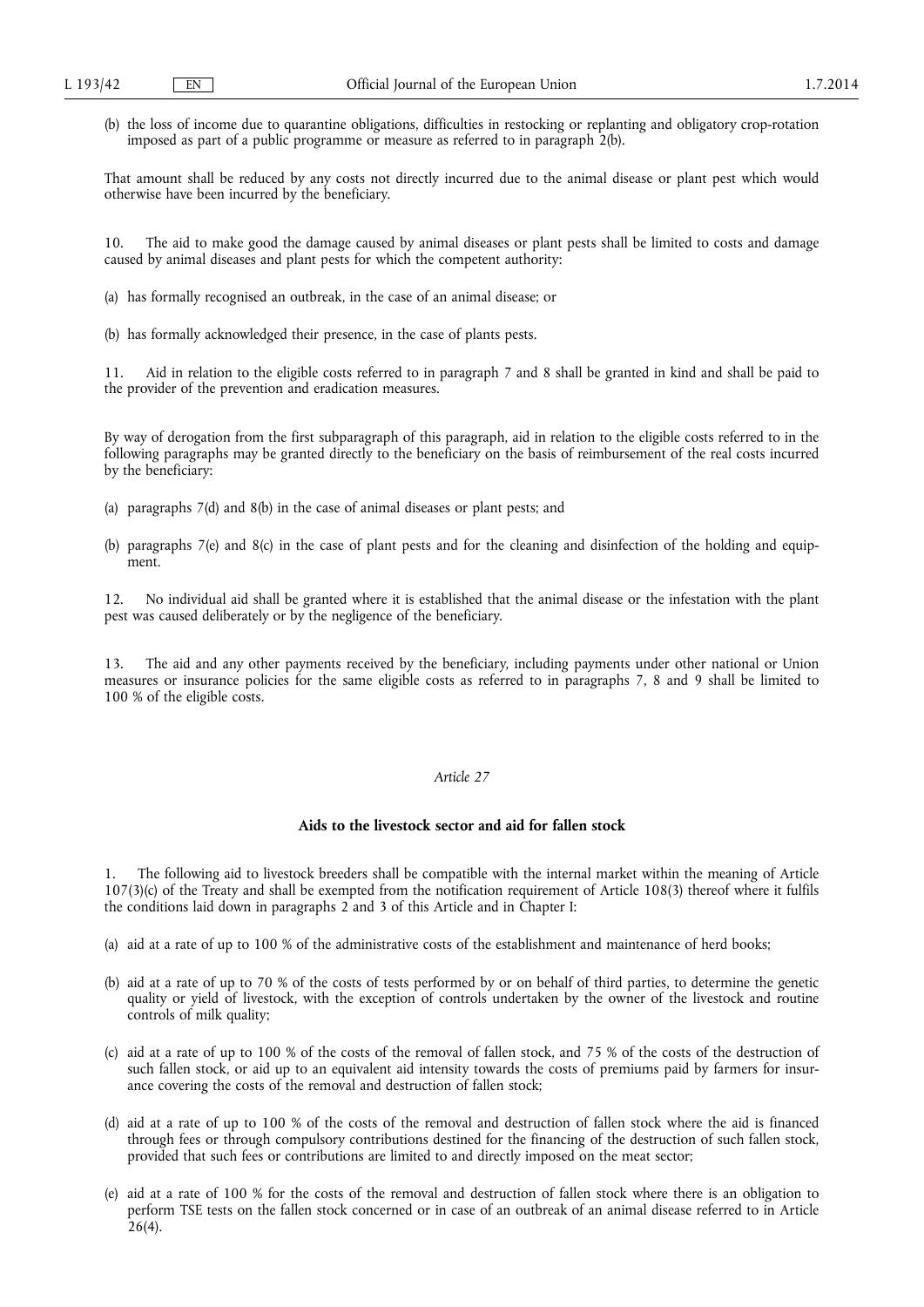(b) the loss of income due to quarantine obligations, difficulties in restocking or replanting and obligatory crop-rotation imposed as part of a public programme or measure as referred to in paragraph 2(b).

That amount shall be reduced by any costs not directly incurred due to the animal disease or plant pest which would otherwise have been incurred by the beneficiary.

10. The aid to make good the damage caused by animal diseases or plant pests shall be limited to costs and damage caused by animal diseases and plant pests for which the competent authority:

(a) has formally recognised an outbreak, in the case of an animal disease; or

(b) has formally acknowledged their presence, in the case of plants pests.

11. Aid in relation to the eligible costs referred to in paragraph 7 and 8 shall be granted in kind and shall be paid to the provider of the prevention and eradication measures.

By way of derogation from the first subparagraph of this paragraph, aid in relation to the eligible costs referred to in the following paragraphs may be granted directly to the beneficiary on the basis of reimbursement of the real costs incurred by the beneficiary:

(a) paragraphs 7(d) and 8(b) in the case of animal diseases or plant pests; and

(b) paragraphs 7(e) and 8(c) in the case of plant pests and for the cleaning and disinfection of the holding and equipment.

12. No individual aid shall be granted where it is established that the animal disease or the infestation with the plant pest was caused deliberately or by the negligence of the beneficiary.

13. The aid and any other payments received by the beneficiary, including payments under other national or Union measures or insurance policies for the same eligible costs as referred to in paragraphs 7, 8 and 9 shall be limited to 100 % of the eligible costs.

*Article 27*

**Aids to the livestock sector and aid for fallen stock**

1. The following aid to livestock breeders shall be compatible with the internal market within the meaning of Article 107(3)(c) of the Treaty and shall be exempted from the notification requirement of Article 108(3) thereof where it fulfils the conditions laid down in paragraphs 2 and 3 of this Article and in Chapter I:

(a) aid at a rate of up to 100 % of the administrative costs of the establishment and maintenance of herd books;

(b) aid at a rate of up to 70 % of the costs of tests performed by or on behalf of third parties, to determine the genetic quality or yield of livestock, with the exception of controls undertaken by the owner of the livestock and routine controls of milk quality;

(c) aid at a rate of up to 100 % of the costs of the removal of fallen stock, and 75 % of the costs of the destruction of such fallen stock, or aid up to an equivalent aid intensity towards the costs of premiums paid by farmers for insurance covering the costs of the removal and destruction of fallen stock;

(d) aid at a rate of up to 100 % of the costs of the removal and destruction of fallen stock where the aid is financed through fees or through compulsory contributions destined for the financing of the destruction of such fallen stock, provided that such fees or contributions are limited to and directly imposed on the meat sector;

(e) aid at a rate of 100 % for the costs of the removal and destruction of fallen stock where there is an obligation to perform TSE tests on the fallen stock concerned or in case of an outbreak of an animal disease referred to in Article 26(4).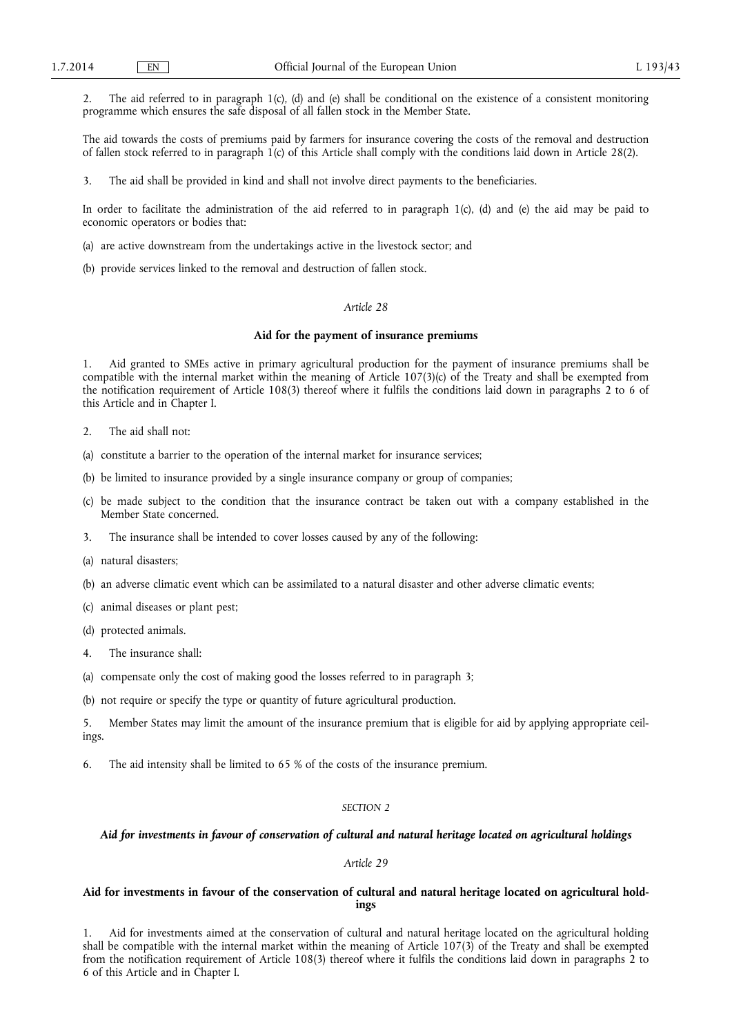2. The aid referred to in paragraph 1(c), (d) and (e) shall be conditional on the existence of a consistent monitoring programme which ensures the safe disposal of all fallen stock in the Member State.

The aid towards the costs of premiums paid by farmers for insurance covering the costs of the removal and destruction of fallen stock referred to in paragraph 1(c) of this Article shall comply with the conditions laid down in Article 28(2).

3. The aid shall be provided in kind and shall not involve direct payments to the beneficiaries.

In order to facilitate the administration of the aid referred to in paragraph 1(c), (d) and (e) the aid may be paid to economic operators or bodies that:

(a) are active downstream from the undertakings active in the livestock sector; and

(b) provide services linked to the removal and destruction of fallen stock.

*Article 28*

**Aid for the payment of insurance premiums**

1. Aid granted to SMEs active in primary agricultural production for the payment of insurance premiums shall be compatible with the internal market within the meaning of Article 107(3)(c) of the Treaty and shall be exempted from the notification requirement of Article 108(3) thereof where it fulfils the conditions laid down in paragraphs 2 to 6 of this Article and in Chapter I.

2. The aid shall not:

(a) constitute a barrier to the operation of the internal market for insurance services;

(b) be limited to insurance provided by a single insurance company or group of companies;

(c) be made subject to the condition that the insurance contract be taken out with a company established in the Member State concerned.

3. The insurance shall be intended to cover losses caused by any of the following:

(a) natural disasters;

(b) an adverse climatic event which can be assimilated to a natural disaster and other adverse climatic events;

(c) animal diseases or plant pest;

(d) protected animals.

4. The insurance shall:

(a) compensate only the cost of making good the losses referred to in paragraph 3;

(b) not require or specify the type or quantity of future agricultural production.

5. Member States may limit the amount of the insurance premium that is eligible for aid by applying appropriate ceilings.

6. The aid intensity shall be limited to 65 % of the costs of the insurance premium.

SECTION 2

***Aid for investments in favour of conservation of cultural and natural heritage located on agricultural holdings***

*Article 29*

**Aid for investments in favour of the conservation of cultural and natural heritage located on agricultural holdings**

1. Aid for investments aimed at the conservation of cultural and natural heritage located on the agricultural holding shall be compatible with the internal market within the meaning of Article 107(3) of the Treaty and shall be exempted from the notification requirement of Article 108(3) thereof where it fulfils the conditions laid down in paragraphs 2 to 6 of this Article and in Chapter I.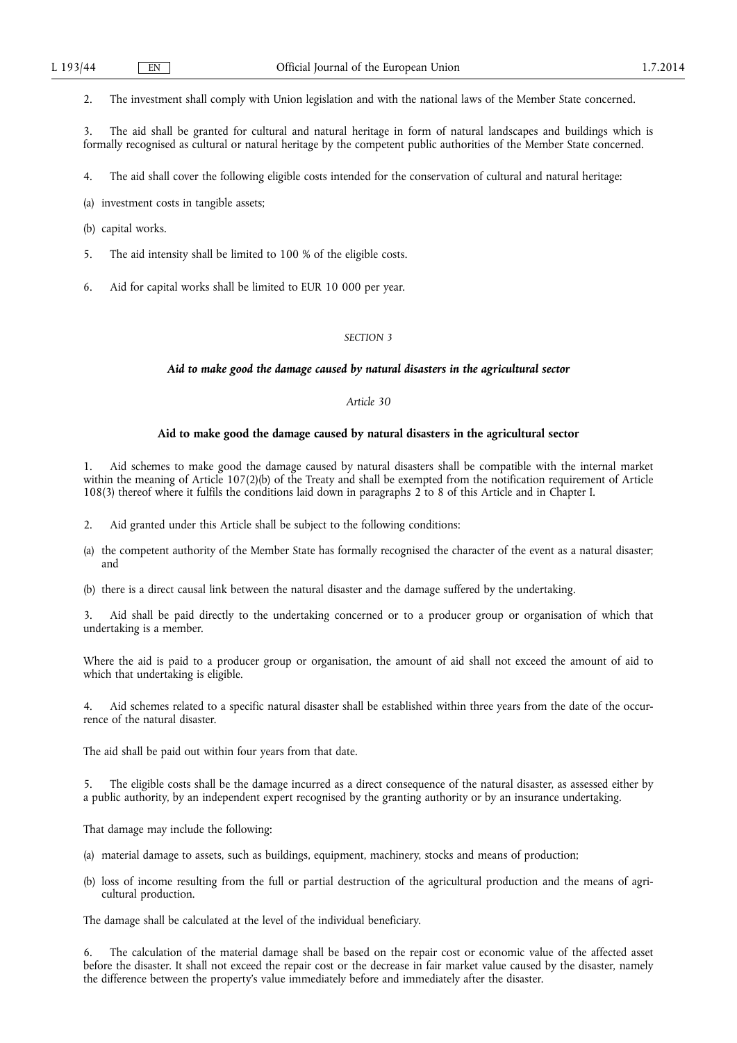2. The investment shall comply with Union legislation and with the national laws of the Member State concerned.

3. The aid shall be granted for cultural and natural heritage in form of natural landscapes and buildings which is formally recognised as cultural or natural heritage by the competent public authorities of the Member State concerned.

4. The aid shall cover the following eligible costs intended for the conservation of cultural and natural heritage:

(a) investment costs in tangible assets;

(b) capital works.

5. The aid intensity shall be limited to 100 % of the eligible costs.

6. Aid for capital works shall be limited to EUR 10 000 per year.

*SECTION 3*

***Aid to make good the damage caused by natural disasters in the agricultural sector***

*Article 30*

**Aid to make good the damage caused by natural disasters in the agricultural sector**

1. Aid schemes to make good the damage caused by natural disasters shall be compatible with the internal market within the meaning of Article 107(2)(b) of the Treaty and shall be exempted from the notification requirement of Article 108(3) thereof where it fulfils the conditions laid down in paragraphs 2 to 8 of this Article and in Chapter I.

2. Aid granted under this Article shall be subject to the following conditions:

(a) the competent authority of the Member State has formally recognised the character of the event as a natural disaster; and

(b) there is a direct causal link between the natural disaster and the damage suffered by the undertaking.

3. Aid shall be paid directly to the undertaking concerned or to a producer group or organisation of which that undertaking is a member.

Where the aid is paid to a producer group or organisation, the amount of aid shall not exceed the amount of aid to which that undertaking is eligible.

4. Aid schemes related to a specific natural disaster shall be established within three years from the date of the occurrence of the natural disaster.

The aid shall be paid out within four years from that date.

5. The eligible costs shall be the damage incurred as a direct consequence of the natural disaster, as assessed either by a public authority, by an independent expert recognised by the granting authority or by an insurance undertaking.

That damage may include the following:

(a) material damage to assets, such as buildings, equipment, machinery, stocks and means of production;

(b) loss of income resulting from the full or partial destruction of the agricultural production and the means of agricultural production.

The damage shall be calculated at the level of the individual beneficiary.

6. The calculation of the material damage shall be based on the repair cost or economic value of the affected asset before the disaster. It shall not exceed the repair cost or the decrease in fair market value caused by the disaster, namely the difference between the property's value immediately before and immediately after the disaster.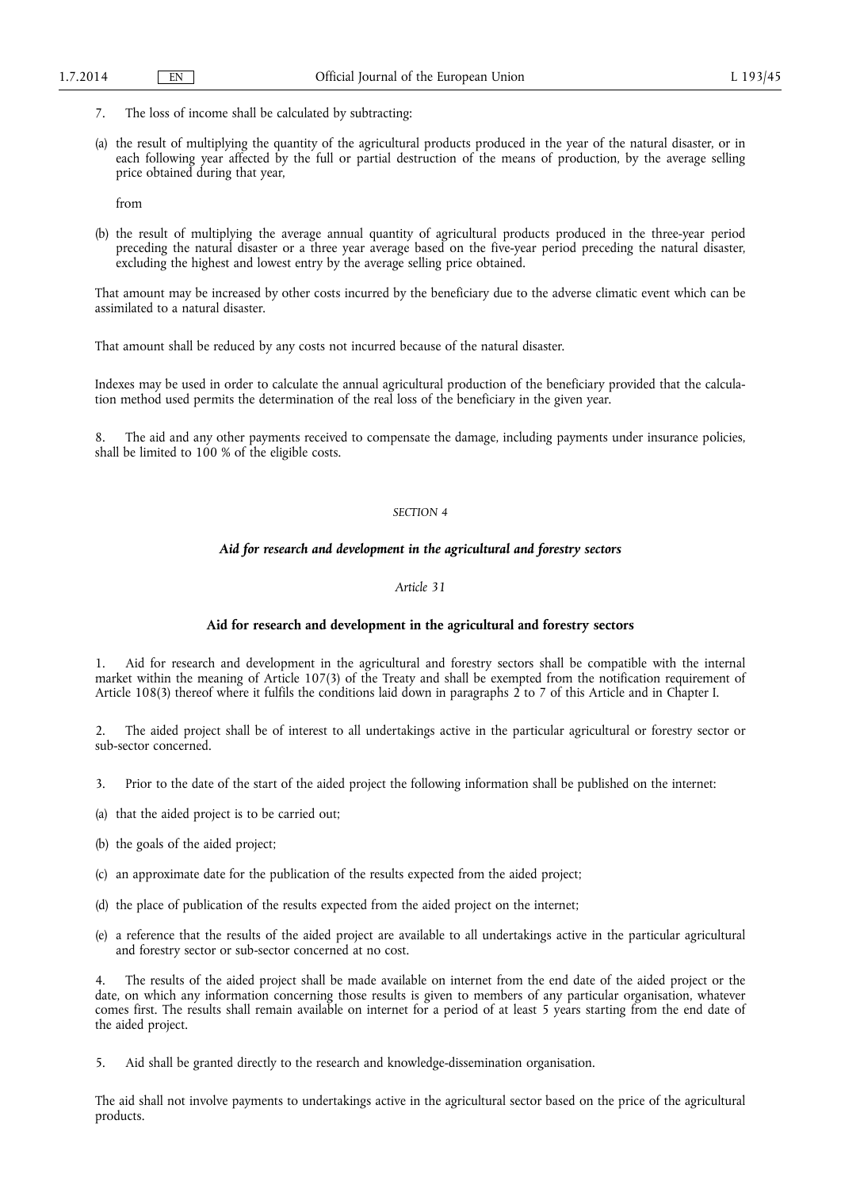7. The loss of income shall be calculated by subtracting:

(a) the result of multiplying the quantity of the agricultural products produced in the year of the natural disaster, or in each following year affected by the full or partial destruction of the means of production, by the average selling price obtained during that year,

from

(b) the result of multiplying the average annual quantity of agricultural products produced in the three-year period preceding the natural disaster or a three year average based on the five-year period preceding the natural disaster, excluding the highest and lowest entry by the average selling price obtained.

That amount may be increased by other costs incurred by the beneficiary due to the adverse climatic event which can be assimilated to a natural disaster.

That amount shall be reduced by any costs not incurred because of the natural disaster.

Indexes may be used in order to calculate the annual agricultural production of the beneficiary provided that the calculation method used permits the determination of the real loss of the beneficiary in the given year.

8. The aid and any other payments received to compensate the damage, including payments under insurance policies, shall be limited to 100 % of the eligible costs.

*SECTION 4*

***Aid for research and development in the agricultural and forestry sectors***

*Article 31*

**Aid for research and development in the agricultural and forestry sectors**

1. Aid for research and development in the agricultural and forestry sectors shall be compatible with the internal market within the meaning of Article 107(3) of the Treaty and shall be exempted from the notification requirement of Article 108(3) thereof where it fulfils the conditions laid down in paragraphs 2 to 7 of this Article and in Chapter I.

2. The aided project shall be of interest to all undertakings active in the particular agricultural or forestry sector or sub-sector concerned.

3. Prior to the date of the start of the aided project the following information shall be published on the internet:

(a) that the aided project is to be carried out;

(b) the goals of the aided project;

(c) an approximate date for the publication of the results expected from the aided project;

(d) the place of publication of the results expected from the aided project on the internet;

(e) a reference that the results of the aided project are available to all undertakings active in the particular agricultural and forestry sector or sub-sector concerned at no cost.

4. The results of the aided project shall be made available on internet from the end date of the aided project or the date, on which any information concerning those results is given to members of any particular organisation, whatever comes first. The results shall remain available on internet for a period of at least 5 years starting from the end date of the aided project.

5. Aid shall be granted directly to the research and knowledge-dissemination organisation.

The aid shall not involve payments to undertakings active in the agricultural sector based on the price of the agricultural products.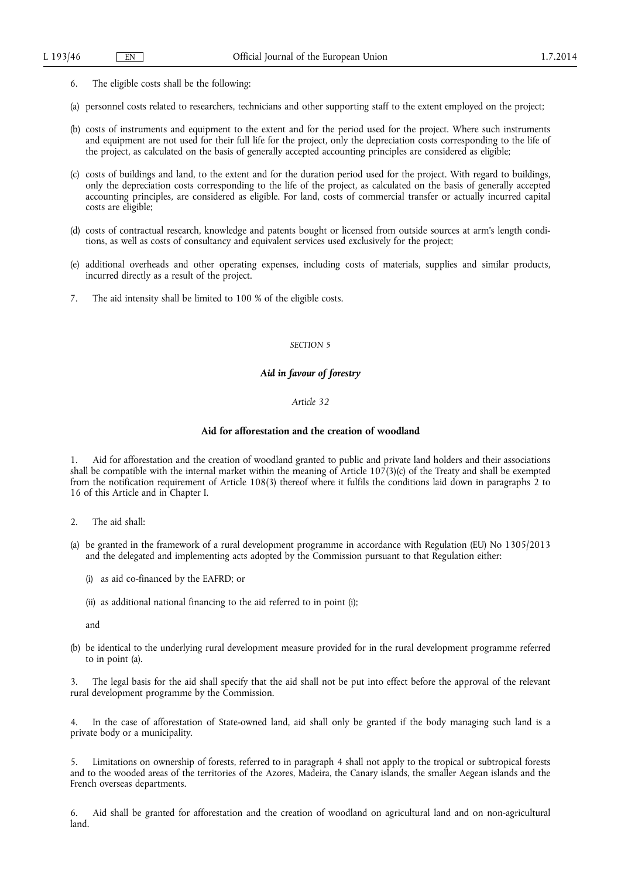6. The eligible costs shall be the following:

(a) personnel costs related to researchers, technicians and other supporting staff to the extent employed on the project;

(b) costs of instruments and equipment to the extent and for the period used for the project. Where such instruments and equipment are not used for their full life for the project, only the depreciation costs corresponding to the life of the project, as calculated on the basis of generally accepted accounting principles are considered as eligible;

(c) costs of buildings and land, to the extent and for the duration period used for the project. With regard to buildings, only the depreciation costs corresponding to the life of the project, as calculated on the basis of generally accepted accounting principles, are considered as eligible. For land, costs of commercial transfer or actually incurred capital costs are eligible;

(d) costs of contractual research, knowledge and patents bought or licensed from outside sources at arm's length conditions, as well as costs of consultancy and equivalent services used exclusively for the project;

(e) additional overheads and other operating expenses, including costs of materials, supplies and similar products, incurred directly as a result of the project.

7. The aid intensity shall be limited to 100 % of the eligible costs.

*SECTION 5*

## *Aid in favour of forestry*

*Article 32*

### Aid for afforestation and the creation of woodland

1. Aid for afforestation and the creation of woodland granted to public and private land holders and their associations shall be compatible with the internal market within the meaning of Article 107(3)(c) of the Treaty and shall be exempted from the notification requirement of Article 108(3) thereof where it fulfils the conditions laid down in paragraphs 2 to 16 of this Article and in Chapter I.

2. The aid shall:

(a) be granted in the framework of a rural development programme in accordance with Regulation (EU) No 1305/2013 and the delegated and implementing acts adopted by the Commission pursuant to that Regulation either:

(i) as aid co-financed by the EAFRD; or

(ii) as additional national financing to the aid referred to in point (i);

and

(b) be identical to the underlying rural development measure provided for in the rural development programme referred to in point (a).

3. The legal basis for the aid shall specify that the aid shall not be put into effect before the approval of the relevant rural development programme by the Commission.

4. In the case of afforestation of State-owned land, aid shall only be granted if the body managing such land is a private body or a municipality.

5. Limitations on ownership of forests, referred to in paragraph 4 shall not apply to the tropical or subtropical forests and to the wooded areas of the territories of the Azores, Madeira, the Canary islands, the smaller Aegean islands and the French overseas departments.

6. Aid shall be granted for afforestation and the creation of woodland on agricultural land and on non-agricultural land.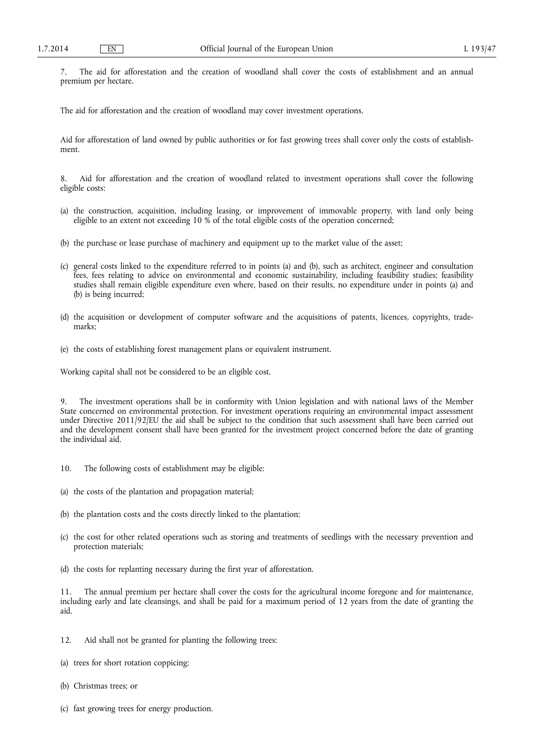7. The aid for afforestation and the creation of woodland shall cover the costs of establishment and an annual premium per hectare.

The aid for afforestation and the creation of woodland may cover investment operations.

Aid for afforestation of land owned by public authorities or for fast growing trees shall cover only the costs of establishment.

8. Aid for afforestation and the creation of woodland related to investment operations shall cover the following eligible costs:

(a) the construction, acquisition, including leasing, or improvement of immovable property, with land only being eligible to an extent not exceeding 10 % of the total eligible costs of the operation concerned;

(b) the purchase or lease purchase of machinery and equipment up to the market value of the asset;

(c) general costs linked to the expenditure referred to in points (a) and (b), such as architect, engineer and consultation fees, fees relating to advice on environmental and economic sustainability, including feasibility studies; feasibility studies shall remain eligible expenditure even where, based on their results, no expenditure under in points (a) and (b) is being incurred;

(d) the acquisition or development of computer software and the acquisitions of patents, licences, copyrights, trademarks;

(e) the costs of establishing forest management plans or equivalent instrument.

Working capital shall not be considered to be an eligible cost.

9. The investment operations shall be in conformity with Union legislation and with national laws of the Member State concerned on environmental protection. For investment operations requiring an environmental impact assessment under Directive 2011/92/EU the aid shall be subject to the condition that such assessment shall have been carried out and the development consent shall have been granted for the investment project concerned before the date of granting the individual aid.

10. The following costs of establishment may be eligible:

(a) the costs of the plantation and propagation material;

(b) the plantation costs and the costs directly linked to the plantation;

(c) the cost for other related operations such as storing and treatments of seedlings with the necessary prevention and protection materials;

(d) the costs for replanting necessary during the first year of afforestation.

11. The annual premium per hectare shall cover the costs for the agricultural income foregone and for maintenance, including early and late cleansings, and shall be paid for a maximum period of 12 years from the date of granting the aid.

12. Aid shall not be granted for planting the following trees:

(a) trees for short rotation coppicing;

(b) Christmas trees; or

(c) fast growing trees for energy production.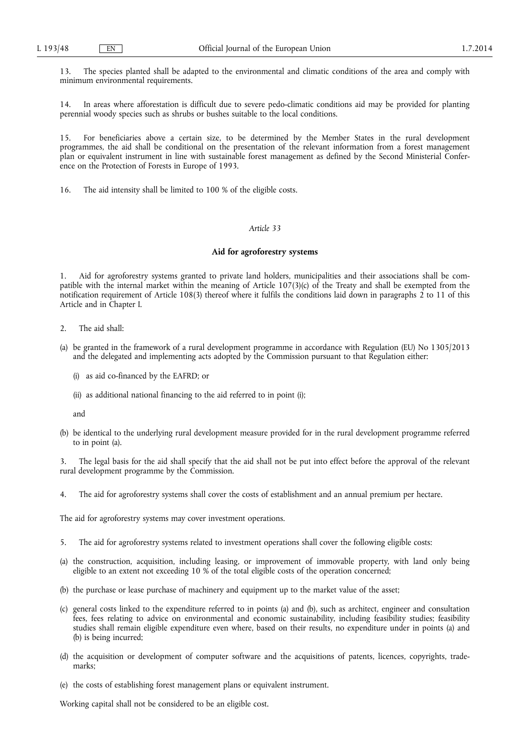13. The species planted shall be adapted to the environmental and climatic conditions of the area and comply with minimum environmental requirements.

14. In areas where afforestation is difficult due to severe pedo-climatic conditions aid may be provided for planting perennial woody species such as shrubs or bushes suitable to the local conditions.

15. For beneficiaries above a certain size, to be determined by the Member States in the rural development programmes, the aid shall be conditional on the presentation of the relevant information from a forest management plan or equivalent instrument in line with sustainable forest management as defined by the Second Ministerial Conference on the Protection of Forests in Europe of 1993.

16. The aid intensity shall be limited to 100 % of the eligible costs.

*Article 33*

**Aid for agroforestry systems**

1. Aid for agroforestry systems granted to private land holders, municipalities and their associations shall be compatible with the internal market within the meaning of Article 107(3)(c) of the Treaty and shall be exempted from the notification requirement of Article 108(3) thereof where it fulfils the conditions laid down in paragraphs 2 to 11 of this Article and in Chapter I.

2. The aid shall:

(a) be granted in the framework of a rural development programme in accordance with Regulation (EU) No 1305/2013 and the delegated and implementing acts adopted by the Commission pursuant to that Regulation either:

  (i) as aid co-financed by the EAFRD; or

  (ii) as additional national financing to the aid referred to in point (i);

  and

(b) be identical to the underlying rural development measure provided for in the rural development programme referred to in point (a).

3. The legal basis for the aid shall specify that the aid shall not be put into effect before the approval of the relevant rural development programme by the Commission.

4. The aid for agroforestry systems shall cover the costs of establishment and an annual premium per hectare.

The aid for agroforestry systems may cover investment operations.

5. The aid for agroforestry systems related to investment operations shall cover the following eligible costs:

(a) the construction, acquisition, including leasing, or improvement of immovable property, with land only being eligible to an extent not exceeding 10 % of the total eligible costs of the operation concerned;

(b) the purchase or lease purchase of machinery and equipment up to the market value of the asset;

(c) general costs linked to the expenditure referred to in points (a) and (b), such as architect, engineer and consultation fees, fees relating to advice on environmental and economic sustainability, including feasibility studies; feasibility studies shall remain eligible expenditure even where, based on their results, no expenditure under in points (a) and (b) is being incurred;

(d) the acquisition or development of computer software and the acquisitions of patents, licences, copyrights, trademarks;

(e) the costs of establishing forest management plans or equivalent instrument.

Working capital shall not be considered to be an eligible cost.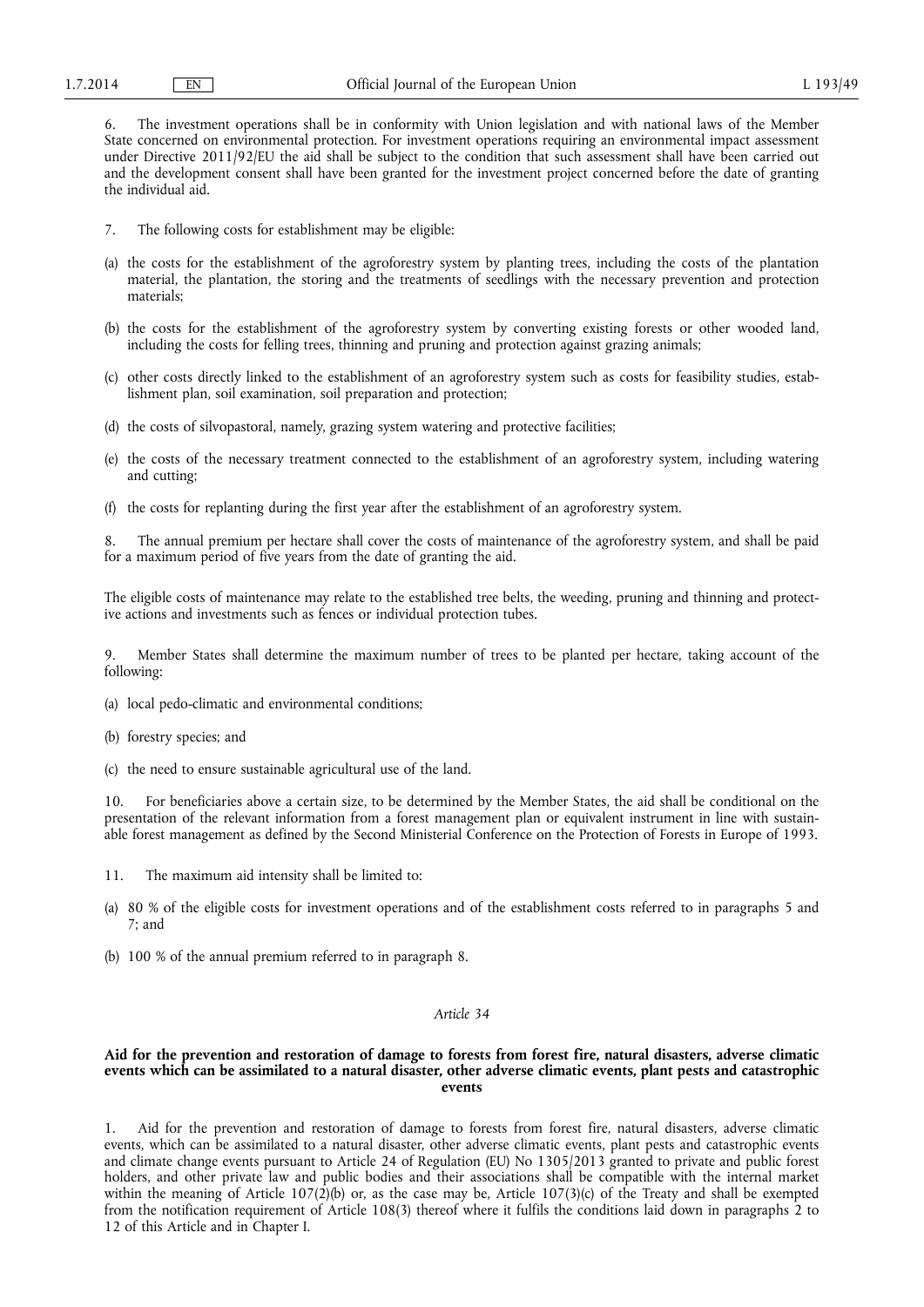6. The investment operations shall be in conformity with Union legislation and with national laws of the Member State concerned on environmental protection. For investment operations requiring an environmental impact assessment under Directive 2011/92/EU the aid shall be subject to the condition that such assessment shall have been carried out and the development consent shall have been granted for the investment project concerned before the date of granting the individual aid.

7. The following costs for establishment may be eligible:

(a) the costs for the establishment of the agroforestry system by planting trees, including the costs of the plantation material, the plantation, the storing and the treatments of seedlings with the necessary prevention and protection materials;

(b) the costs for the establishment of the agroforestry system by converting existing forests or other wooded land, including the costs for felling trees, thinning and pruning and protection against grazing animals;

(c) other costs directly linked to the establishment of an agroforestry system such as costs for feasibility studies, establishment plan, soil examination, soil preparation and protection;

(d) the costs of silvopastoral, namely, grazing system watering and protective facilities;

(e) the costs of the necessary treatment connected to the establishment of an agroforestry system, including watering and cutting;

(f) the costs for replanting during the first year after the establishment of an agroforestry system.

8. The annual premium per hectare shall cover the costs of maintenance of the agroforestry system, and shall be paid for a maximum period of five years from the date of granting the aid.

The eligible costs of maintenance may relate to the established tree belts, the weeding, pruning and thinning and protective actions and investments such as fences or individual protection tubes.

9. Member States shall determine the maximum number of trees to be planted per hectare, taking account of the following:

(a) local pedo-climatic and environmental conditions;

(b) forestry species; and

(c) the need to ensure sustainable agricultural use of the land.

10. For beneficiaries above a certain size, to be determined by the Member States, the aid shall be conditional on the presentation of the relevant information from a forest management plan or equivalent instrument in line with sustainable forest management as defined by the Second Ministerial Conference on the Protection of Forests in Europe of 1993.

11. The maximum aid intensity shall be limited to:

(a) 80 % of the eligible costs for investment operations and of the establishment costs referred to in paragraphs 5 and 7; and

(b) 100 % of the annual premium referred to in paragraph 8.

*Article 34*

**Aid for the prevention and restoration of damage to forests from forest fire, natural disasters, adverse climatic events which can be assimilated to a natural disaster, other adverse climatic events, plant pests and catastrophic events**

1. Aid for the prevention and restoration of damage to forests from forest fire, natural disasters, adverse climatic events, which can be assimilated to a natural disaster, other adverse climatic events, plant pests and catastrophic events and climate change events pursuant to Article 24 of Regulation (EU) No 1305/2013 granted to private and public forest holders, and other private law and public bodies and their associations shall be compatible with the internal market within the meaning of Article 107(2)(b) or, as the case may be, Article 107(3)(c) of the Treaty and shall be exempted from the notification requirement of Article 108(3) thereof where it fulfils the conditions laid down in paragraphs 2 to 12 of this Article and in Chapter I.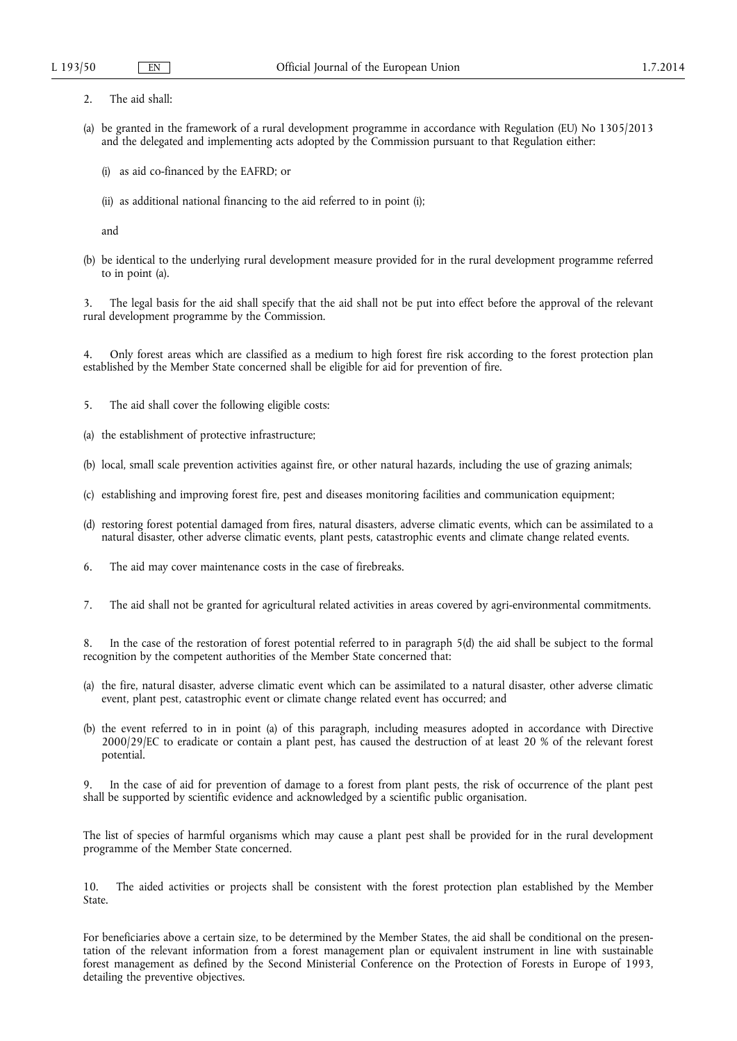2. The aid shall:

(a) be granted in the framework of a rural development programme in accordance with Regulation (EU) No 1305/2013 and the delegated and implementing acts adopted by the Commission pursuant to that Regulation either:

 (i) as aid co-financed by the EAFRD; or

 (ii) as additional national financing to the aid referred to in point (i);

 and

(b) be identical to the underlying rural development measure provided for in the rural development programme referred to in point (a).

3. The legal basis for the aid shall specify that the aid shall not be put into effect before the approval of the relevant rural development programme by the Commission.

4. Only forest areas which are classified as a medium to high forest fire risk according to the forest protection plan established by the Member State concerned shall be eligible for aid for prevention of fire.

5. The aid shall cover the following eligible costs:

(a) the establishment of protective infrastructure;

(b) local, small scale prevention activities against fire, or other natural hazards, including the use of grazing animals;

(c) establishing and improving forest fire, pest and diseases monitoring facilities and communication equipment;

(d) restoring forest potential damaged from fires, natural disasters, adverse climatic events, which can be assimilated to a natural disaster, other adverse climatic events, plant pests, catastrophic events and climate change related events.

6. The aid may cover maintenance costs in the case of firebreaks.

7. The aid shall not be granted for agricultural related activities in areas covered by agri-environmental commitments.

8. In the case of the restoration of forest potential referred to in paragraph 5(d) the aid shall be subject to the formal recognition by the competent authorities of the Member State concerned that:

(a) the fire, natural disaster, adverse climatic event which can be assimilated to a natural disaster, other adverse climatic event, plant pest, catastrophic event or climate change related event has occurred; and

(b) the event referred to in in point (a) of this paragraph, including measures adopted in accordance with Directive 2000/29/EC to eradicate or contain a plant pest, has caused the destruction of at least 20 % of the relevant forest potential.

9. In the case of aid for prevention of damage to a forest from plant pests, the risk of occurrence of the plant pest shall be supported by scientific evidence and acknowledged by a scientific public organisation.

The list of species of harmful organisms which may cause a plant pest shall be provided for in the rural development programme of the Member State concerned.

10. The aided activities or projects shall be consistent with the forest protection plan established by the Member State.

For beneficiaries above a certain size, to be determined by the Member States, the aid shall be conditional on the presentation of the relevant information from a forest management plan or equivalent instrument in line with sustainable forest management as defined by the Second Ministerial Conference on the Protection of Forests in Europe of 1993, detailing the preventive objectives.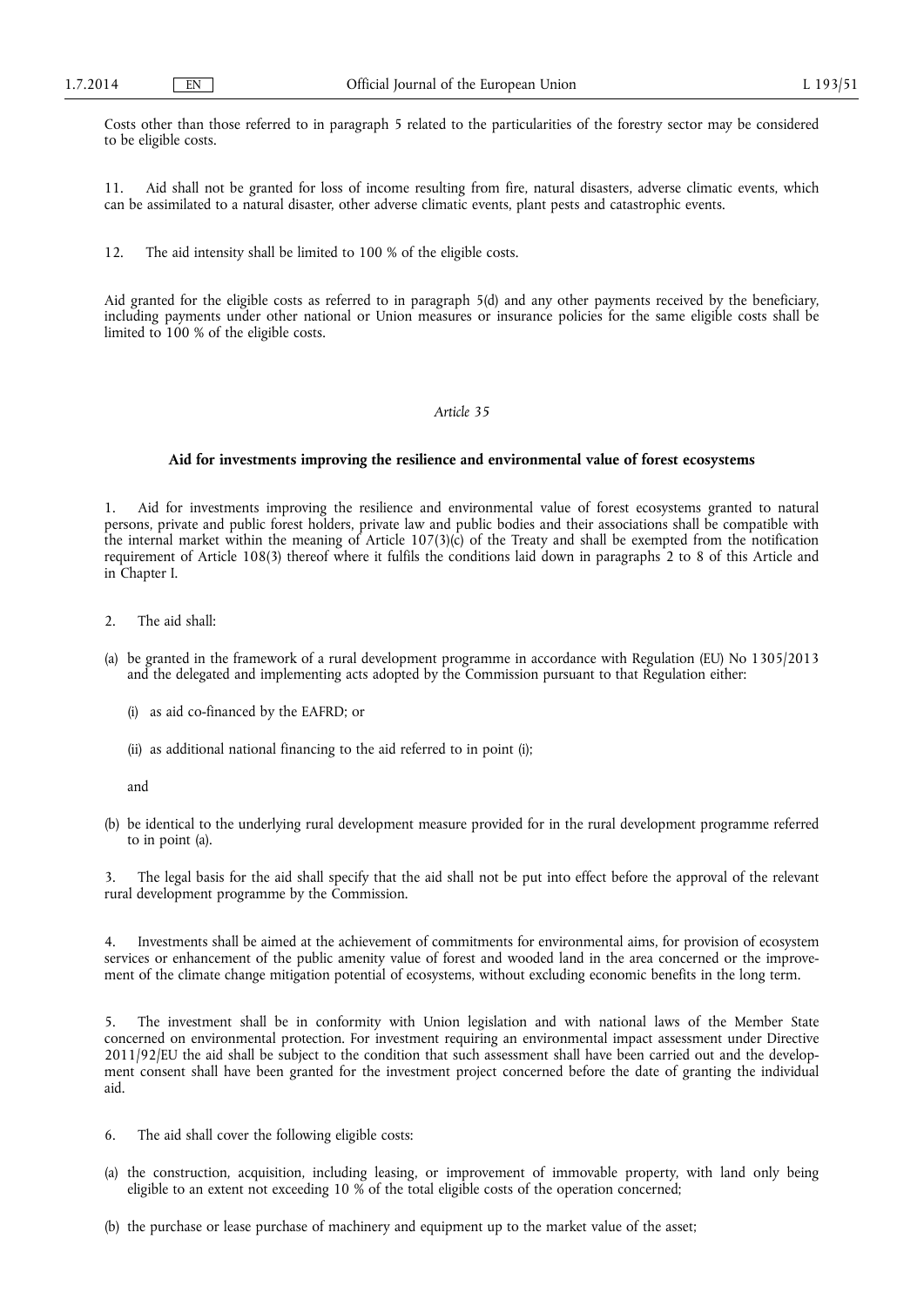Costs other than those referred to in paragraph 5 related to the particularities of the forestry sector may be considered to be eligible costs.

11. Aid shall not be granted for loss of income resulting from fire, natural disasters, adverse climatic events, which can be assimilated to a natural disaster, other adverse climatic events, plant pests and catastrophic events.

12. The aid intensity shall be limited to 100 % of the eligible costs.

Aid granted for the eligible costs as referred to in paragraph 5(d) and any other payments received by the beneficiary, including payments under other national or Union measures or insurance policies for the same eligible costs shall be limited to 100 % of the eligible costs.

*Article 35*

**Aid for investments improving the resilience and environmental value of forest ecosystems**

1. Aid for investments improving the resilience and environmental value of forest ecosystems granted to natural persons, private and public forest holders, private law and public bodies and their associations shall be compatible with the internal market within the meaning of Article 107(3)(c) of the Treaty and shall be exempted from the notification requirement of Article 108(3) thereof where it fulfils the conditions laid down in paragraphs 2 to 8 of this Article and in Chapter I.

2. The aid shall:

(a) be granted in the framework of a rural development programme in accordance with Regulation (EU) No 1305/2013 and the delegated and implementing acts adopted by the Commission pursuant to that Regulation either:

   (i) as aid co-financed by the EAFRD; or

   (ii) as additional national financing to the aid referred to in point (i);

   and

(b) be identical to the underlying rural development measure provided for in the rural development programme referred to in point (a).

3. The legal basis for the aid shall specify that the aid shall not be put into effect before the approval of the relevant rural development programme by the Commission.

4. Investments shall be aimed at the achievement of commitments for environmental aims, for provision of ecosystem services or enhancement of the public amenity value of forest and wooded land in the area concerned or the improvement of the climate change mitigation potential of ecosystems, without excluding economic benefits in the long term.

5. The investment shall be in conformity with Union legislation and with national laws of the Member State concerned on environmental protection. For investment requiring an environmental impact assessment under Directive 2011/92/EU the aid shall be subject to the condition that such assessment shall have been carried out and the development consent shall have been granted for the investment project concerned before the date of granting the individual aid.

6. The aid shall cover the following eligible costs:

(a) the construction, acquisition, including leasing, or improvement of immovable property, with land only being eligible to an extent not exceeding 10 % of the total eligible costs of the operation concerned;

(b) the purchase or lease purchase of machinery and equipment up to the market value of the asset;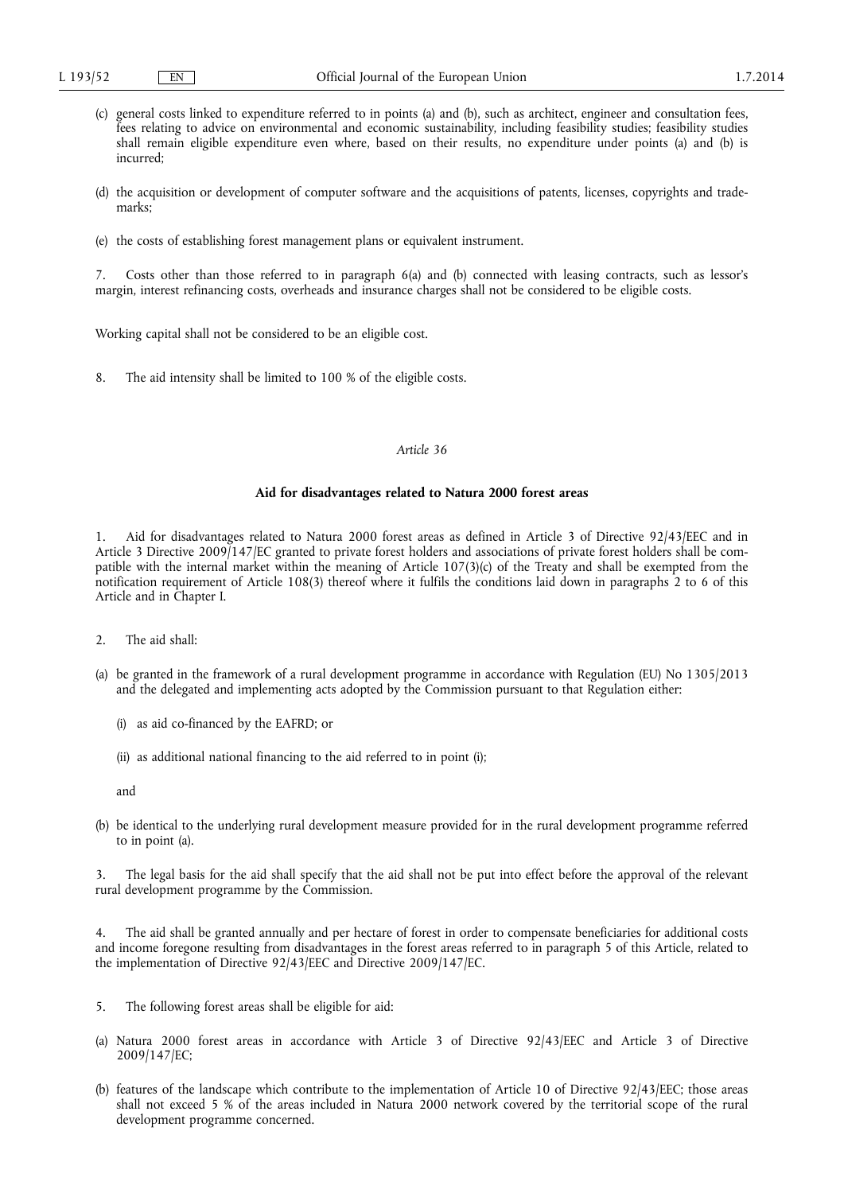(c) general costs linked to expenditure referred to in points (a) and (b), such as architect, engineer and consultation fees, fees relating to advice on environmental and economic sustainability, including feasibility studies; feasibility studies shall remain eligible expenditure even where, based on their results, no expenditure under points (a) and (b) is incurred;

(d) the acquisition or development of computer software and the acquisitions of patents, licenses, copyrights and trademarks;

(e) the costs of establishing forest management plans or equivalent instrument.

7. Costs other than those referred to in paragraph 6(a) and (b) connected with leasing contracts, such as lessor's margin, interest refinancing costs, overheads and insurance charges shall not be considered to be eligible costs.

Working capital shall not be considered to be an eligible cost.

8. The aid intensity shall be limited to 100 % of the eligible costs.

*Article 36*

**Aid for disadvantages related to Natura 2000 forest areas**

1. Aid for disadvantages related to Natura 2000 forest areas as defined in Article 3 of Directive 92/43/EEC and in Article 3 Directive 2009/147/EC granted to private forest holders and associations of private forest holders shall be compatible with the internal market within the meaning of Article 107(3)(c) of the Treaty and shall be exempted from the notification requirement of Article 108(3) thereof where it fulfils the conditions laid down in paragraphs 2 to 6 of this Article and in Chapter I.

2. The aid shall:

(a) be granted in the framework of a rural development programme in accordance with Regulation (EU) No 1305/2013 and the delegated and implementing acts adopted by the Commission pursuant to that Regulation either:

   (i) as aid co-financed by the EAFRD; or

   (ii) as additional national financing to the aid referred to in point (i);

   and

(b) be identical to the underlying rural development measure provided for in the rural development programme referred to in point (a).

3. The legal basis for the aid shall specify that the aid shall not be put into effect before the approval of the relevant rural development programme by the Commission.

4. The aid shall be granted annually and per hectare of forest in order to compensate beneficiaries for additional costs and income foregone resulting from disadvantages in the forest areas referred to in paragraph 5 of this Article, related to the implementation of Directive 92/43/EEC and Directive 2009/147/EC.

5. The following forest areas shall be eligible for aid:

(a) Natura 2000 forest areas in accordance with Article 3 of Directive 92/43/EEC and Article 3 of Directive 2009/147/EC;

(b) features of the landscape which contribute to the implementation of Article 10 of Directive 92/43/EEC; those areas shall not exceed 5 % of the areas included in Natura 2000 network covered by the territorial scope of the rural development programme concerned.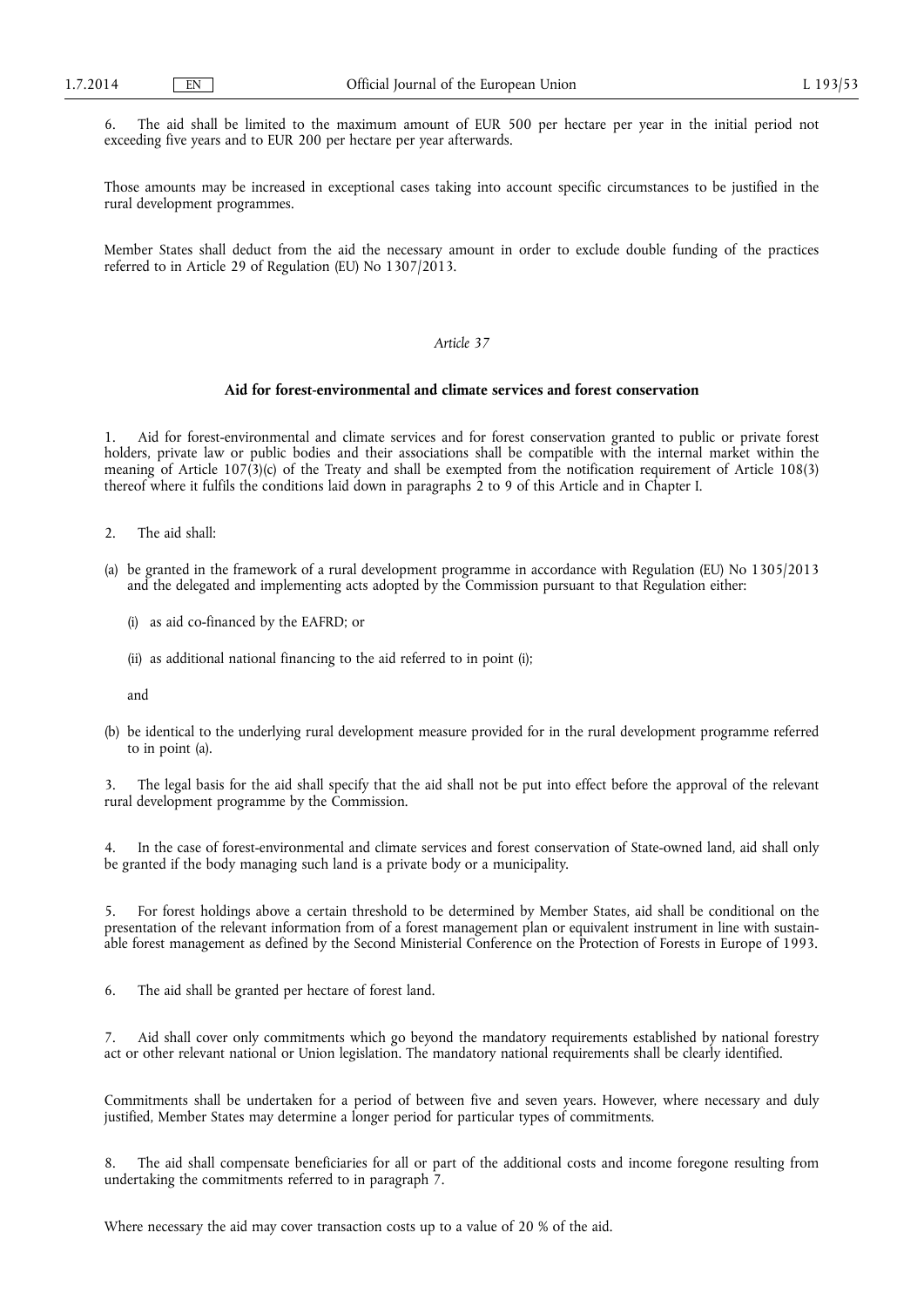6. The aid shall be limited to the maximum amount of EUR 500 per hectare per year in the initial period not exceeding five years and to EUR 200 per hectare per year afterwards.

Those amounts may be increased in exceptional cases taking into account specific circumstances to be justified in the rural development programmes.

Member States shall deduct from the aid the necessary amount in order to exclude double funding of the practices referred to in Article 29 of Regulation (EU) No 1307/2013.

*Article 37*

**Aid for forest-environmental and climate services and forest conservation**

1. Aid for forest-environmental and climate services and for forest conservation granted to public or private forest holders, private law or public bodies and their associations shall be compatible with the internal market within the meaning of Article 107(3)(c) of the Treaty and shall be exempted from the notification requirement of Article 108(3) thereof where it fulfils the conditions laid down in paragraphs 2 to 9 of this Article and in Chapter I.

2. The aid shall:

(a) be granted in the framework of a rural development programme in accordance with Regulation (EU) No 1305/2013 and the delegated and implementing acts adopted by the Commission pursuant to that Regulation either:

   (i) as aid co-financed by the EAFRD; or

   (ii) as additional national financing to the aid referred to in point (i);

   and

(b) be identical to the underlying rural development measure provided for in the rural development programme referred to in point (a).

3. The legal basis for the aid shall specify that the aid shall not be put into effect before the approval of the relevant rural development programme by the Commission.

4. In the case of forest-environmental and climate services and forest conservation of State-owned land, aid shall only be granted if the body managing such land is a private body or a municipality.

5. For forest holdings above a certain threshold to be determined by Member States, aid shall be conditional on the presentation of the relevant information from of a forest management plan or equivalent instrument in line with sustainable forest management as defined by the Second Ministerial Conference on the Protection of Forests in Europe of 1993.

6. The aid shall be granted per hectare of forest land.

7. Aid shall cover only commitments which go beyond the mandatory requirements established by national forestry act or other relevant national or Union legislation. The mandatory national requirements shall be clearly identified.

Commitments shall be undertaken for a period of between five and seven years. However, where necessary and duly justified, Member States may determine a longer period for particular types of commitments.

8. The aid shall compensate beneficiaries for all or part of the additional costs and income foregone resulting from undertaking the commitments referred to in paragraph 7.

Where necessary the aid may cover transaction costs up to a value of 20 % of the aid.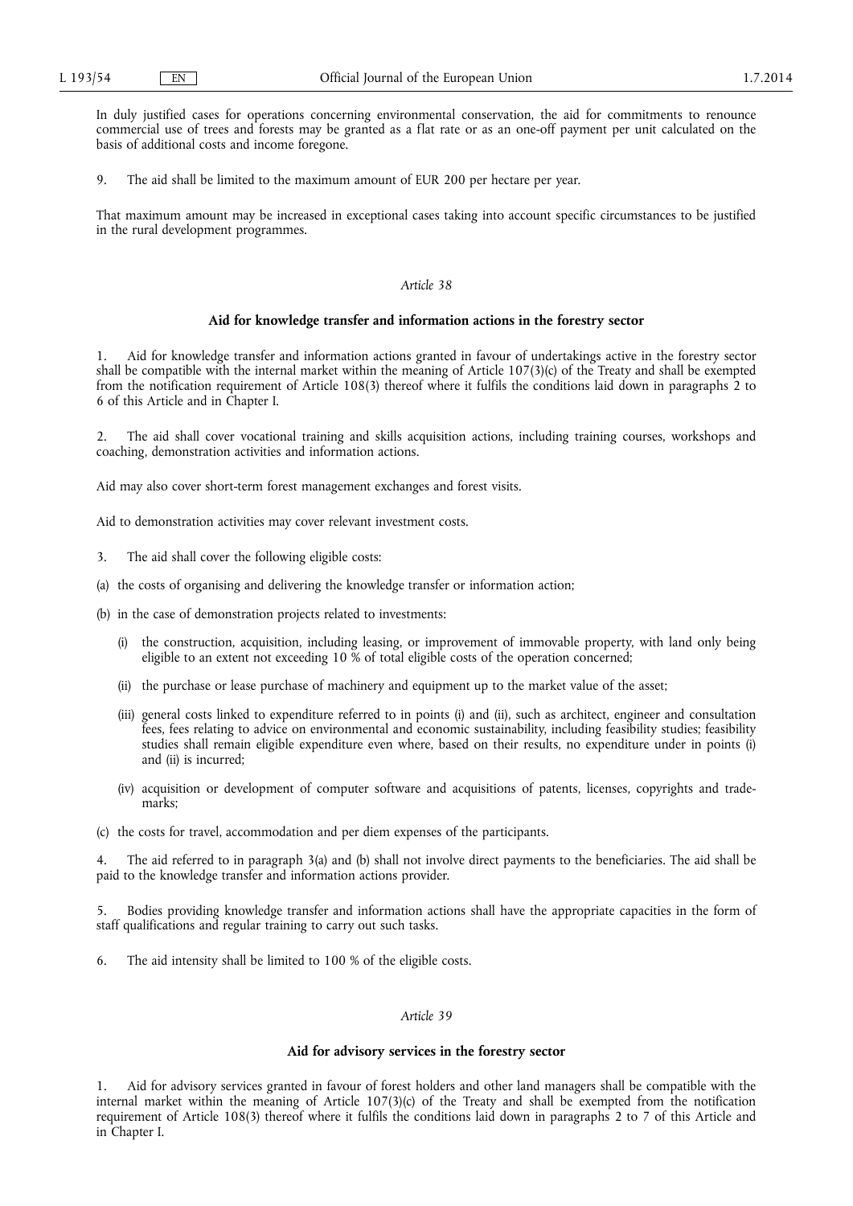In duly justified cases for operations concerning environmental conservation, the aid for commitments to renounce commercial use of trees and forests may be granted as a flat rate or as an one-off payment per unit calculated on the basis of additional costs and income foregone.

9. The aid shall be limited to the maximum amount of EUR 200 per hectare per year.

That maximum amount may be increased in exceptional cases taking into account specific circumstances to be justified in the rural development programmes.

*Article 38*

**Aid for knowledge transfer and information actions in the forestry sector**

1. Aid for knowledge transfer and information actions granted in favour of undertakings active in the forestry sector shall be compatible with the internal market within the meaning of Article 107(3)(c) of the Treaty and shall be exempted from the notification requirement of Article 108(3) thereof where it fulfils the conditions laid down in paragraphs 2 to 6 of this Article and in Chapter I.

2. The aid shall cover vocational training and skills acquisition actions, including training courses, workshops and coaching, demonstration activities and information actions.

Aid may also cover short-term forest management exchanges and forest visits.

Aid to demonstration activities may cover relevant investment costs.

3. The aid shall cover the following eligible costs:

(a) the costs of organising and delivering the knowledge transfer or information action;

(b) in the case of demonstration projects related to investments:

(i) the construction, acquisition, including leasing, or improvement of immovable property, with land only being eligible to an extent not exceeding 10 % of total eligible costs of the operation concerned;

(ii) the purchase or lease purchase of machinery and equipment up to the market value of the asset;

(iii) general costs linked to expenditure referred to in points (i) and (ii), such as architect, engineer and consultation fees, fees relating to advice on environmental and economic sustainability, including feasibility studies; feasibility studies shall remain eligible expenditure even where, based on their results, no expenditure under in points (i) and (ii) is incurred;

(iv) acquisition or development of computer software and acquisitions of patents, licenses, copyrights and trademarks;

(c) the costs for travel, accommodation and per diem expenses of the participants.

4. The aid referred to in paragraph 3(a) and (b) shall not involve direct payments to the beneficiaries. The aid shall be paid to the knowledge transfer and information actions provider.

5. Bodies providing knowledge transfer and information actions shall have the appropriate capacities in the form of staff qualifications and regular training to carry out such tasks.

6. The aid intensity shall be limited to 100 % of the eligible costs.

*Article 39*

**Aid for advisory services in the forestry sector**

1. Aid for advisory services granted in favour of forest holders and other land managers shall be compatible with the internal market within the meaning of Article 107(3)(c) of the Treaty and shall be exempted from the notification requirement of Article 108(3) thereof where it fulfils the conditions laid down in paragraphs 2 to 7 of this Article and in Chapter I.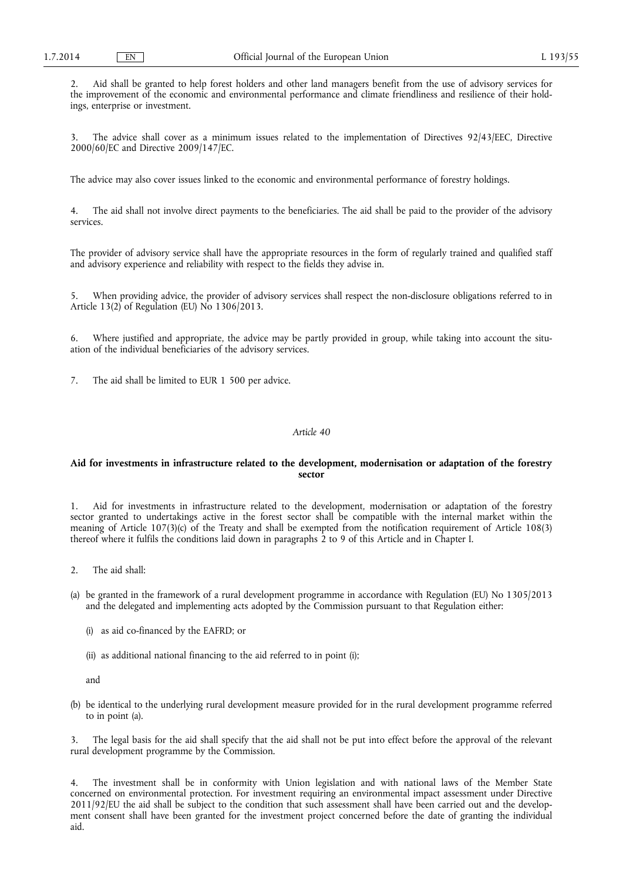2. Aid shall be granted to help forest holders and other land managers benefit from the use of advisory services for the improvement of the economic and environmental performance and climate friendliness and resilience of their holdings, enterprise or investment.

3. The advice shall cover as a minimum issues related to the implementation of Directives 92/43/EEC, Directive 2000/60/EC and Directive 2009/147/EC.

The advice may also cover issues linked to the economic and environmental performance of forestry holdings.

4. The aid shall not involve direct payments to the beneficiaries. The aid shall be paid to the provider of the advisory services.

The provider of advisory service shall have the appropriate resources in the form of regularly trained and qualified staff and advisory experience and reliability with respect to the fields they advise in.

5. When providing advice, the provider of advisory services shall respect the non-disclosure obligations referred to in Article 13(2) of Regulation (EU) No 1306/2013.

6. Where justified and appropriate, the advice may be partly provided in group, while taking into account the situation of the individual beneficiaries of the advisory services.

7. The aid shall be limited to EUR 1 500 per advice.

*Article 40*

**Aid for investments in infrastructure related to the development, modernisation or adaptation of the forestry sector**

1. Aid for investments in infrastructure related to the development, modernisation or adaptation of the forestry sector granted to undertakings active in the forest sector shall be compatible with the internal market within the meaning of Article 107(3)(c) of the Treaty and shall be exempted from the notification requirement of Article 108(3) thereof where it fulfils the conditions laid down in paragraphs 2 to 9 of this Article and in Chapter I.

2. The aid shall:

(a) be granted in the framework of a rural development programme in accordance with Regulation (EU) No 1305/2013 and the delegated and implementing acts adopted by the Commission pursuant to that Regulation either:

(i) as aid co-financed by the EAFRD; or

(ii) as additional national financing to the aid referred to in point (i);

and

(b) be identical to the underlying rural development measure provided for in the rural development programme referred to in point (a).

3. The legal basis for the aid shall specify that the aid shall not be put into effect before the approval of the relevant rural development programme by the Commission.

4. The investment shall be in conformity with Union legislation and with national laws of the Member State concerned on environmental protection. For investment requiring an environmental impact assessment under Directive 2011/92/EU the aid shall be subject to the condition that such assessment shall have been carried out and the development consent shall have been granted for the investment project concerned before the date of granting the individual aid.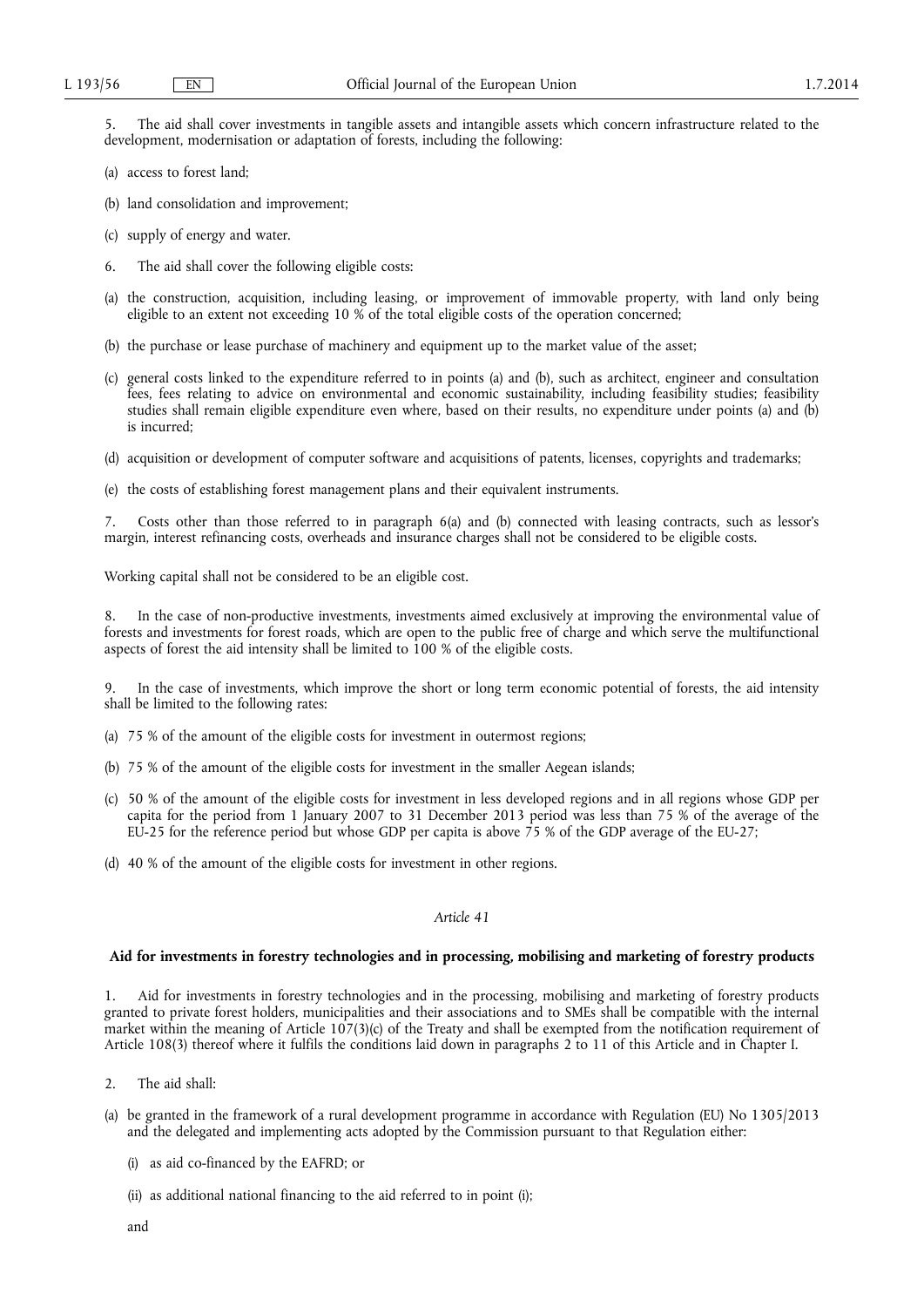5. The aid shall cover investments in tangible assets and intangible assets which concern infrastructure related to the development, modernisation or adaptation of forests, including the following:

(a) access to forest land;

(b) land consolidation and improvement;

(c) supply of energy and water.

6. The aid shall cover the following eligible costs:

(a) the construction, acquisition, including leasing, or improvement of immovable property, with land only being eligible to an extent not exceeding 10 % of the total eligible costs of the operation concerned;

(b) the purchase or lease purchase of machinery and equipment up to the market value of the asset;

(c) general costs linked to the expenditure referred to in points (a) and (b), such as architect, engineer and consultation fees, fees relating to advice on environmental and economic sustainability, including feasibility studies; feasibility studies shall remain eligible expenditure even where, based on their results, no expenditure under points (a) and (b) is incurred;

(d) acquisition or development of computer software and acquisitions of patents, licenses, copyrights and trademarks;

(e) the costs of establishing forest management plans and their equivalent instruments.

7. Costs other than those referred to in paragraph 6(a) and (b) connected with leasing contracts, such as lessor's margin, interest refinancing costs, overheads and insurance charges shall not be considered to be eligible costs.

Working capital shall not be considered to be an eligible cost.

8. In the case of non-productive investments, investments aimed exclusively at improving the environmental value of forests and investments for forest roads, which are open to the public free of charge and which serve the multifunctional aspects of forest the aid intensity shall be limited to 100 % of the eligible costs.

9. In the case of investments, which improve the short or long term economic potential of forests, the aid intensity shall be limited to the following rates:

(a) 75 % of the amount of the eligible costs for investment in outermost regions;

(b) 75 % of the amount of the eligible costs for investment in the smaller Aegean islands;

(c) 50 % of the amount of the eligible costs for investment in less developed regions and in all regions whose GDP per capita for the period from 1 January 2007 to 31 December 2013 period was less than 75 % of the average of the EU-25 for the reference period but whose GDP per capita is above 75 % of the GDP average of the EU-27;

(d) 40 % of the amount of the eligible costs for investment in other regions.

*Article 41*

**Aid for investments in forestry technologies and in processing, mobilising and marketing of forestry products**

1. Aid for investments in forestry technologies and in the processing, mobilising and marketing of forestry products granted to private forest holders, municipalities and their associations and to SMEs shall be compatible with the internal market within the meaning of Article 107(3)(c) of the Treaty and shall be exempted from the notification requirement of Article 108(3) thereof where it fulfils the conditions laid down in paragraphs 2 to 11 of this Article and in Chapter I.

2. The aid shall:

(a) be granted in the framework of a rural development programme in accordance with Regulation (EU) No 1305/2013 and the delegated and implementing acts adopted by the Commission pursuant to that Regulation either:

(i) as aid co-financed by the EAFRD; or

(ii) as additional national financing to the aid referred to in point (i);

and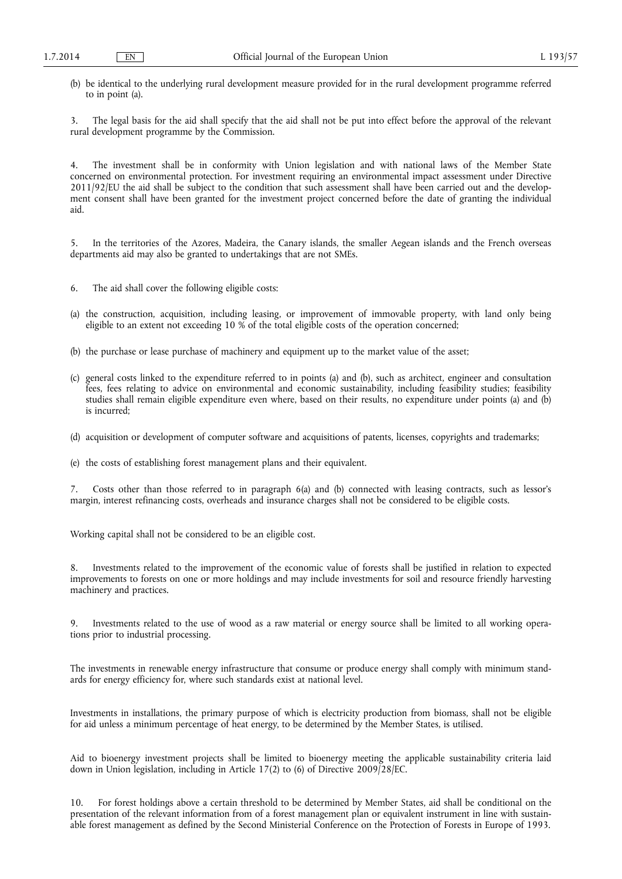(b) be identical to the underlying rural development measure provided for in the rural development programme referred to in point (a).

3. The legal basis for the aid shall specify that the aid shall not be put into effect before the approval of the relevant rural development programme by the Commission.

4. The investment shall be in conformity with Union legislation and with national laws of the Member State concerned on environmental protection. For investment requiring an environmental impact assessment under Directive 2011/92/EU the aid shall be subject to the condition that such assessment shall have been carried out and the development consent shall have been granted for the investment project concerned before the date of granting the individual aid.

5. In the territories of the Azores, Madeira, the Canary islands, the smaller Aegean islands and the French overseas departments aid may also be granted to undertakings that are not SMEs.

6. The aid shall cover the following eligible costs:

(a) the construction, acquisition, including leasing, or improvement of immovable property, with land only being eligible to an extent not exceeding 10 % of the total eligible costs of the operation concerned;

(b) the purchase or lease purchase of machinery and equipment up to the market value of the asset;

(c) general costs linked to the expenditure referred to in points (a) and (b), such as architect, engineer and consultation fees, fees relating to advice on environmental and economic sustainability, including feasibility studies; feasibility studies shall remain eligible expenditure even where, based on their results, no expenditure under points (a) and (b) is incurred;

(d) acquisition or development of computer software and acquisitions of patents, licenses, copyrights and trademarks;

(e) the costs of establishing forest management plans and their equivalent.

7. Costs other than those referred to in paragraph 6(a) and (b) connected with leasing contracts, such as lessor's margin, interest refinancing costs, overheads and insurance charges shall not be considered to be eligible costs.

Working capital shall not be considered to be an eligible cost.

8. Investments related to the improvement of the economic value of forests shall be justified in relation to expected improvements to forests on one or more holdings and may include investments for soil and resource friendly harvesting machinery and practices.

9. Investments related to the use of wood as a raw material or energy source shall be limited to all working operations prior to industrial processing.

The investments in renewable energy infrastructure that consume or produce energy shall comply with minimum standards for energy efficiency for, where such standards exist at national level.

Investments in installations, the primary purpose of which is electricity production from biomass, shall not be eligible for aid unless a minimum percentage of heat energy, to be determined by the Member States, is utilised.

Aid to bioenergy investment projects shall be limited to bioenergy meeting the applicable sustainability criteria laid down in Union legislation, including in Article 17(2) to (6) of Directive 2009/28/EC.

10. For forest holdings above a certain threshold to be determined by Member States, aid shall be conditional on the presentation of the relevant information from of a forest management plan or equivalent instrument in line with sustainable forest management as defined by the Second Ministerial Conference on the Protection of Forests in Europe of 1993.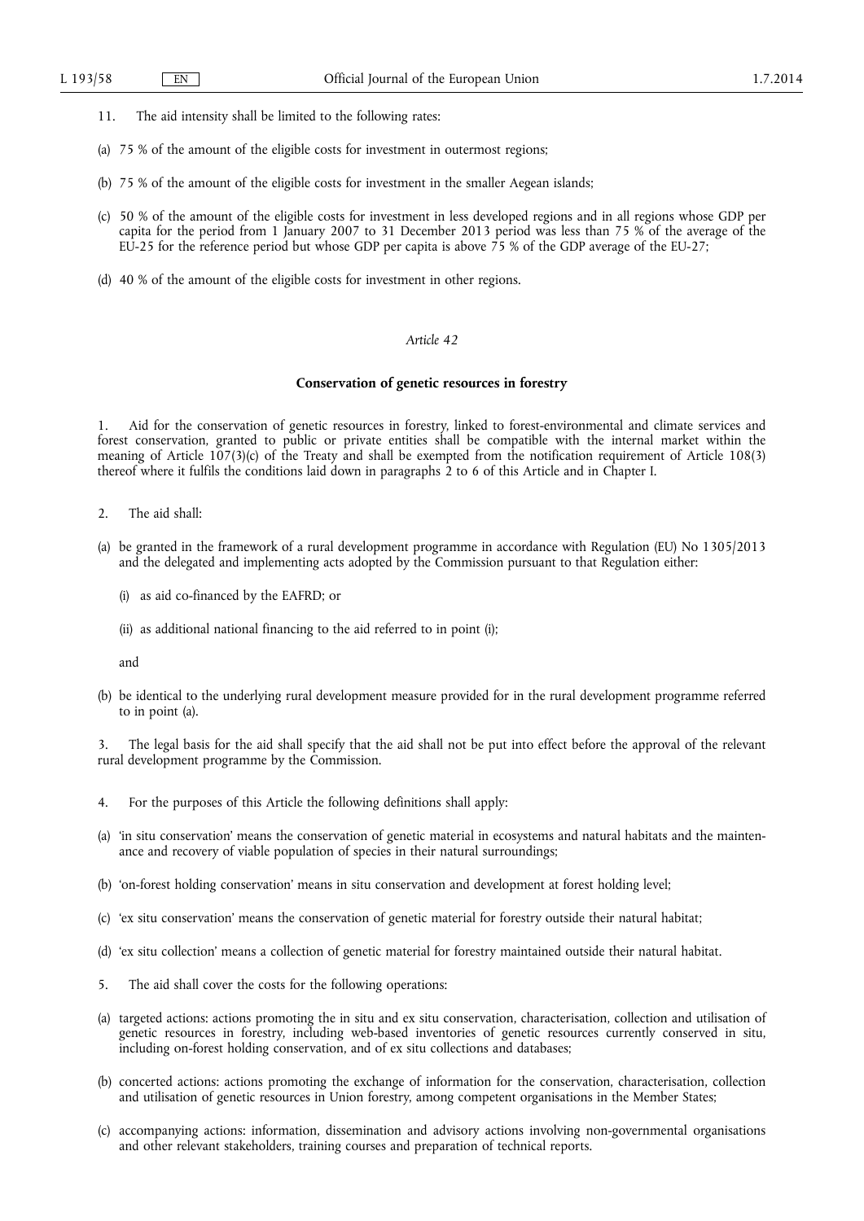11. The aid intensity shall be limited to the following rates:

(a) 75 % of the amount of the eligible costs for investment in outermost regions;

(b) 75 % of the amount of the eligible costs for investment in the smaller Aegean islands;

(c) 50 % of the amount of the eligible costs for investment in less developed regions and in all regions whose GDP per capita for the period from 1 January 2007 to 31 December 2013 period was less than 75 % of the average of the EU-25 for the reference period but whose GDP per capita is above 75 % of the GDP average of the EU-27;

(d) 40 % of the amount of the eligible costs for investment in other regions.

*Article 42*

**Conservation of genetic resources in forestry**

1. Aid for the conservation of genetic resources in forestry, linked to forest-environmental and climate services and forest conservation, granted to public or private entities shall be compatible with the internal market within the meaning of Article 107(3)(c) of the Treaty and shall be exempted from the notification requirement of Article 108(3) thereof where it fulfils the conditions laid down in paragraphs 2 to 6 of this Article and in Chapter I.

2. The aid shall:

(a) be granted in the framework of a rural development programme in accordance with Regulation (EU) No 1305/2013 and the delegated and implementing acts adopted by the Commission pursuant to that Regulation either:

   (i) as aid co-financed by the EAFRD; or

   (ii) as additional national financing to the aid referred to in point (i);

   and

(b) be identical to the underlying rural development measure provided for in the rural development programme referred to in point (a).

3. The legal basis for the aid shall specify that the aid shall not be put into effect before the approval of the relevant rural development programme by the Commission.

4. For the purposes of this Article the following definitions shall apply:

(a) 'in situ conservation' means the conservation of genetic material in ecosystems and natural habitats and the maintenance and recovery of viable population of species in their natural surroundings;

(b) 'on-forest holding conservation' means in situ conservation and development at forest holding level;

(c) 'ex situ conservation' means the conservation of genetic material for forestry outside their natural habitat;

(d) 'ex situ collection' means a collection of genetic material for forestry maintained outside their natural habitat.

5. The aid shall cover the costs for the following operations:

(a) targeted actions: actions promoting the in situ and ex situ conservation, characterisation, collection and utilisation of genetic resources in forestry, including web-based inventories of genetic resources currently conserved in situ, including on-forest holding conservation, and of ex situ collections and databases;

(b) concerted actions: actions promoting the exchange of information for the conservation, characterisation, collection and utilisation of genetic resources in Union forestry, among competent organisations in the Member States;

(c) accompanying actions: information, dissemination and advisory actions involving non-governmental organisations and other relevant stakeholders, training courses and preparation of technical reports.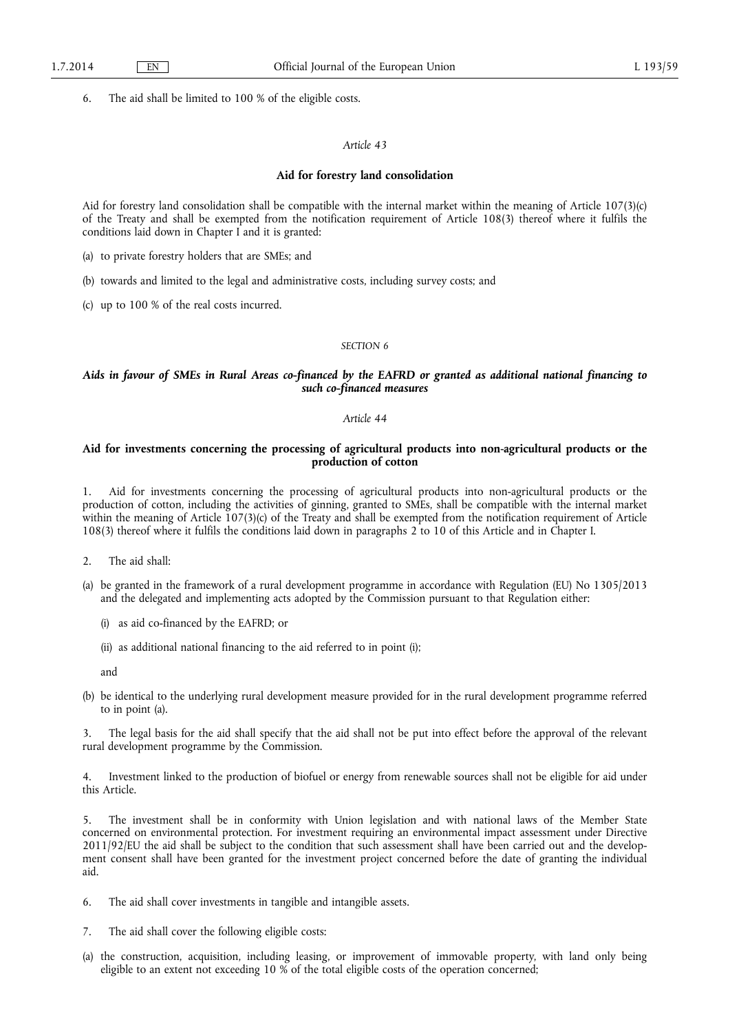6. The aid shall be limited to 100 % of the eligible costs.

*Article 43*

**Aid for forestry land consolidation**

Aid for forestry land consolidation shall be compatible with the internal market within the meaning of Article 107(3)(c) of the Treaty and shall be exempted from the notification requirement of Article 108(3) thereof where it fulfils the conditions laid down in Chapter I and it is granted:

(a) to private forestry holders that are SMEs; and

(b) towards and limited to the legal and administrative costs, including survey costs; and

(c) up to 100 % of the real costs incurred.

*SECTION 6*

***Aids in favour of SMEs in Rural Areas co-financed by the EAFRD or granted as additional national financing to such co-financed measures***

*Article 44*

**Aid for investments concerning the processing of agricultural products into non-agricultural products or the production of cotton**

1. Aid for investments concerning the processing of agricultural products into non-agricultural products or the production of cotton, including the activities of ginning, granted to SMEs, shall be compatible with the internal market within the meaning of Article 107(3)(c) of the Treaty and shall be exempted from the notification requirement of Article 108(3) thereof where it fulfils the conditions laid down in paragraphs 2 to 10 of this Article and in Chapter I.

2. The aid shall:

(a) be granted in the framework of a rural development programme in accordance with Regulation (EU) No 1305/2013 and the delegated and implementing acts adopted by the Commission pursuant to that Regulation either:

   (i) as aid co-financed by the EAFRD; or

   (ii) as additional national financing to the aid referred to in point (i);

   and

(b) be identical to the underlying rural development measure provided for in the rural development programme referred to in point (a).

3. The legal basis for the aid shall specify that the aid shall not be put into effect before the approval of the relevant rural development programme by the Commission.

4. Investment linked to the production of biofuel or energy from renewable sources shall not be eligible for aid under this Article.

5. The investment shall be in conformity with Union legislation and with national laws of the Member State concerned on environmental protection. For investment requiring an environmental impact assessment under Directive 2011/92/EU the aid shall be subject to the condition that such assessment shall have been carried out and the development consent shall have been granted for the investment project concerned before the date of granting the individual aid.

6. The aid shall cover investments in tangible and intangible assets.

7. The aid shall cover the following eligible costs:

(a) the construction, acquisition, including leasing, or improvement of immovable property, with land only being eligible to an extent not exceeding 10 % of the total eligible costs of the operation concerned;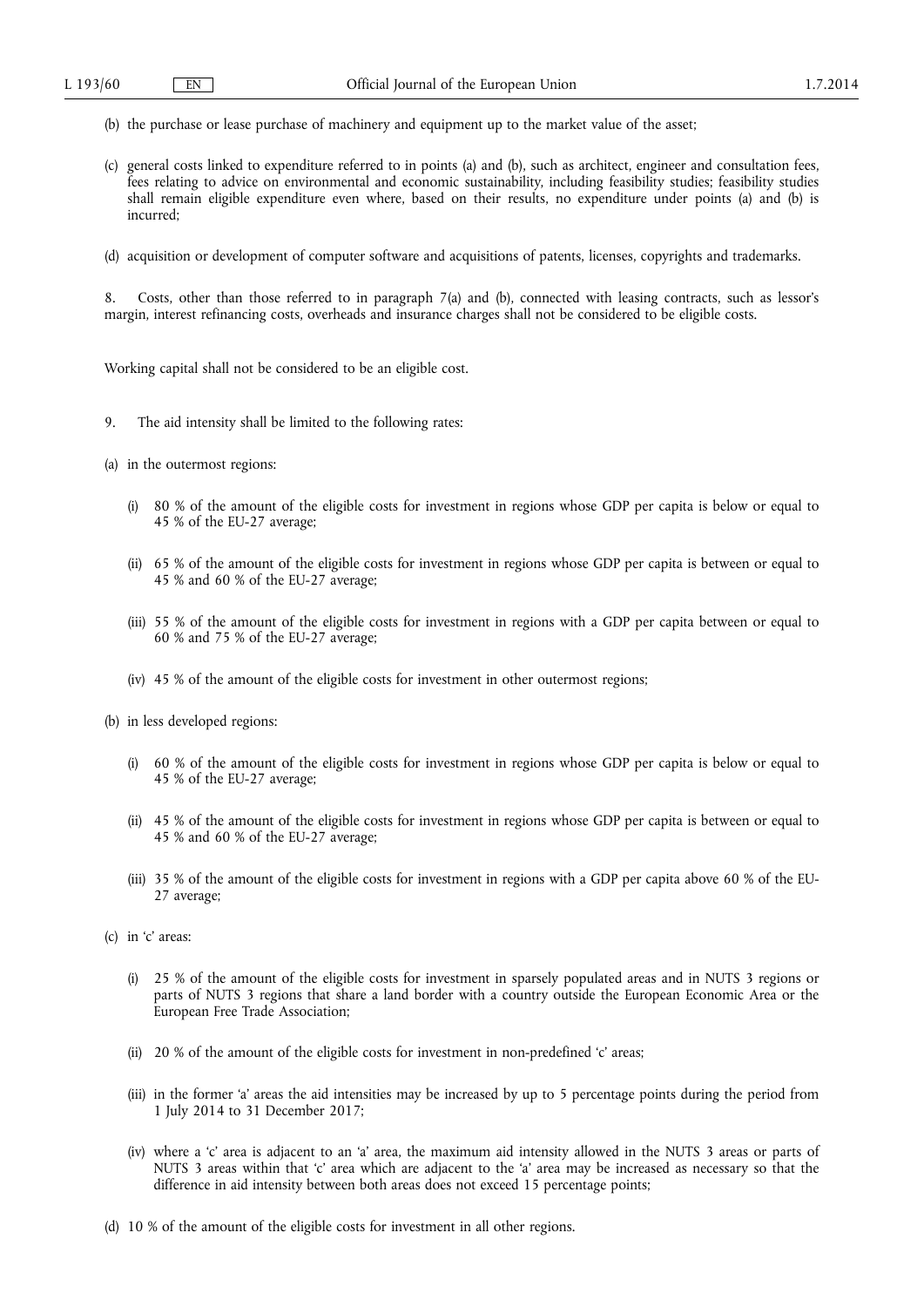(b) the purchase or lease purchase of machinery and equipment up to the market value of the asset;

(c) general costs linked to expenditure referred to in points (a) and (b), such as architect, engineer and consultation fees, fees relating to advice on environmental and economic sustainability, including feasibility studies; feasibility studies shall remain eligible expenditure even where, based on their results, no expenditure under points (a) and (b) is incurred;

(d) acquisition or development of computer software and acquisitions of patents, licenses, copyrights and trademarks.

8. Costs, other than those referred to in paragraph 7(a) and (b), connected with leasing contracts, such as lessor's margin, interest refinancing costs, overheads and insurance charges shall not be considered to be eligible costs.

Working capital shall not be considered to be an eligible cost.

9. The aid intensity shall be limited to the following rates:

(a) in the outermost regions:

 (i) 80 % of the amount of the eligible costs for investment in regions whose GDP per capita is below or equal to 45 % of the EU-27 average;

 (ii) 65 % of the amount of the eligible costs for investment in regions whose GDP per capita is between or equal to 45 % and 60 % of the EU-27 average;

 (iii) 55 % of the amount of the eligible costs for investment in regions with a GDP per capita between or equal to 60 % and 75 % of the EU-27 average;

 (iv) 45 % of the amount of the eligible costs for investment in other outermost regions;

(b) in less developed regions:

 (i) 60 % of the amount of the eligible costs for investment in regions whose GDP per capita is below or equal to 45 % of the EU-27 average;

 (ii) 45 % of the amount of the eligible costs for investment in regions whose GDP per capita is between or equal to 45 % and 60 % of the EU-27 average;

 (iii) 35 % of the amount of the eligible costs for investment in regions with a GDP per capita above 60 % of the EU-27 average;

(c) in 'c' areas:

 (i) 25 % of the amount of the eligible costs for investment in sparsely populated areas and in NUTS 3 regions or parts of NUTS 3 regions that share a land border with a country outside the European Economic Area or the European Free Trade Association;

 (ii) 20 % of the amount of the eligible costs for investment in non-predefined 'c' areas;

 (iii) in the former 'a' areas the aid intensities may be increased by up to 5 percentage points during the period from 1 July 2014 to 31 December 2017;

 (iv) where a 'c' area is adjacent to an 'a' area, the maximum aid intensity allowed in the NUTS 3 areas or parts of NUTS 3 areas within that 'c' area which are adjacent to the 'a' area may be increased as necessary so that the difference in aid intensity between both areas does not exceed 15 percentage points;

(d) 10 % of the amount of the eligible costs for investment in all other regions.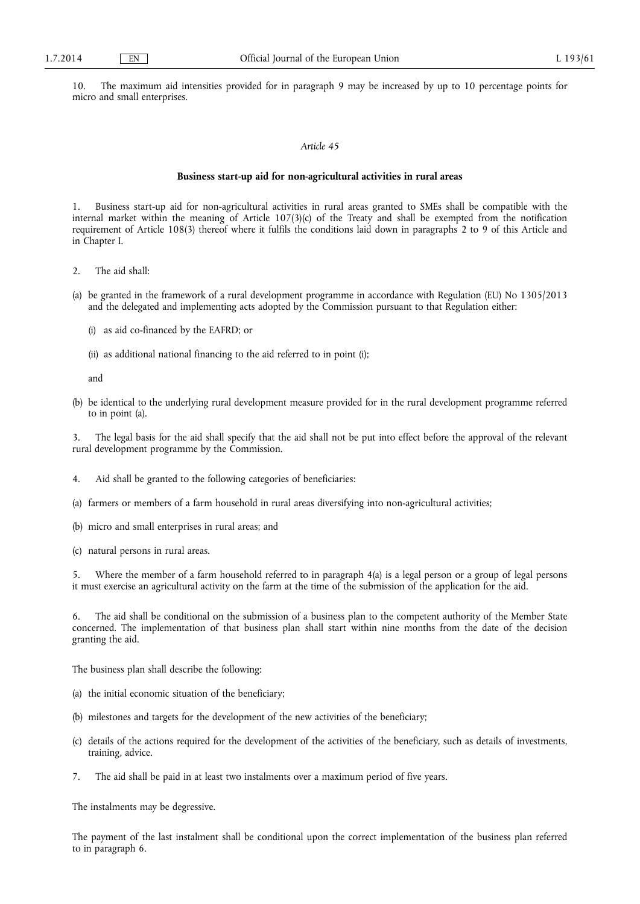10. The maximum aid intensities provided for in paragraph 9 may be increased by up to 10 percentage points for micro and small enterprises.

*Article 45*

**Business start-up aid for non-agricultural activities in rural areas**

1. Business start-up aid for non-agricultural activities in rural areas granted to SMEs shall be compatible with the internal market within the meaning of Article 107(3)(c) of the Treaty and shall be exempted from the notification requirement of Article 108(3) thereof where it fulfils the conditions laid down in paragraphs 2 to 9 of this Article and in Chapter I.

2. The aid shall:

(a) be granted in the framework of a rural development programme in accordance with Regulation (EU) No 1305/2013 and the delegated and implementing acts adopted by the Commission pursuant to that Regulation either:

 (i) as aid co-financed by the EAFRD; or

 (ii) as additional national financing to the aid referred to in point (i);

 and

(b) be identical to the underlying rural development measure provided for in the rural development programme referred to in point (a).

3. The legal basis for the aid shall specify that the aid shall not be put into effect before the approval of the relevant rural development programme by the Commission.

4. Aid shall be granted to the following categories of beneficiaries:

(a) farmers or members of a farm household in rural areas diversifying into non-agricultural activities;

(b) micro and small enterprises in rural areas; and

(c) natural persons in rural areas.

5. Where the member of a farm household referred to in paragraph 4(a) is a legal person or a group of legal persons it must exercise an agricultural activity on the farm at the time of the submission of the application for the aid.

6. The aid shall be conditional on the submission of a business plan to the competent authority of the Member State concerned. The implementation of that business plan shall start within nine months from the date of the decision granting the aid.

The business plan shall describe the following:

(a) the initial economic situation of the beneficiary;

(b) milestones and targets for the development of the new activities of the beneficiary;

(c) details of the actions required for the development of the activities of the beneficiary, such as details of investments, training, advice.

7. The aid shall be paid in at least two instalments over a maximum period of five years.

The instalments may be degressive.

The payment of the last instalment shall be conditional upon the correct implementation of the business plan referred to in paragraph 6.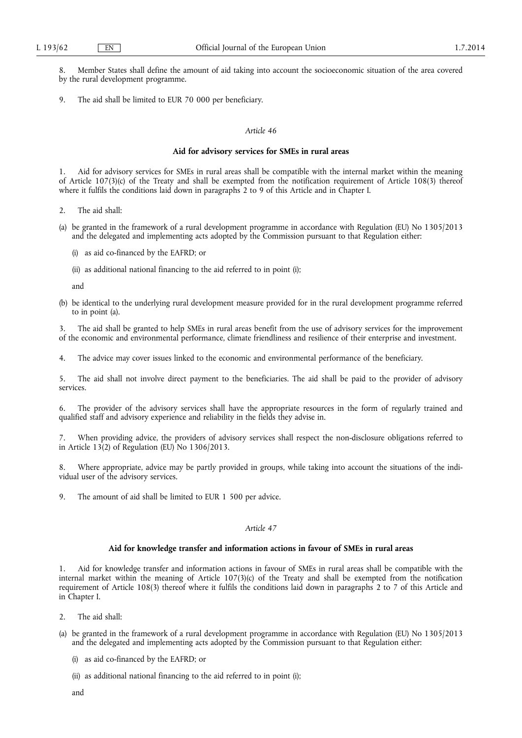8. Member States shall define the amount of aid taking into account the socioeconomic situation of the area covered by the rural development programme.

9. The aid shall be limited to EUR 70 000 per beneficiary.

*Article 46*

**Aid for advisory services for SMEs in rural areas**

1. Aid for advisory services for SMEs in rural areas shall be compatible with the internal market within the meaning of Article 107(3)(c) of the Treaty and shall be exempted from the notification requirement of Article 108(3) thereof where it fulfils the conditions laid down in paragraphs 2 to 9 of this Article and in Chapter I.

2. The aid shall:

(a) be granted in the framework of a rural development programme in accordance with Regulation (EU) No 1305/2013 and the delegated and implementing acts adopted by the Commission pursuant to that Regulation either:

   (i) as aid co-financed by the EAFRD; or

   (ii) as additional national financing to the aid referred to in point (i);

   and

(b) be identical to the underlying rural development measure provided for in the rural development programme referred to in point (a).

3. The aid shall be granted to help SMEs in rural areas benefit from the use of advisory services for the improvement of the economic and environmental performance, climate friendliness and resilience of their enterprise and investment.

4. The advice may cover issues linked to the economic and environmental performance of the beneficiary.

5. The aid shall not involve direct payment to the beneficiaries. The aid shall be paid to the provider of advisory services.

6. The provider of the advisory services shall have the appropriate resources in the form of regularly trained and qualified staff and advisory experience and reliability in the fields they advise in.

7. When providing advice, the providers of advisory services shall respect the non-disclosure obligations referred to in Article 13(2) of Regulation (EU) No 1306/2013.

8. Where appropriate, advice may be partly provided in groups, while taking into account the situations of the individual user of the advisory services.

9. The amount of aid shall be limited to EUR 1 500 per advice.

*Article 47*

**Aid for knowledge transfer and information actions in favour of SMEs in rural areas**

1. Aid for knowledge transfer and information actions in favour of SMEs in rural areas shall be compatible with the internal market within the meaning of Article 107(3)(c) of the Treaty and shall be exempted from the notification requirement of Article 108(3) thereof where it fulfils the conditions laid down in paragraphs 2 to 7 of this Article and in Chapter I.

2. The aid shall:

(a) be granted in the framework of a rural development programme in accordance with Regulation (EU) No 1305/2013 and the delegated and implementing acts adopted by the Commission pursuant to that Regulation either:

   (i) as aid co-financed by the EAFRD; or

   (ii) as additional national financing to the aid referred to in point (i);

   and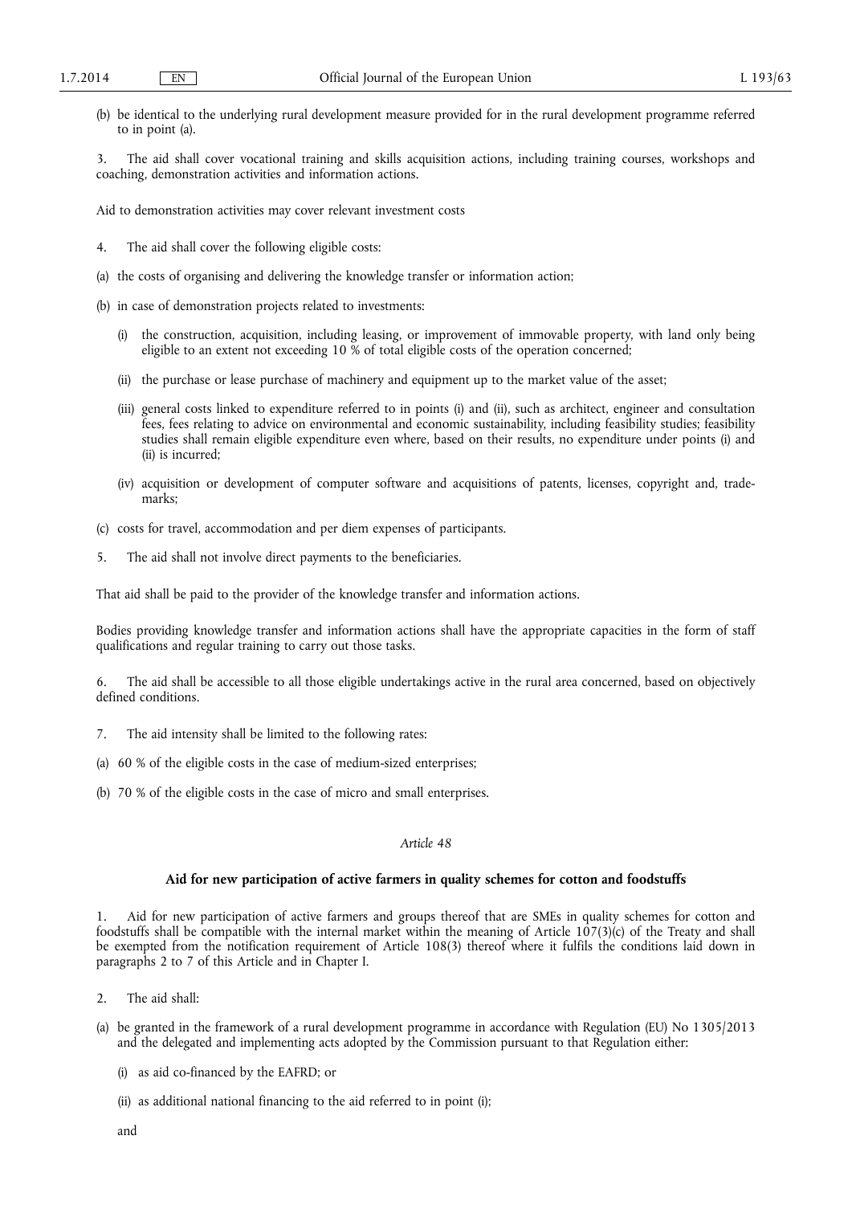(b) be identical to the underlying rural development measure provided for in the rural development programme referred to in point (a).

3. The aid shall cover vocational training and skills acquisition actions, including training courses, workshops and coaching, demonstration activities and information actions.

Aid to demonstration activities may cover relevant investment costs

4. The aid shall cover the following eligible costs:

(a) the costs of organising and delivering the knowledge transfer or information action;

(b) in case of demonstration projects related to investments:

   (i) the construction, acquisition, including leasing, or improvement of immovable property, with land only being eligible to an extent not exceeding 10 % of total eligible costs of the operation concerned;

   (ii) the purchase or lease purchase of machinery and equipment up to the market value of the asset;

   (iii) general costs linked to expenditure referred to in points (i) and (ii), such as architect, engineer and consultation fees, fees relating to advice on environmental and economic sustainability, including feasibility studies; feasibility studies shall remain eligible expenditure even where, based on their results, no expenditure under points (i) and (ii) is incurred;

   (iv) acquisition or development of computer software and acquisitions of patents, licenses, copyright and, trademarks;

(c) costs for travel, accommodation and per diem expenses of participants.

5. The aid shall not involve direct payments to the beneficiaries.

That aid shall be paid to the provider of the knowledge transfer and information actions.

Bodies providing knowledge transfer and information actions shall have the appropriate capacities in the form of staff qualifications and regular training to carry out those tasks.

6. The aid shall be accessible to all those eligible undertakings active in the rural area concerned, based on objectively defined conditions.

7. The aid intensity shall be limited to the following rates:

(a) 60 % of the eligible costs in the case of medium-sized enterprises;

(b) 70 % of the eligible costs in the case of micro and small enterprises.

*Article 48*

**Aid for new participation of active farmers in quality schemes for cotton and foodstuffs**

1. Aid for new participation of active farmers and groups thereof that are SMEs in quality schemes for cotton and foodstuffs shall be compatible with the internal market within the meaning of Article 107(3)(c) of the Treaty and shall be exempted from the notification requirement of Article 108(3) thereof where it fulfils the conditions laid down in paragraphs 2 to 7 of this Article and in Chapter I.

2. The aid shall:

(a) be granted in the framework of a rural development programme in accordance with Regulation (EU) No 1305/2013 and the delegated and implementing acts adopted by the Commission pursuant to that Regulation either:

   (i) as aid co-financed by the EAFRD; or

   (ii) as additional national financing to the aid referred to in point (i);

   and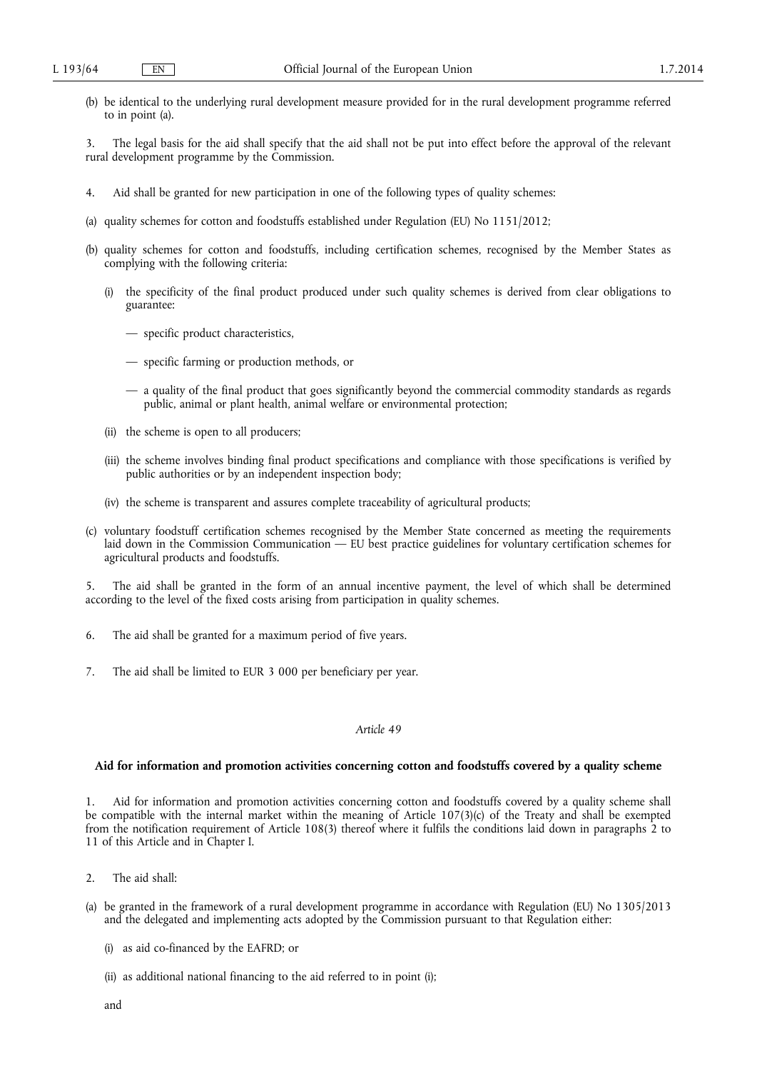(b) be identical to the underlying rural development measure provided for in the rural development programme referred to in point (a).

3. The legal basis for the aid shall specify that the aid shall not be put into effect before the approval of the relevant rural development programme by the Commission.

4. Aid shall be granted for new participation in one of the following types of quality schemes:

(a) quality schemes for cotton and foodstuffs established under Regulation (EU) No 1151/2012;

(b) quality schemes for cotton and foodstuffs, including certification schemes, recognised by the Member States as complying with the following criteria:

   (i) the specificity of the final product produced under such quality schemes is derived from clear obligations to guarantee:

   — specific product characteristics,

   — specific farming or production methods, or

   — a quality of the final product that goes significantly beyond the commercial commodity standards as regards public, animal or plant health, animal welfare or environmental protection;

   (ii) the scheme is open to all producers;

   (iii) the scheme involves binding final product specifications and compliance with those specifications is verified by public authorities or by an independent inspection body;

   (iv) the scheme is transparent and assures complete traceability of agricultural products;

(c) voluntary foodstuff certification schemes recognised by the Member State concerned as meeting the requirements laid down in the Commission Communication — EU best practice guidelines for voluntary certification schemes for agricultural products and foodstuffs.

5. The aid shall be granted in the form of an annual incentive payment, the level of which shall be determined according to the level of the fixed costs arising from participation in quality schemes.

6. The aid shall be granted for a maximum period of five years.

7. The aid shall be limited to EUR 3 000 per beneficiary per year.

*Article 49*

**Aid for information and promotion activities concerning cotton and foodstuffs covered by a quality scheme**

1. Aid for information and promotion activities concerning cotton and foodstuffs covered by a quality scheme shall be compatible with the internal market within the meaning of Article 107(3)(c) of the Treaty and shall be exempted from the notification requirement of Article 108(3) thereof where it fulfils the conditions laid down in paragraphs 2 to 11 of this Article and in Chapter I.

2. The aid shall:

(a) be granted in the framework of a rural development programme in accordance with Regulation (EU) No 1305/2013 and the delegated and implementing acts adopted by the Commission pursuant to that Regulation either:

   (i) as aid co-financed by the EAFRD; or

   (ii) as additional national financing to the aid referred to in point (i);

   and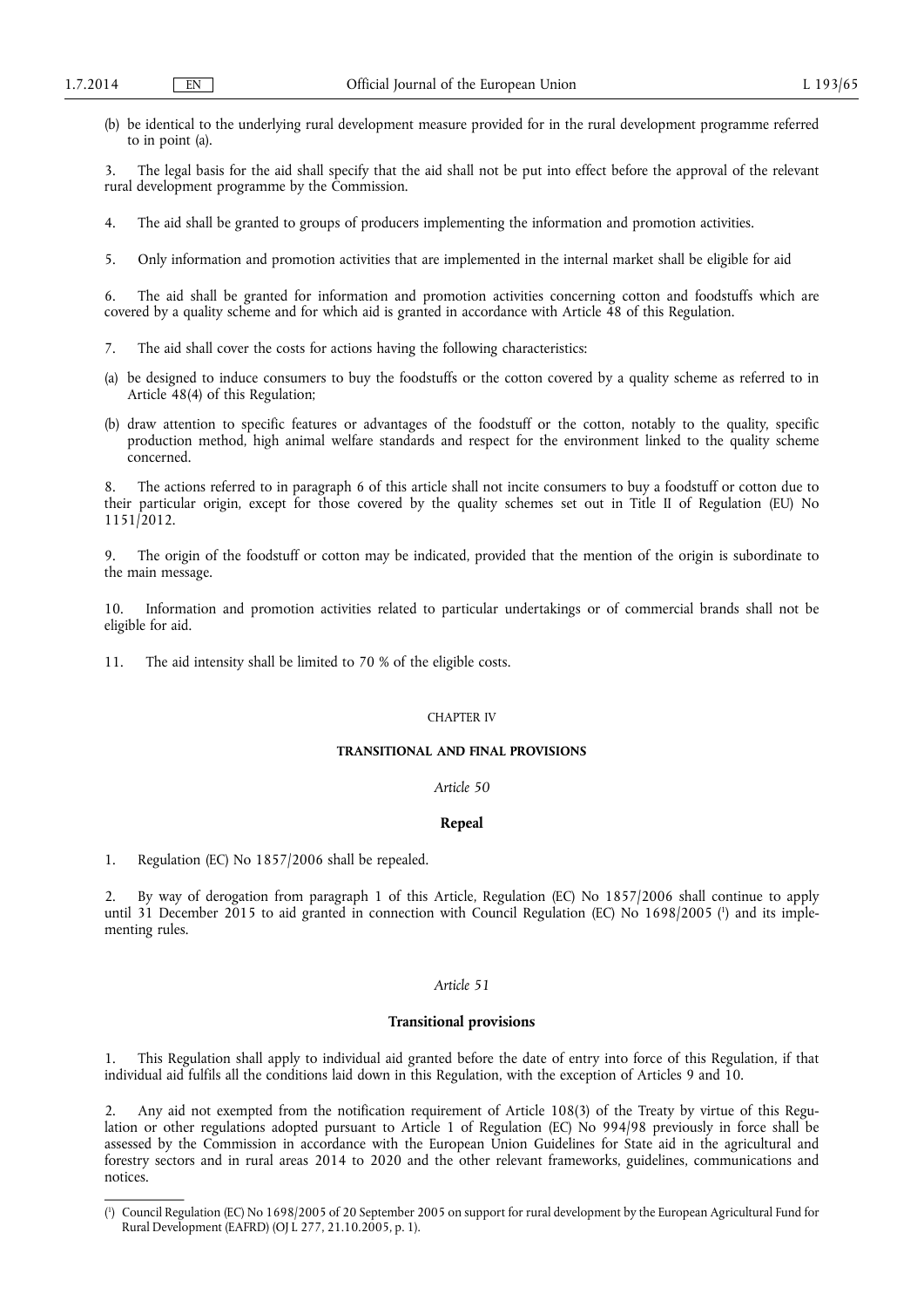(b) be identical to the underlying rural development measure provided for in the rural development programme referred to in point (a).

3. The legal basis for the aid shall specify that the aid shall not be put into effect before the approval of the relevant rural development programme by the Commission.

4. The aid shall be granted to groups of producers implementing the information and promotion activities.

5. Only information and promotion activities that are implemented in the internal market shall be eligible for aid

6. The aid shall be granted for information and promotion activities concerning cotton and foodstuffs which are covered by a quality scheme and for which aid is granted in accordance with Article 48 of this Regulation.

7. The aid shall cover the costs for actions having the following characteristics:

(a) be designed to induce consumers to buy the foodstuffs or the cotton covered by a quality scheme as referred to in Article 48(4) of this Regulation;

(b) draw attention to specific features or advantages of the foodstuff or the cotton, notably to the quality, specific production method, high animal welfare standards and respect for the environment linked to the quality scheme concerned.

8. The actions referred to in paragraph 6 of this article shall not incite consumers to buy a foodstuff or cotton due to their particular origin, except for those covered by the quality schemes set out in Title II of Regulation (EU) No 1151/2012.

9. The origin of the foodstuff or cotton may be indicated, provided that the mention of the origin is subordinate to the main message.

10. Information and promotion activities related to particular undertakings or of commercial brands shall not be eligible for aid.

11. The aid intensity shall be limited to 70 % of the eligible costs.

CHAPTER IV

## TRANSITIONAL AND FINAL PROVISIONS

*Article 50*

### Repeal

1. Regulation (EC) No 1857/2006 shall be repealed.

2. By way of derogation from paragraph 1 of this Article, Regulation (EC) No 1857/2006 shall continue to apply until 31 December 2015 to aid granted in connection with Council Regulation (EC) No 1698/2005 [1] and its implementing rules.

*Article 51*

### Transitional provisions

1. This Regulation shall apply to individual aid granted before the date of entry into force of this Regulation, if that individual aid fulfils all the conditions laid down in this Regulation, with the exception of Articles 9 and 10.

2. Any aid not exempted from the notification requirement of Article 108(3) of the Treaty by virtue of this Regulation or other regulations adopted pursuant to Article 1 of Regulation (EC) No 994/98 previously in force shall be assessed by the Commission in accordance with the European Union Guidelines for State aid in the agricultural and forestry sectors and in rural areas 2014 to 2020 and the other relevant frameworks, guidelines, communications and notices.

---

[1] Council Regulation (EC) No 1698/2005 of 20 September 2005 on support for rural development by the European Agricultural Fund for Rural Development (EAFRD) (OJ L 277, 21.10.2005, p. 1).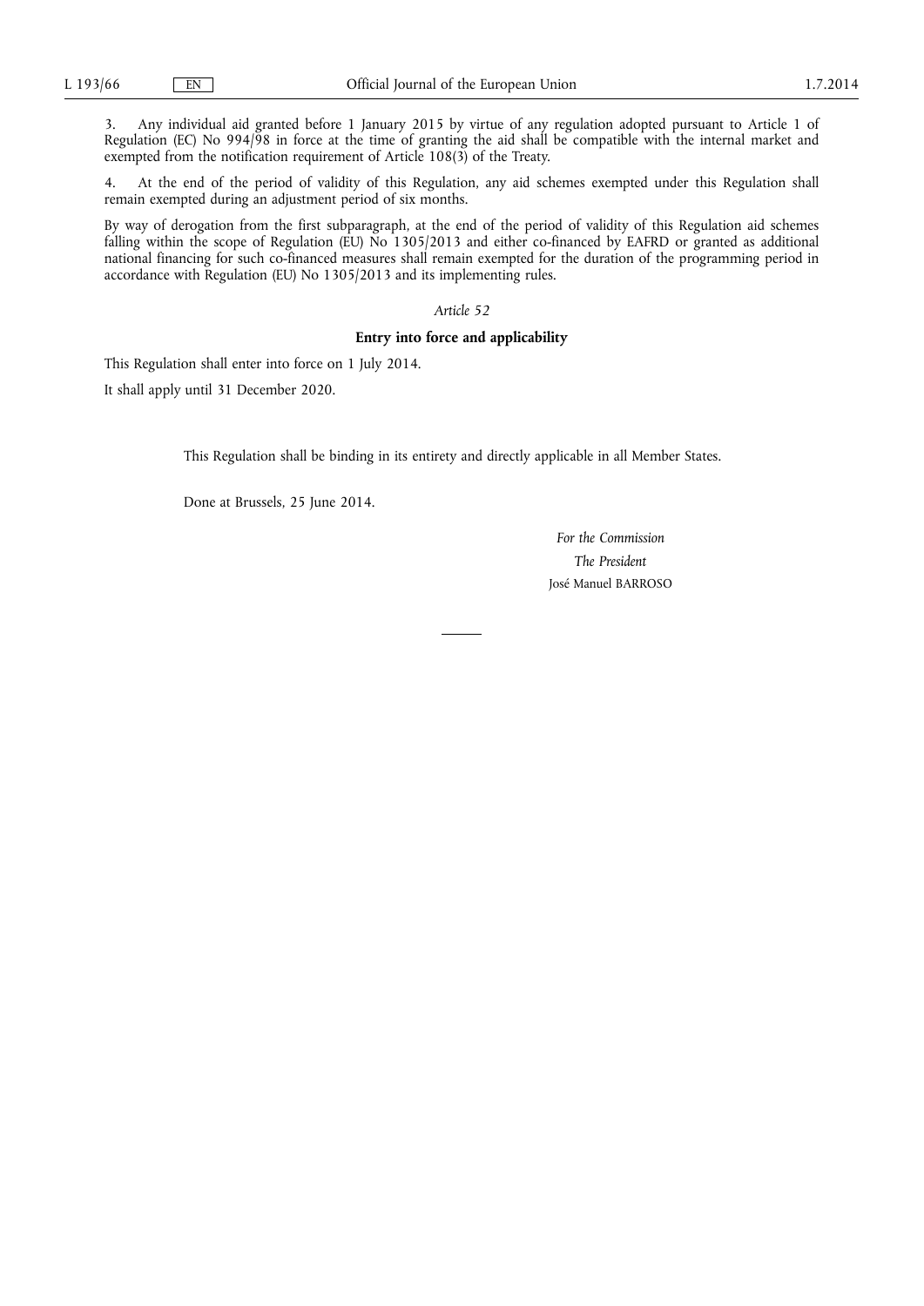3. Any individual aid granted before 1 January 2015 by virtue of any regulation adopted pursuant to Article 1 of Regulation (EC) No 994/98 in force at the time of granting the aid shall be compatible with the internal market and exempted from the notification requirement of Article 108(3) of the Treaty.

4. At the end of the period of validity of this Regulation, any aid schemes exempted under this Regulation shall remain exempted during an adjustment period of six months.

By way of derogation from the first subparagraph, at the end of the period of validity of this Regulation aid schemes falling within the scope of Regulation (EU) No 1305/2013 and either co-financed by EAFRD or granted as additional national financing for such co-financed measures shall remain exempted for the duration of the programming period in accordance with Regulation (EU) No 1305/2013 and its implementing rules.

*Article 52*

**Entry into force and applicability**

This Regulation shall enter into force on 1 July 2014.

It shall apply until 31 December 2020.

This Regulation shall be binding in its entirety and directly applicable in all Member States.

Done at Brussels, 25 June 2014.

*For the Commission*

*The President*

José Manuel BARROSO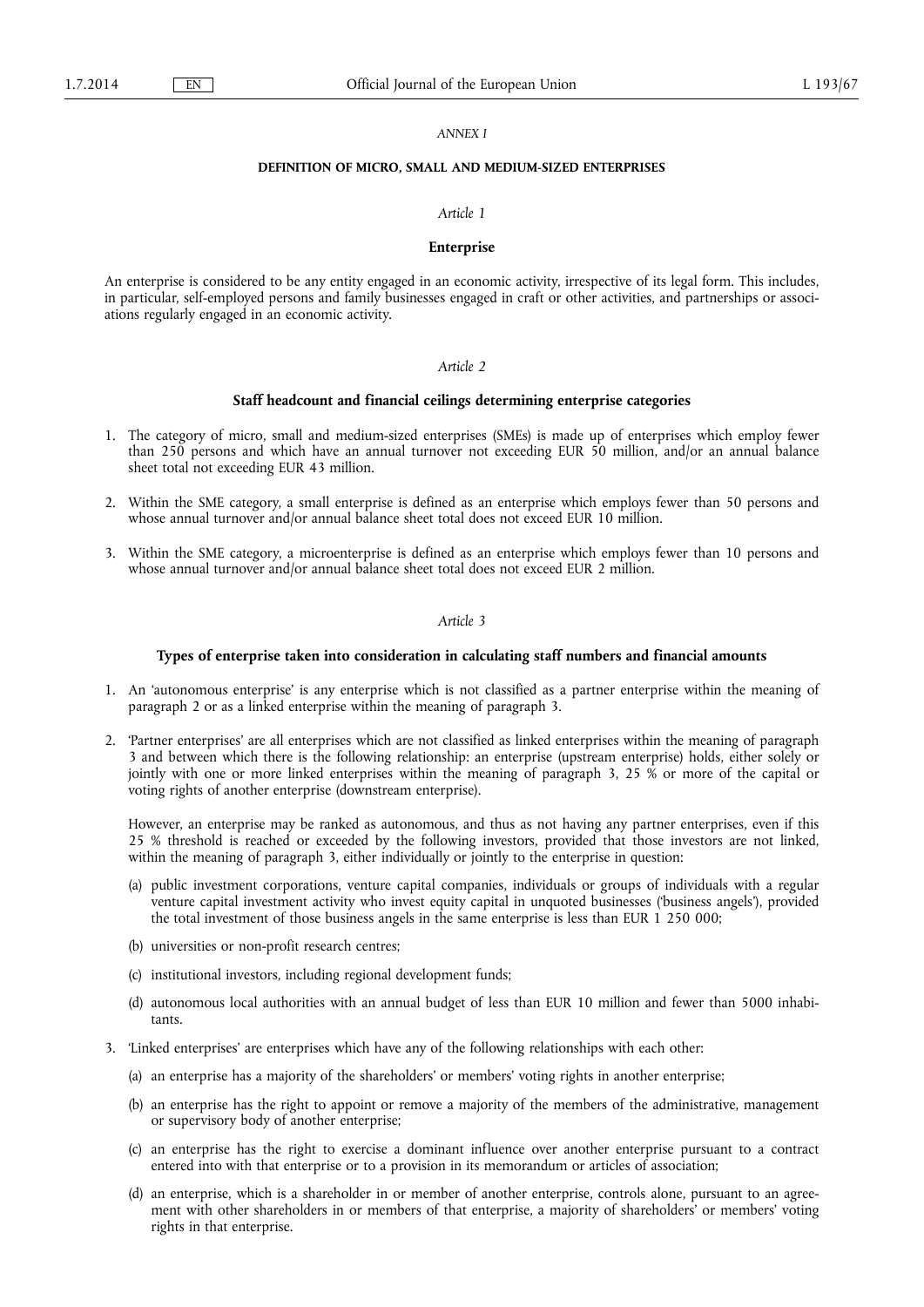*ANNEX I*

**DEFINITION OF MICRO, SMALL AND MEDIUM-SIZED ENTERPRISES**

*Article 1*

**Enterprise**

An enterprise is considered to be any entity engaged in an economic activity, irrespective of its legal form. This includes, in particular, self-employed persons and family businesses engaged in craft or other activities, and partnerships or associations regularly engaged in an economic activity.

*Article 2*

**Staff headcount and financial ceilings determining enterprise categories**

1. The category of micro, small and medium-sized enterprises (SMEs) is made up of enterprises which employ fewer than 250 persons and which have an annual turnover not exceeding EUR 50 million, and/or an annual balance sheet total not exceeding EUR 43 million.

2. Within the SME category, a small enterprise is defined as an enterprise which employs fewer than 50 persons and whose annual turnover and/or annual balance sheet total does not exceed EUR 10 million.

3. Within the SME category, a microenterprise is defined as an enterprise which employs fewer than 10 persons and whose annual turnover and/or annual balance sheet total does not exceed EUR 2 million.

*Article 3*

**Types of enterprise taken into consideration in calculating staff numbers and financial amounts**

1. An 'autonomous enterprise' is any enterprise which is not classified as a partner enterprise within the meaning of paragraph 2 or as a linked enterprise within the meaning of paragraph 3.

2. 'Partner enterprises' are all enterprises which are not classified as linked enterprises within the meaning of paragraph 3 and between which there is the following relationship: an enterprise (upstream enterprise) holds, either solely or jointly with one or more linked enterprises within the meaning of paragraph 3, 25 % or more of the capital or voting rights of another enterprise (downstream enterprise).

   However, an enterprise may be ranked as autonomous, and thus as not having any partner enterprises, even if this 25 % threshold is reached or exceeded by the following investors, provided that those investors are not linked, within the meaning of paragraph 3, either individually or jointly to the enterprise in question:

   (a) public investment corporations, venture capital companies, individuals or groups of individuals with a regular venture capital investment activity who invest equity capital in unquoted businesses ('business angels'), provided the total investment of those business angels in the same enterprise is less than EUR 1 250 000;

   (b) universities or non-profit research centres;

   (c) institutional investors, including regional development funds;

   (d) autonomous local authorities with an annual budget of less than EUR 10 million and fewer than 5000 inhabitants.

3. 'Linked enterprises' are enterprises which have any of the following relationships with each other:

   (a) an enterprise has a majority of the shareholders' or members' voting rights in another enterprise;

   (b) an enterprise has the right to appoint or remove a majority of the members of the administrative, management or supervisory body of another enterprise;

   (c) an enterprise has the right to exercise a dominant influence over another enterprise pursuant to a contract entered into with that enterprise or to a provision in its memorandum or articles of association;

   (d) an enterprise, which is a shareholder in or member of another enterprise, controls alone, pursuant to an agreement with other shareholders in or members of that enterprise, a majority of shareholders' or members' voting rights in that enterprise.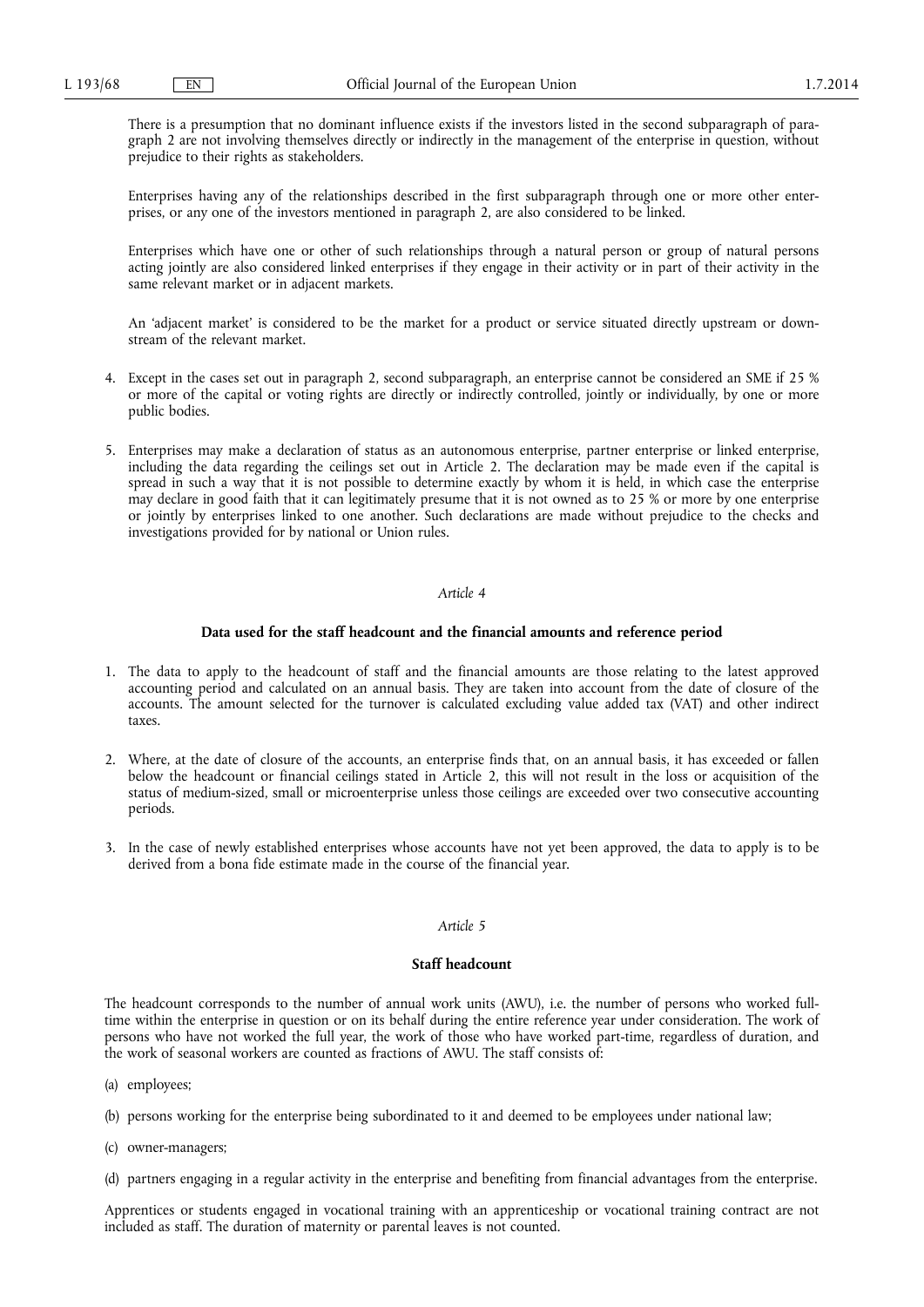There is a presumption that no dominant influence exists if the investors listed in the second subparagraph of paragraph 2 are not involving themselves directly or indirectly in the management of the enterprise in question, without prejudice to their rights as stakeholders.

Enterprises having any of the relationships described in the first subparagraph through one or more other enterprises, or any one of the investors mentioned in paragraph 2, are also considered to be linked.

Enterprises which have one or other of such relationships through a natural person or group of natural persons acting jointly are also considered linked enterprises if they engage in their activity or in part of their activity in the same relevant market or in adjacent markets.

An 'adjacent market' is considered to be the market for a product or service situated directly upstream or downstream of the relevant market.

4. Except in the cases set out in paragraph 2, second subparagraph, an enterprise cannot be considered an SME if 25 % or more of the capital or voting rights are directly or indirectly controlled, jointly or individually, by one or more public bodies.

5. Enterprises may make a declaration of status as an autonomous enterprise, partner enterprise or linked enterprise, including the data regarding the ceilings set out in Article 2. The declaration may be made even if the capital is spread in such a way that it is not possible to determine exactly by whom it is held, in which case the enterprise may declare in good faith that it can legitimately presume that it is not owned as to 25 % or more by one enterprise or jointly by enterprises linked to one another. Such declarations are made without prejudice to the checks and investigations provided for by national or Union rules.

*Article 4*

**Data used for the staff headcount and the financial amounts and reference period**

1. The data to apply to the headcount of staff and the financial amounts are those relating to the latest approved accounting period and calculated on an annual basis. They are taken into account from the date of closure of the accounts. The amount selected for the turnover is calculated excluding value added tax (VAT) and other indirect taxes.

2. Where, at the date of closure of the accounts, an enterprise finds that, on an annual basis, it has exceeded or fallen below the headcount or financial ceilings stated in Article 2, this will not result in the loss or acquisition of the status of medium-sized, small or microenterprise unless those ceilings are exceeded over two consecutive accounting periods.

3. In the case of newly established enterprises whose accounts have not yet been approved, the data to apply is to be derived from a bona fide estimate made in the course of the financial year.

*Article 5*

**Staff headcount**

The headcount corresponds to the number of annual work units (AWU), i.e. the number of persons who worked full-time within the enterprise in question or on its behalf during the entire reference year under consideration. The work of persons who have not worked the full year, the work of those who have worked part-time, regardless of duration, and the work of seasonal workers are counted as fractions of AWU. The staff consists of:

(a) employees;

(b) persons working for the enterprise being subordinated to it and deemed to be employees under national law;

(c) owner-managers;

(d) partners engaging in a regular activity in the enterprise and benefiting from financial advantages from the enterprise.

Apprentices or students engaged in vocational training with an apprenticeship or vocational training contract are not included as staff. The duration of maternity or parental leaves is not counted.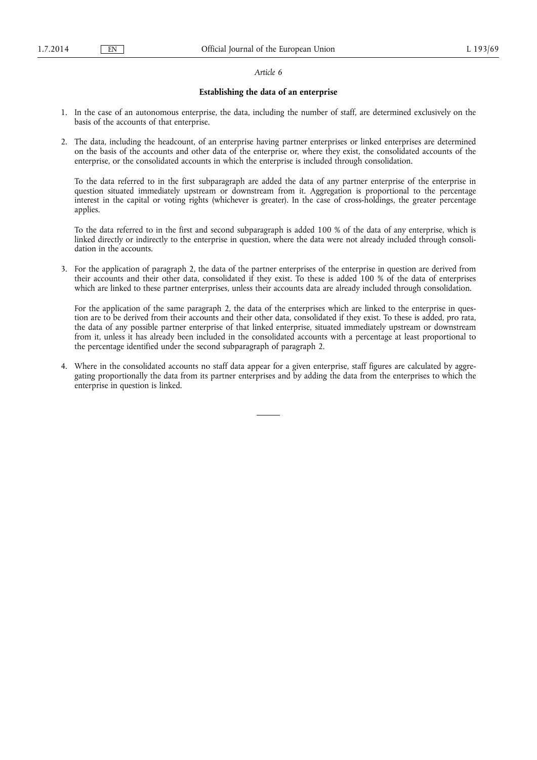*Article 6*

**Establishing the data of an enterprise**

1. In the case of an autonomous enterprise, the data, including the number of staff, are determined exclusively on the basis of the accounts of that enterprise.

2. The data, including the headcount, of an enterprise having partner enterprises or linked enterprises are determined on the basis of the accounts and other data of the enterprise or, where they exist, the consolidated accounts of the enterprise, or the consolidated accounts in which the enterprise is included through consolidation.

   To the data referred to in the first subparagraph are added the data of any partner enterprise of the enterprise in question situated immediately upstream or downstream from it. Aggregation is proportional to the percentage interest in the capital or voting rights (whichever is greater). In the case of cross-holdings, the greater percentage applies.

   To the data referred to in the first and second subparagraph is added 100 % of the data of any enterprise, which is linked directly or indirectly to the enterprise in question, where the data were not already included through consolidation in the accounts.

3. For the application of paragraph 2, the data of the partner enterprises of the enterprise in question are derived from their accounts and their other data, consolidated if they exist. To these is added 100 % of the data of enterprises which are linked to these partner enterprises, unless their accounts data are already included through consolidation.

   For the application of the same paragraph 2, the data of the enterprises which are linked to the enterprise in question are to be derived from their accounts and their other data, consolidated if they exist. To these is added, pro rata, the data of any possible partner enterprise of that linked enterprise, situated immediately upstream or downstream from it, unless it has already been included in the consolidated accounts with a percentage at least proportional to the percentage identified under the second subparagraph of paragraph 2.

4. Where in the consolidated accounts no staff data appear for a given enterprise, staff figures are calculated by aggregating proportionally the data from its partner enterprises and by adding the data from the enterprises to which the enterprise in question is linked.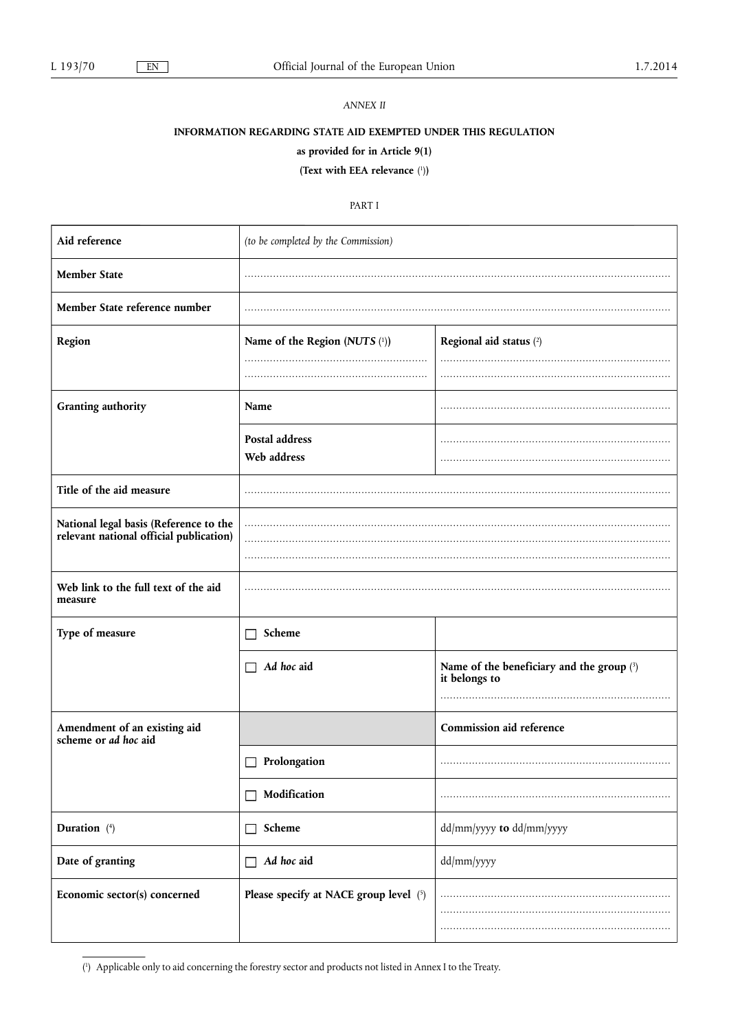*ANNEX II*

**INFORMATION REGARDING STATE AID EXEMPTED UNDER THIS REGULATION**

**as provided for in Article 9(1)**

**(Text with EEA relevance [1])**

PART I

| | | |
|---|---|---|
| **Aid reference** | *(to be completed by the Commission)* | |
| **Member State** | ……………………………………………………………… | |
| **Member State reference number** | ……………………………………………………………… | |
| **Region** | **Name of the Region (*NUTS* [1])**<br>……………………………………<br>…………………………………… | **Regional aid status** [2]<br>……………………………………<br>…………………………………… |
| **Granting authority** | **Name** | …………………………………… |
| | **Postal address**<br>**Web address** | ……………………………………<br>…………………………………… |
| **Title of the aid measure** | ……………………………………………………………… | |
| **National legal basis (Reference to the relevant national official publication)** | ………………………………………………………………<br>………………………………………………………………<br>……………………………………………………………… | |
| **Web link to the full text of the aid measure** | ……………………………………………………………… | |
| **Type of measure** | ☐ **Scheme** | |
| | ☐ ***Ad hoc* aid** | **Name of the beneficiary and the group** [3] **it belongs to**<br>…………………………………… |
| **Amendment of an existing aid scheme or *ad hoc* aid** | | **Commission aid reference** |
| | ☐ **Prolongation** | …………………………………… |
| | ☐ **Modification** | …………………………………… |
| **Duration** [4] | ☐ **Scheme** | dd/mm/yyyy **to** dd/mm/yyyy |
| **Date of granting** | ☐ ***Ad hoc* aid** | dd/mm/yyyy |
| **Economic sector(s) concerned** | **Please specify at NACE group level** [5] | ……………………………………<br>……………………………………<br>…………………………………… |

[1] Applicable only to aid concerning the forestry sector and products not listed in Annex I to the Treaty.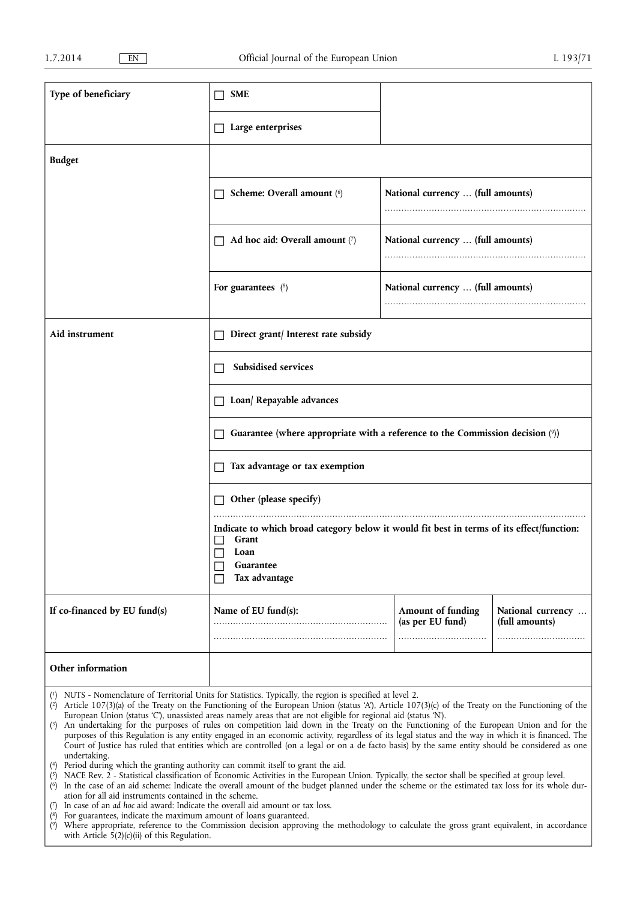| | | | |
|---|---|---|---|
| **Type of beneficiary** | ☐ **SME** | | |
| | ☐ **Large enterprises** | | |
| **Budget** | | | |
| | ☐ **Scheme: Overall amount** (6) | **National currency … (full amounts)** ………………………… | |
| | ☐ **Ad hoc aid: Overall amount** (7) | **National currency … (full amounts)** ………………………… | |
| | **For guarantees** (8) | **National currency … (full amounts)** ………………………… | |
| **Aid instrument** | ☐ **Direct grant/ Interest rate subsidy** | | |
| | ☐ **Subsidised services** | | |
| | ☐ **Loan/ Repayable advances** | | |
| | ☐ **Guarantee (where appropriate with a reference to the Commission decision** (9)**)** | | |
| | ☐ **Tax advantage or tax exemption** | | |
| | ☐ **Other (please specify)** ………………………… **Indicate to which broad category below it would fit best in terms of its effect/function:** ☐ **Grant** ☐ **Loan** ☐ **Guarantee** ☐ **Tax advantage** | | |
| **If co-financed by EU fund(s)** | **Name of EU fund(s):** ………………………… ………………………… | **Amount of funding (as per EU fund)** ………………… | **National currency … (full amounts)** ………………… |
| **Other information** | | | |

(1) NUTS - Nomenclature of Territorial Units for Statistics. Typically, the region is specified at level 2.
(2) Article 107(3)(a) of the Treaty on the Functioning of the European Union (status 'A'), Article 107(3)(c) of the Treaty on the Functioning of the European Union (status 'C'), unassisted areas namely areas that are not eligible for regional aid (status 'N').
(3) An undertaking for the purposes of rules on competition laid down in the Treaty on the Functioning of the European Union and for the purposes of this Regulation is any entity engaged in an economic activity, regardless of its legal status and the way in which it is financed. The Court of Justice has ruled that entities which are controlled (on a legal or on a de facto basis) by the same entity should be considered as one undertaking.
(4) Period during which the granting authority can commit itself to grant the aid.
(5) NACE Rev. 2 - Statistical classification of Economic Activities in the European Union. Typically, the sector shall be specified at group level.
(6) In the case of an aid scheme: Indicate the overall amount of the budget planned under the scheme or the estimated tax loss for its whole duration for all aid instruments contained in the scheme.
(7) In case of an *ad hoc* aid award: Indicate the overall aid amount or tax loss.
(8) For guarantees, indicate the maximum amount of loans guaranteed.
(9) Where appropriate, reference to the Commission decision approving the methodology to calculate the gross grant equivalent, in accordance with Article 5(2)(c)(ii) of this Regulation.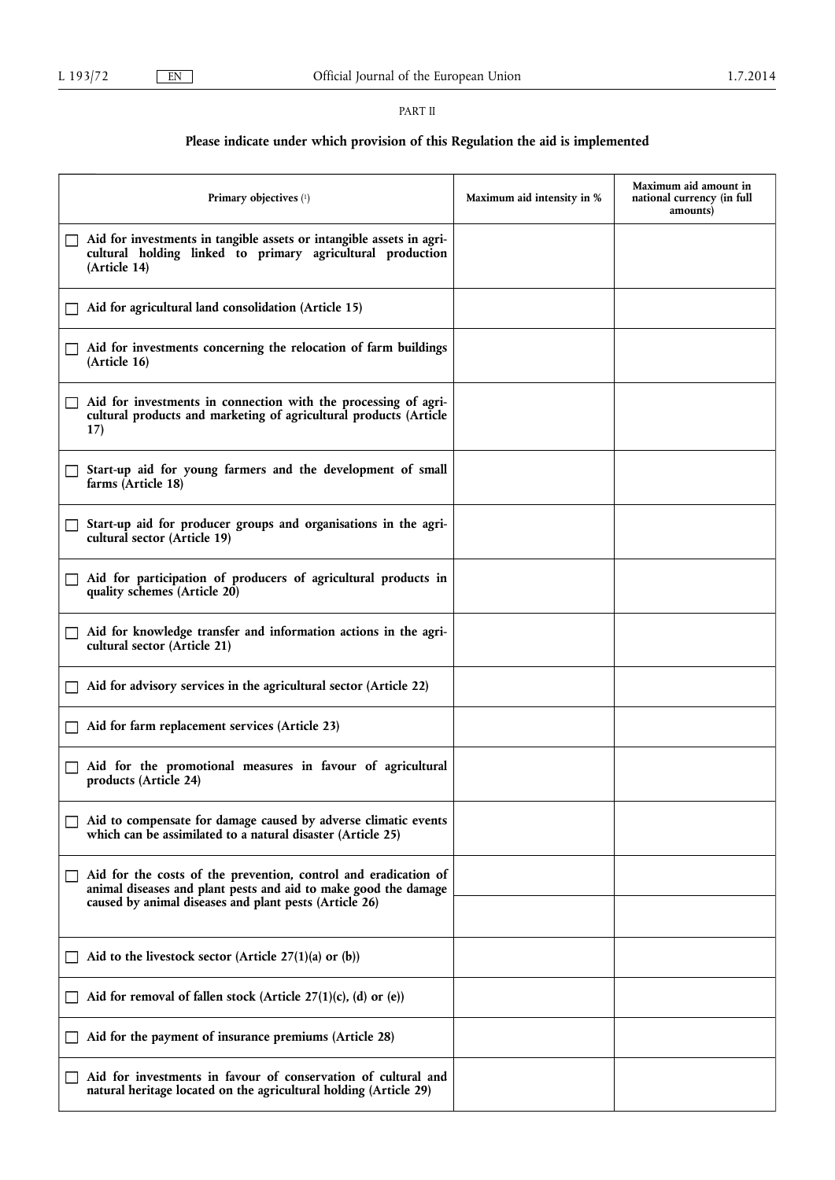PART II

**Please indicate under which provision of this Regulation the aid is implemented**

| Primary objectives [1] | Maximum aid intensity in % | Maximum aid amount in national currency (in full amounts) |
|---|---|---|
| ☐ Aid for investments in tangible assets or intangible assets in agricultural holding linked to primary agricultural production (Article 14) | | |
| ☐ Aid for agricultural land consolidation (Article 15) | | |
| ☐ Aid for investments concerning the relocation of farm buildings (Article 16) | | |
| ☐ Aid for investments in connection with the processing of agricultural products and marketing of agricultural products (Article 17) | | |
| ☐ Start-up aid for young farmers and the development of small farms (Article 18) | | |
| ☐ Start-up aid for producer groups and organisations in the agricultural sector (Article 19) | | |
| ☐ Aid for participation of producers of agricultural products in quality schemes (Article 20) | | |
| ☐ Aid for knowledge transfer and information actions in the agricultural sector (Article 21) | | |
| ☐ Aid for advisory services in the agricultural sector (Article 22) | | |
| ☐ Aid for farm replacement services (Article 23) | | |
| ☐ Aid for the promotional measures in favour of agricultural products (Article 24) | | |
| ☐ Aid to compensate for damage caused by adverse climatic events which can be assimilated to a natural disaster (Article 25) | | |
| ☐ Aid for the costs of the prevention, control and eradication of animal diseases and plant pests and aid to make good the damage caused by animal diseases and plant pests (Article 26) | | |
| | | |
| ☐ Aid to the livestock sector (Article 27(1)(a) or (b)) | | |
| ☐ Aid for removal of fallen stock (Article 27(1)(c), (d) or (e)) | | |
| ☐ Aid for the payment of insurance premiums (Article 28) | | |
| ☐ Aid for investments in favour of conservation of cultural and natural heritage located on the agricultural holding (Article 29) | | |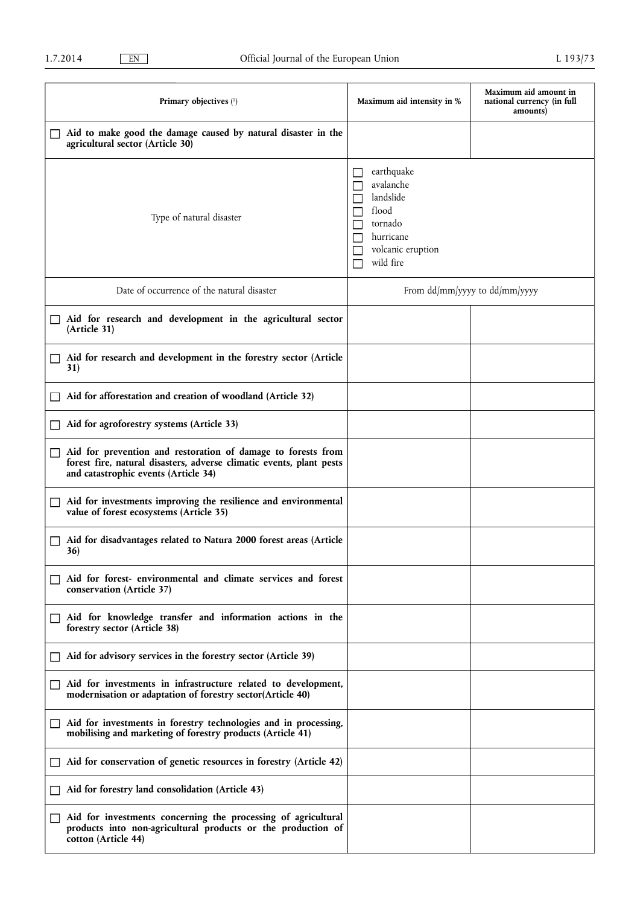| Primary objectives [1] | Maximum aid intensity in % | Maximum aid amount in national currency (in full amounts) |
|---|---|---|
| ☐ **Aid to make good the damage caused by natural disaster in the agricultural sector (Article 30)** | | |
| Type of natural disaster | ☐ earthquake<br>☐ avalanche<br>☐ landslide<br>☐ flood<br>☐ tornado<br>☐ hurricane<br>☐ volcanic eruption<br>☐ wild fire | |
| Date of occurrence of the natural disaster | From dd/mm/yyyy to dd/mm/yyyy | |
| ☐ **Aid for research and development in the agricultural sector (Article 31)** | | |
| ☐ **Aid for research and development in the forestry sector (Article 31)** | | |
| ☐ **Aid for afforestation and creation of woodland (Article 32)** | | |
| ☐ **Aid for agroforestry systems (Article 33)** | | |
| ☐ **Aid for prevention and restoration of damage to forests from forest fire, natural disasters, adverse climatic events, plant pests and catastrophic events (Article 34)** | | |
| ☐ **Aid for investments improving the resilience and environmental value of forest ecosystems (Article 35)** | | |
| ☐ **Aid for disadvantages related to Natura 2000 forest areas (Article 36)** | | |
| ☐ **Aid for forest- environmental and climate services and forest conservation (Article 37)** | | |
| ☐ **Aid for knowledge transfer and information actions in the forestry sector (Article 38)** | | |
| ☐ **Aid for advisory services in the forestry sector (Article 39)** | | |
| ☐ **Aid for investments in infrastructure related to development, modernisation or adaptation of forestry sector(Article 40)** | | |
| ☐ **Aid for investments in forestry technologies and in processing, mobilising and marketing of forestry products (Article 41)** | | |
| ☐ **Aid for conservation of genetic resources in forestry (Article 42)** | | |
| ☐ **Aid for forestry land consolidation (Article 43)** | | |
| ☐ **Aid for investments concerning the processing of agricultural products into non-agricultural products or the production of cotton (Article 44)** | | |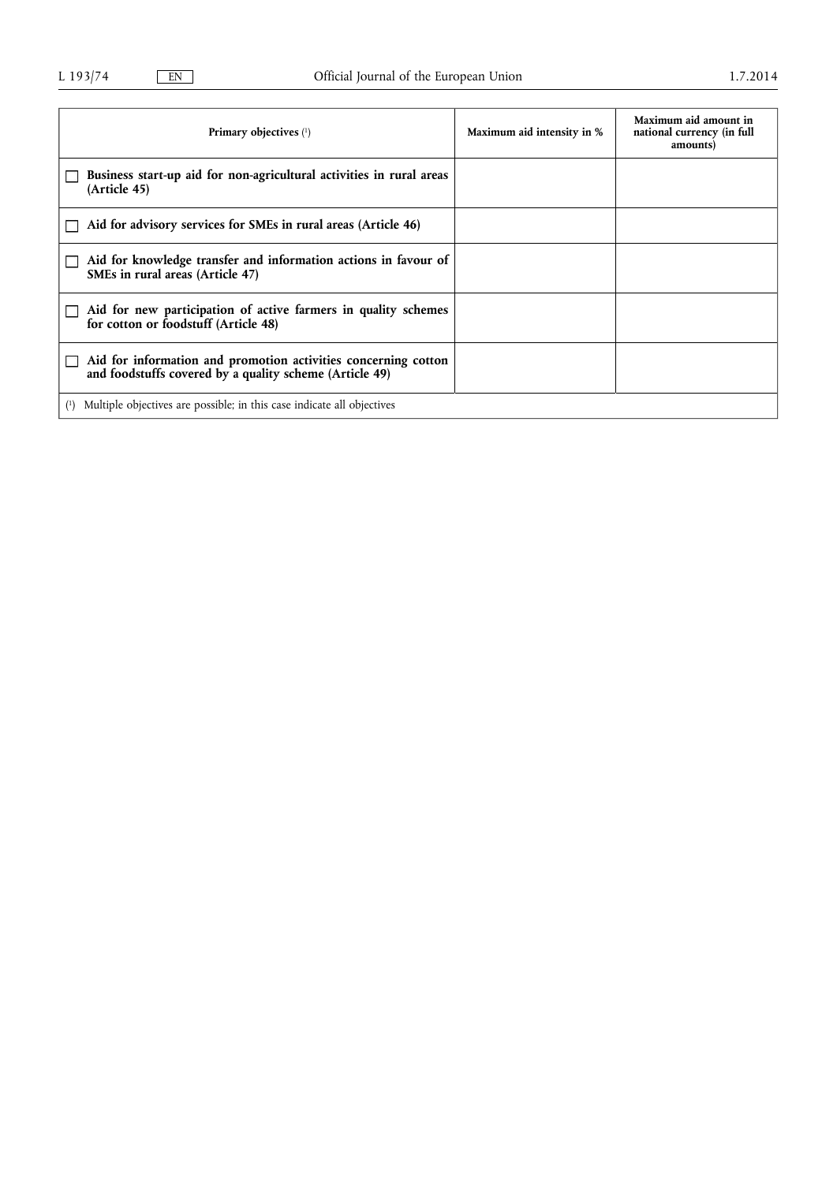| Primary objectives [1] | Maximum aid intensity in % | Maximum aid amount in national currency (in full amounts) |
|---|---|---|
| ☐ **Business start-up aid for non-agricultural activities in rural areas (Article 45)** | | |
| ☐ **Aid for advisory services for SMEs in rural areas (Article 46)** | | |
| ☐ **Aid for knowledge transfer and information actions in favour of SMEs in rural areas (Article 47)** | | |
| ☐ **Aid for new participation of active farmers in quality schemes for cotton or foodstuff (Article 48)** | | |
| ☐ **Aid for information and promotion activities concerning cotton and foodstuffs covered by a quality scheme (Article 49)** | | |

(1) Multiple objectives are possible; in this case indicate all objectives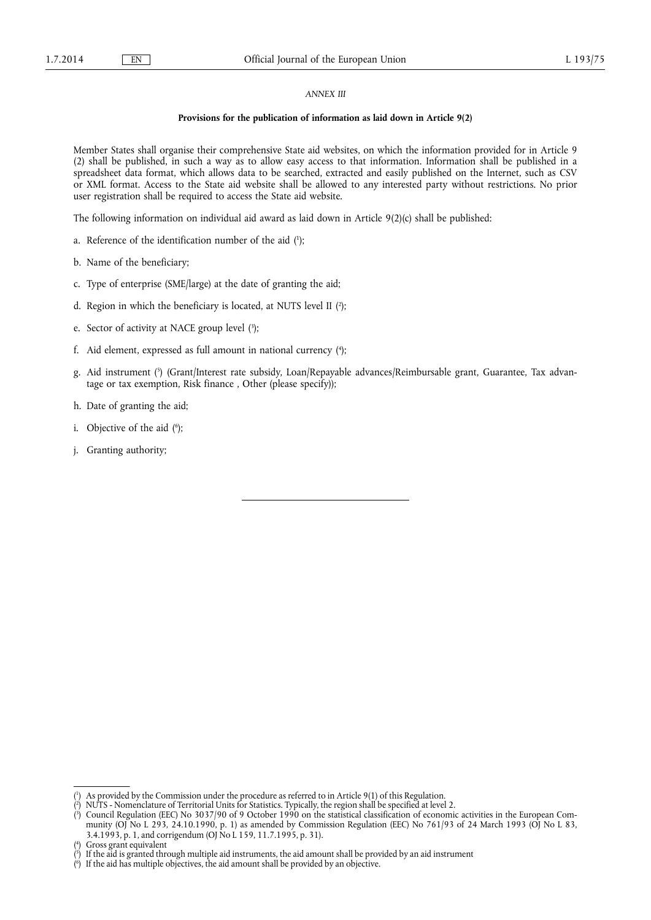*ANNEX III*

**Provisions for the publication of information as laid down in Article 9(2)**

Member States shall organise their comprehensive State aid websites, on which the information provided for in Article 9 (2) shall be published, in such a way as to allow easy access to that information. Information shall be published in a spreadsheet data format, which allows data to be searched, extracted and easily published on the Internet, such as CSV or XML format. Access to the State aid website shall be allowed to any interested party without restrictions. No prior user registration shall be required to access the State aid website.

The following information on individual aid award as laid down in Article 9(2)(c) shall be published:

a. Reference of the identification number of the aid [1];

b. Name of the beneficiary;

c. Type of enterprise (SME/large) at the date of granting the aid;

d. Region in which the beneficiary is located, at NUTS level II [2];

e. Sector of activity at NACE group level [3];

f. Aid element, expressed as full amount in national currency [4];

g. Aid instrument [5] (Grant/Interest rate subsidy, Loan/Repayable advances/Reimbursable grant, Guarantee, Tax advantage or tax exemption, Risk finance , Other (please specify));

h. Date of granting the aid;

i. Objective of the aid [6];

j. Granting authority;

---

[1] As provided by the Commission under the procedure as referred to in Article 9(1) of this Regulation.

[2] NUTS - Nomenclature of Territorial Units for Statistics. Typically, the region shall be specified at level 2.

[3] Council Regulation (EEC) No 3037/90 of 9 October 1990 on the statistical classification of economic activities in the European Community (OJ No L 293, 24.10.1990, p. 1) as amended by Commission Regulation (EEC) No 761/93 of 24 March 1993 (OJ No L 83, 3.4.1993, p. 1, and corrigendum (OJ No L 159, 11.7.1995, p. 31).

[4] Gross grant equivalent

[5] If the aid is granted through multiple aid instruments, the aid amount shall be provided by an aid instrument

[6] If the aid has multiple objectives, the aid amount shall be provided by an objective.